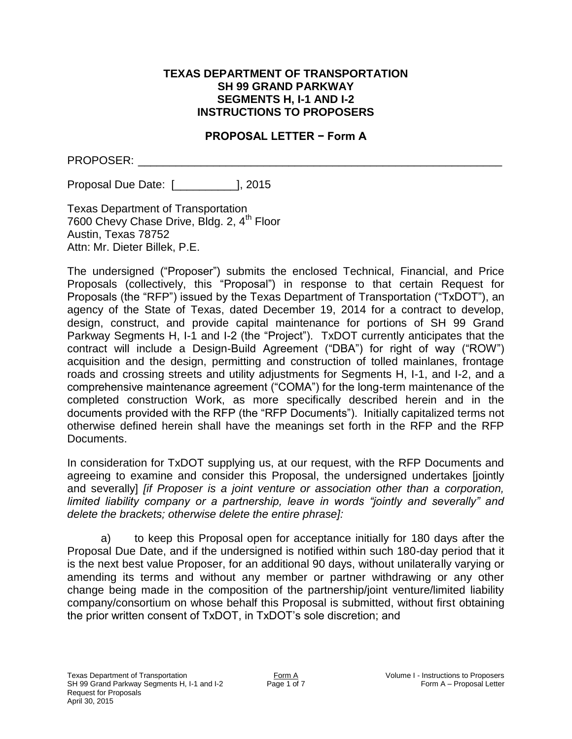**TEXAS DEPARTMENT OF TRANSPORTATION**
**SH 99 GRAND PARKWAY**
**SEGMENTS H, I-1 AND I-2**
**INSTRUCTIONS TO PROPOSERS**

**PROPOSAL LETTER − Form A**

PROPOSER: ____________________________________________________________

Proposal Due Date: [__________], 2015

Texas Department of Transportation
7600 Chevy Chase Drive, Bldg. 2, 4th Floor
Austin, Texas 78752
Attn: Mr. Dieter Billek, P.E.

The undersigned ("Proposer") submits the enclosed Technical, Financial, and Price Proposals (collectively, this "Proposal") in response to that certain Request for Proposals (the "RFP") issued by the Texas Department of Transportation ("TxDOT"), an agency of the State of Texas, dated December 19, 2014 for a contract to develop, design, construct, and provide capital maintenance for portions of SH 99 Grand Parkway Segments H, I-1 and I-2 (the "Project"). TxDOT currently anticipates that the contract will include a Design-Build Agreement ("DBA") for right of way ("ROW") acquisition and the design, permitting and construction of tolled mainlanes, frontage roads and crossing streets and utility adjustments for Segments H, I-1, and I-2, and a comprehensive maintenance agreement ("COMA") for the long-term maintenance of the completed construction Work, as more specifically described herein and in the documents provided with the RFP (the "RFP Documents"). Initially capitalized terms not otherwise defined herein shall have the meanings set forth in the RFP and the RFP Documents.

In consideration for TxDOT supplying us, at our request, with the RFP Documents and agreeing to examine and consider this Proposal, the undersigned undertakes [jointly and severally] *[if Proposer is a joint venture or association other than a corporation, limited liability company or a partnership, leave in words "jointly and severally" and delete the brackets; otherwise delete the entire phrase]:*

a) to keep this Proposal open for acceptance initially for 180 days after the Proposal Due Date, and if the undersigned is notified within such 180-day period that it is the next best value Proposer, for an additional 90 days, without unilaterally varying or amending its terms and without any member or partner withdrawing or any other change being made in the composition of the partnership/joint venture/limited liability company/consortium on whose behalf this Proposal is submitted, without first obtaining the prior written consent of TxDOT, in TxDOT's sole discretion; and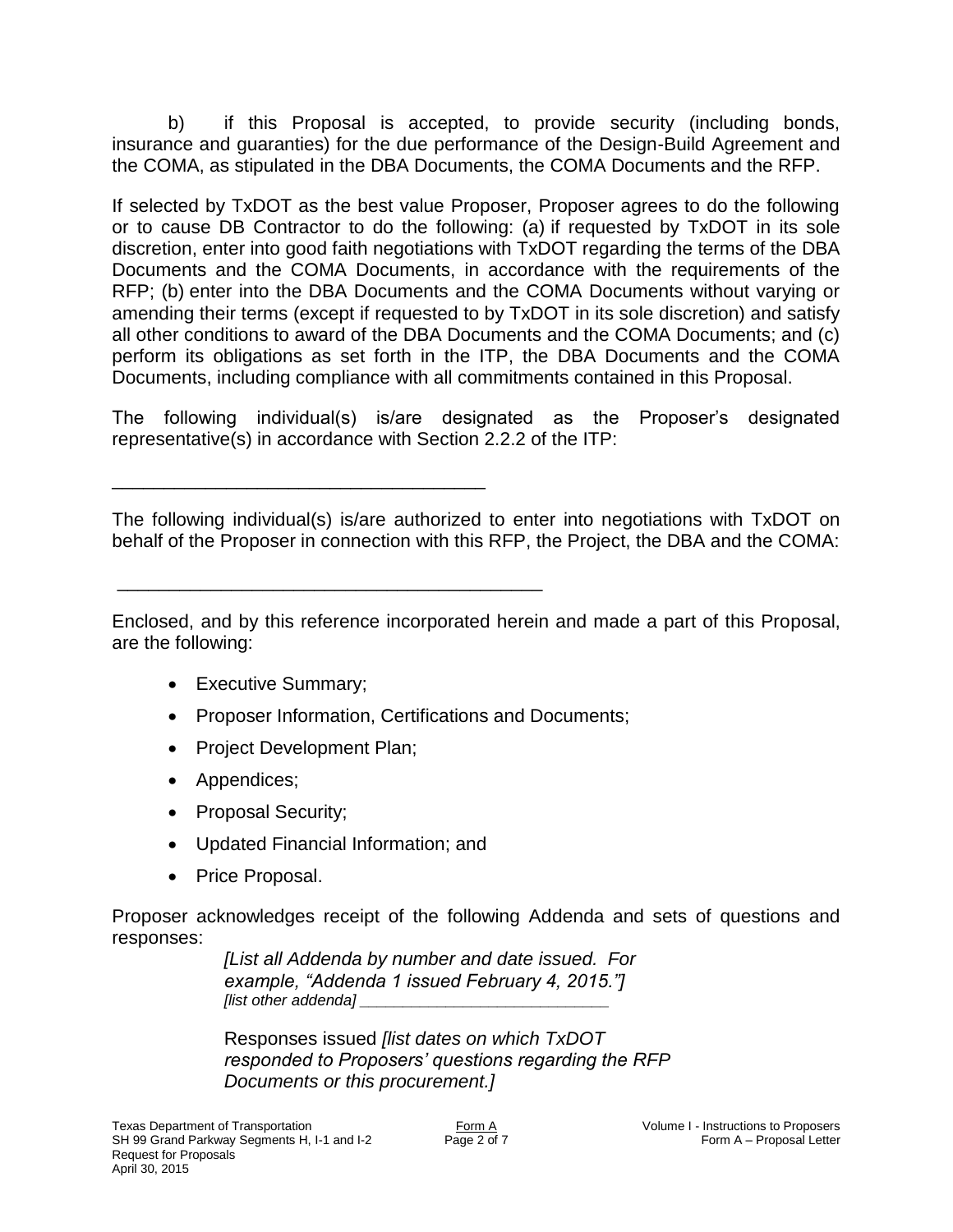b) if this Proposal is accepted, to provide security (including bonds, insurance and guaranties) for the due performance of the Design-Build Agreement and the COMA, as stipulated in the DBA Documents, the COMA Documents and the RFP.

If selected by TxDOT as the best value Proposer, Proposer agrees to do the following or to cause DB Contractor to do the following: (a) if requested by TxDOT in its sole discretion, enter into good faith negotiations with TxDOT regarding the terms of the DBA Documents and the COMA Documents, in accordance with the requirements of the RFP; (b) enter into the DBA Documents and the COMA Documents without varying or amending their terms (except if requested to by TxDOT in its sole discretion) and satisfy all other conditions to award of the DBA Documents and the COMA Documents; and (c) perform its obligations as set forth in the ITP, the DBA Documents and the COMA Documents, including compliance with all commitments contained in this Proposal.

The following individual(s) is/are designated as the Proposer's designated representative(s) in accordance with Section 2.2.2 of the ITP:

___________________________________

The following individual(s) is/are authorized to enter into negotiations with TxDOT on behalf of the Proposer in connection with this RFP, the Project, the DBA and the COMA:

________________________________________

Enclosed, and by this reference incorporated herein and made a part of this Proposal, are the following:

- Executive Summary;
- Proposer Information, Certifications and Documents;
- Project Development Plan;
- Appendices;
- Proposal Security;
- Updated Financial Information; and
- Price Proposal.

Proposer acknowledges receipt of the following Addenda and sets of questions and responses:

*[List all Addenda by number and date issued. For example, "Addenda 1 issued February 4, 2015."]*
*[list other addenda] ____________________________*

Responses issued *[list dates on which TxDOT responded to Proposers' questions regarding the RFP Documents or this procurement.]*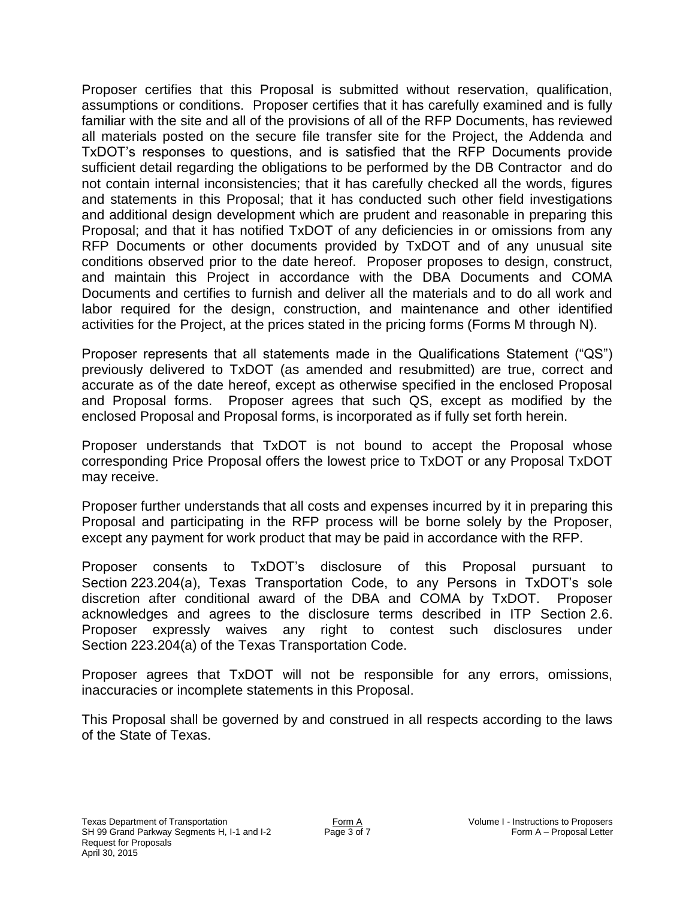Proposer certifies that this Proposal is submitted without reservation, qualification, assumptions or conditions. Proposer certifies that it has carefully examined and is fully familiar with the site and all of the provisions of all of the RFP Documents, has reviewed all materials posted on the secure file transfer site for the Project, the Addenda and TxDOT's responses to questions, and is satisfied that the RFP Documents provide sufficient detail regarding the obligations to be performed by the DB Contractor and do not contain internal inconsistencies; that it has carefully checked all the words, figures and statements in this Proposal; that it has conducted such other field investigations and additional design development which are prudent and reasonable in preparing this Proposal; and that it has notified TxDOT of any deficiencies in or omissions from any RFP Documents or other documents provided by TxDOT and of any unusual site conditions observed prior to the date hereof. Proposer proposes to design, construct, and maintain this Project in accordance with the DBA Documents and COMA Documents and certifies to furnish and deliver all the materials and to do all work and labor required for the design, construction, and maintenance and other identified activities for the Project, at the prices stated in the pricing forms (Forms M through N).

Proposer represents that all statements made in the Qualifications Statement ("QS") previously delivered to TxDOT (as amended and resubmitted) are true, correct and accurate as of the date hereof, except as otherwise specified in the enclosed Proposal and Proposal forms. Proposer agrees that such QS, except as modified by the enclosed Proposal and Proposal forms, is incorporated as if fully set forth herein.

Proposer understands that TxDOT is not bound to accept the Proposal whose corresponding Price Proposal offers the lowest price to TxDOT or any Proposal TxDOT may receive.

Proposer further understands that all costs and expenses incurred by it in preparing this Proposal and participating in the RFP process will be borne solely by the Proposer, except any payment for work product that may be paid in accordance with the RFP.

Proposer consents to TxDOT's disclosure of this Proposal pursuant to Section 223.204(a), Texas Transportation Code, to any Persons in TxDOT's sole discretion after conditional award of the DBA and COMA by TxDOT. Proposer acknowledges and agrees to the disclosure terms described in ITP Section 2.6. Proposer expressly waives any right to contest such disclosures under Section 223.204(a) of the Texas Transportation Code.

Proposer agrees that TxDOT will not be responsible for any errors, omissions, inaccuracies or incomplete statements in this Proposal.

This Proposal shall be governed by and construed in all respects according to the laws of the State of Texas.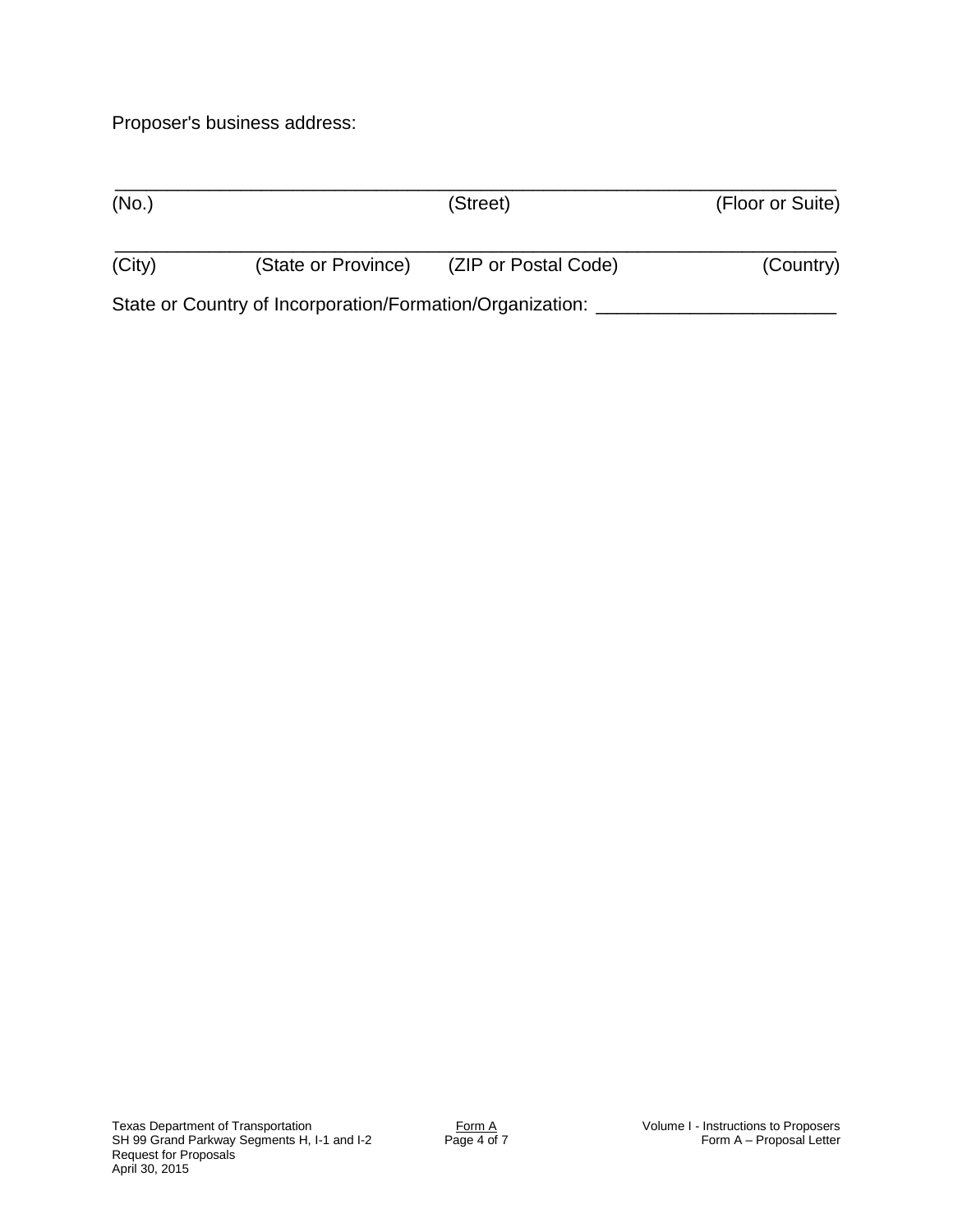Proposer's business address:

\_\_\_\_\_\_\_\_\_\_\_\_\_\_\_\_\_\_\_\_\_\_\_\_\_\_\_\_\_\_\_\_\_\_\_\_\_\_\_\_\_\_\_\_\_\_\_\_\_\_\_\_\_\_\_\_\_\_\_\_\_\_

(No.) (Street) (Floor or Suite)

\_\_\_\_\_\_\_\_\_\_\_\_\_\_\_\_\_\_\_\_\_\_\_\_\_\_\_\_\_\_\_\_\_\_\_\_\_\_\_\_\_\_\_\_\_\_\_\_\_\_\_\_\_\_\_\_\_\_\_\_\_\_

(City) (State or Province) (ZIP or Postal Code) (Country)

State or Country of Incorporation/Formation/Organization: \_\_\_\_\_\_\_\_\_\_\_\_\_\_\_\_\_\_\_\_\_\_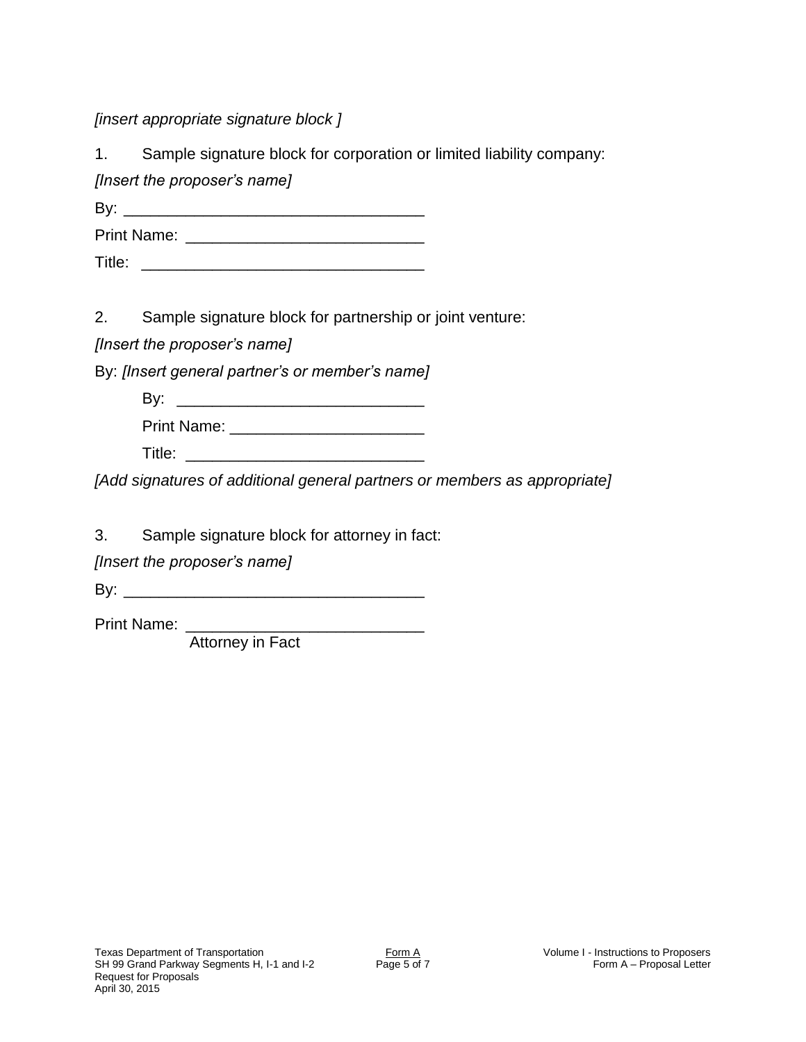*[insert appropriate signature block ]*

1. Sample signature block for corporation or limited liability company:

*[Insert the proposer's name]*

By: ________________________________

Print Name: __________________________

Title: _______________________________

2. Sample signature block for partnership or joint venture:

*[Insert the proposer's name]*

By: *[Insert general partner's or member's name]*

By: ___________________________

Print Name: _____________________

Title: ___________________________

*[Add signatures of additional general partners or members as appropriate]*

3. Sample signature block for attorney in fact:

*[Insert the proposer's name]*

By: ________________________________

Print Name: __________________________
Attorney in Fact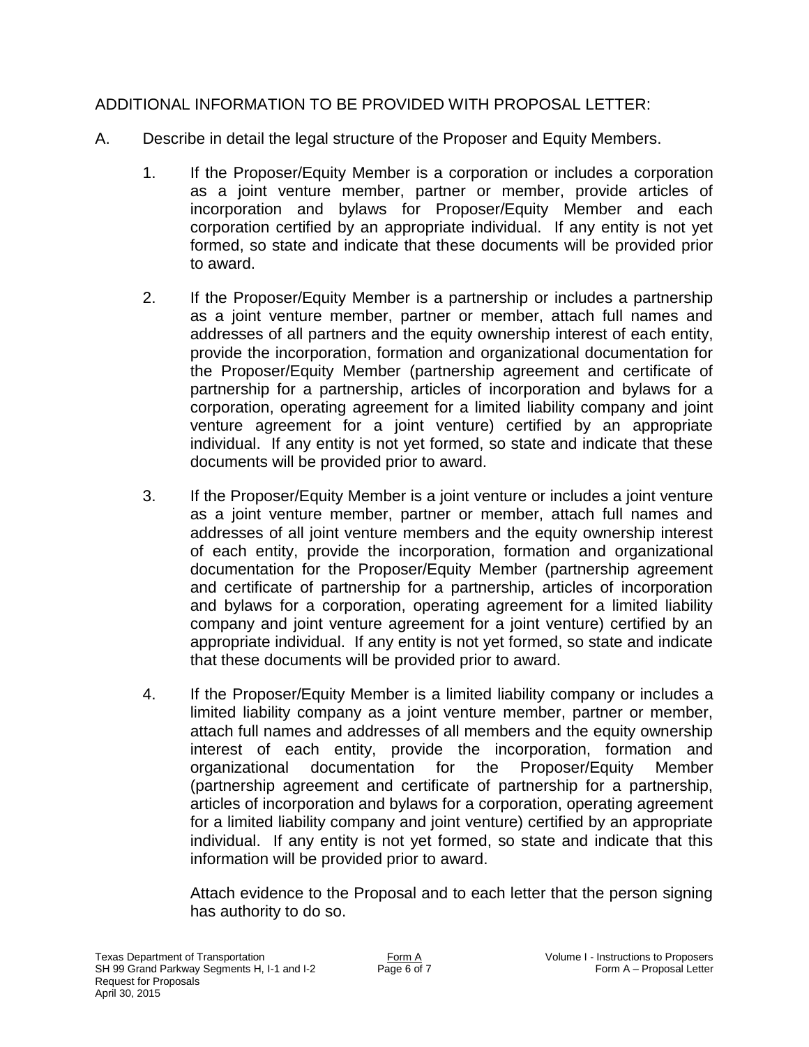ADDITIONAL INFORMATION TO BE PROVIDED WITH PROPOSAL LETTER:

A. Describe in detail the legal structure of the Proposer and Equity Members.

1. If the Proposer/Equity Member is a corporation or includes a corporation as a joint venture member, partner or member, provide articles of incorporation and bylaws for Proposer/Equity Member and each corporation certified by an appropriate individual. If any entity is not yet formed, so state and indicate that these documents will be provided prior to award.

2. If the Proposer/Equity Member is a partnership or includes a partnership as a joint venture member, partner or member, attach full names and addresses of all partners and the equity ownership interest of each entity, provide the incorporation, formation and organizational documentation for the Proposer/Equity Member (partnership agreement and certificate of partnership for a partnership, articles of incorporation and bylaws for a corporation, operating agreement for a limited liability company and joint venture agreement for a joint venture) certified by an appropriate individual. If any entity is not yet formed, so state and indicate that these documents will be provided prior to award.

3. If the Proposer/Equity Member is a joint venture or includes a joint venture as a joint venture member, partner or member, attach full names and addresses of all joint venture members and the equity ownership interest of each entity, provide the incorporation, formation and organizational documentation for the Proposer/Equity Member (partnership agreement and certificate of partnership for a partnership, articles of incorporation and bylaws for a corporation, operating agreement for a limited liability company and joint venture agreement for a joint venture) certified by an appropriate individual. If any entity is not yet formed, so state and indicate that these documents will be provided prior to award.

4. If the Proposer/Equity Member is a limited liability company or includes a limited liability company as a joint venture member, partner or member, attach full names and addresses of all members and the equity ownership interest of each entity, provide the incorporation, formation and organizational documentation for the Proposer/Equity Member (partnership agreement and certificate of partnership for a partnership, articles of incorporation and bylaws for a corporation, operating agreement for a limited liability company and joint venture) certified by an appropriate individual. If any entity is not yet formed, so state and indicate that this information will be provided prior to award.

   Attach evidence to the Proposal and to each letter that the person signing has authority to do so.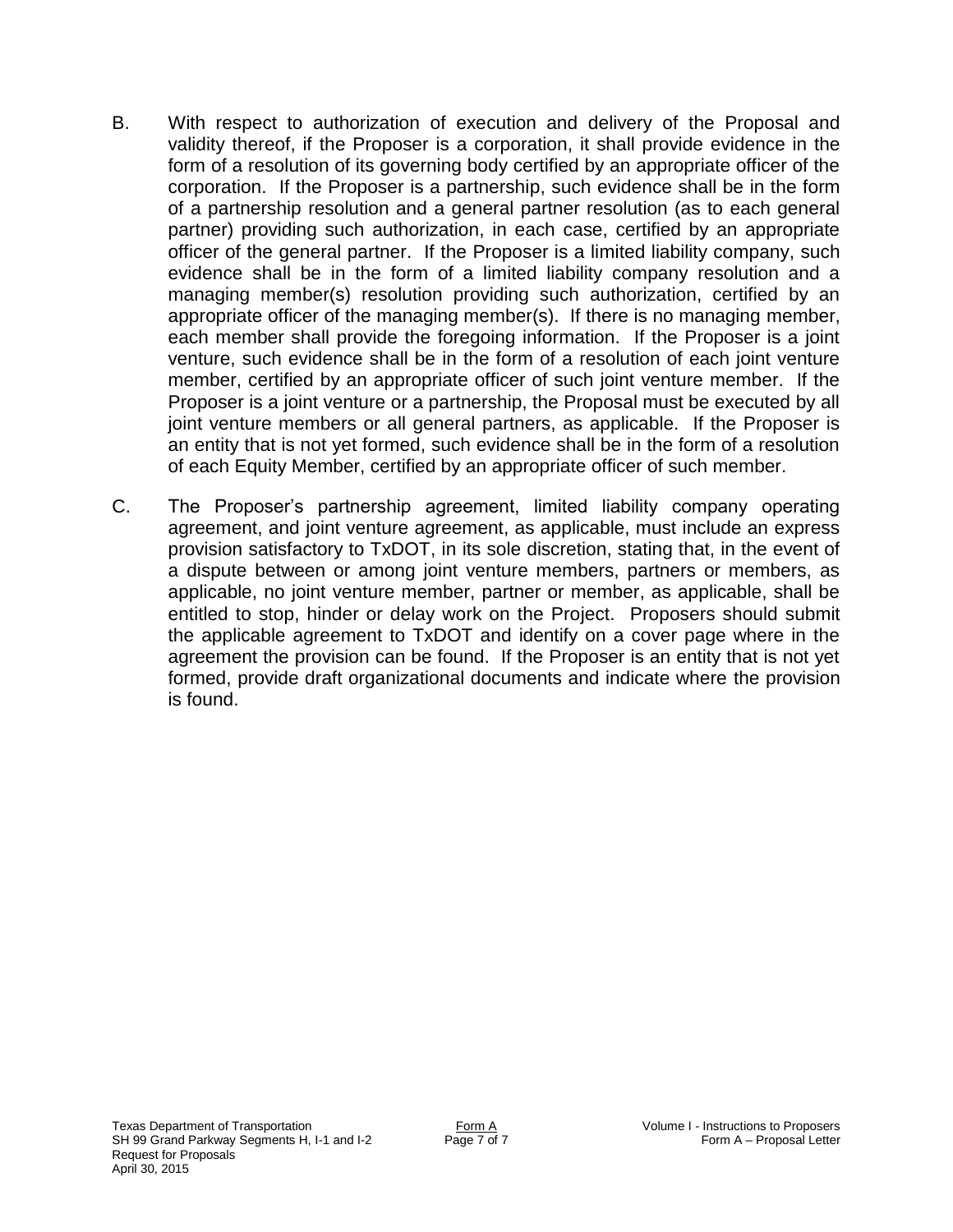B. With respect to authorization of execution and delivery of the Proposal and validity thereof, if the Proposer is a corporation, it shall provide evidence in the form of a resolution of its governing body certified by an appropriate officer of the corporation. If the Proposer is a partnership, such evidence shall be in the form of a partnership resolution and a general partner resolution (as to each general partner) providing such authorization, in each case, certified by an appropriate officer of the general partner. If the Proposer is a limited liability company, such evidence shall be in the form of a limited liability company resolution and a managing member(s) resolution providing such authorization, certified by an appropriate officer of the managing member(s). If there is no managing member, each member shall provide the foregoing information. If the Proposer is a joint venture, such evidence shall be in the form of a resolution of each joint venture member, certified by an appropriate officer of such joint venture member. If the Proposer is a joint venture or a partnership, the Proposal must be executed by all joint venture members or all general partners, as applicable. If the Proposer is an entity that is not yet formed, such evidence shall be in the form of a resolution of each Equity Member, certified by an appropriate officer of such member.

C. The Proposer's partnership agreement, limited liability company operating agreement, and joint venture agreement, as applicable, must include an express provision satisfactory to TxDOT, in its sole discretion, stating that, in the event of a dispute between or among joint venture members, partners or members, as applicable, no joint venture member, partner or member, as applicable, shall be entitled to stop, hinder or delay work on the Project. Proposers should submit the applicable agreement to TxDOT and identify on a cover page where in the agreement the provision can be found. If the Proposer is an entity that is not yet formed, provide draft organizational documents and indicate where the provision is found.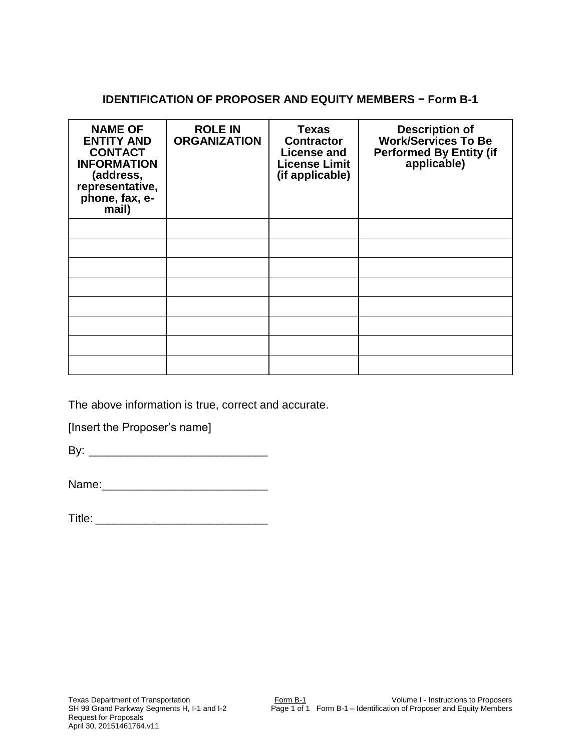## IDENTIFICATION OF PROPOSER AND EQUITY MEMBERS – Form B-1

| NAME OF ENTITY AND CONTACT INFORMATION (address, representative, phone, fax, e-mail) | ROLE IN ORGANIZATION | Texas Contractor License and License Limit (if applicable) | Description of Work/Services To Be Performed By Entity (if applicable) |
|---|---|---|---|
| | | | |
| | | | |
| | | | |
| | | | |
| | | | |
| | | | |
| | | | |
| | | | |

The above information is true, correct and accurate.

[Insert the Proposer's name]

By: ____________________________

Name:__________________________

Title: ___________________________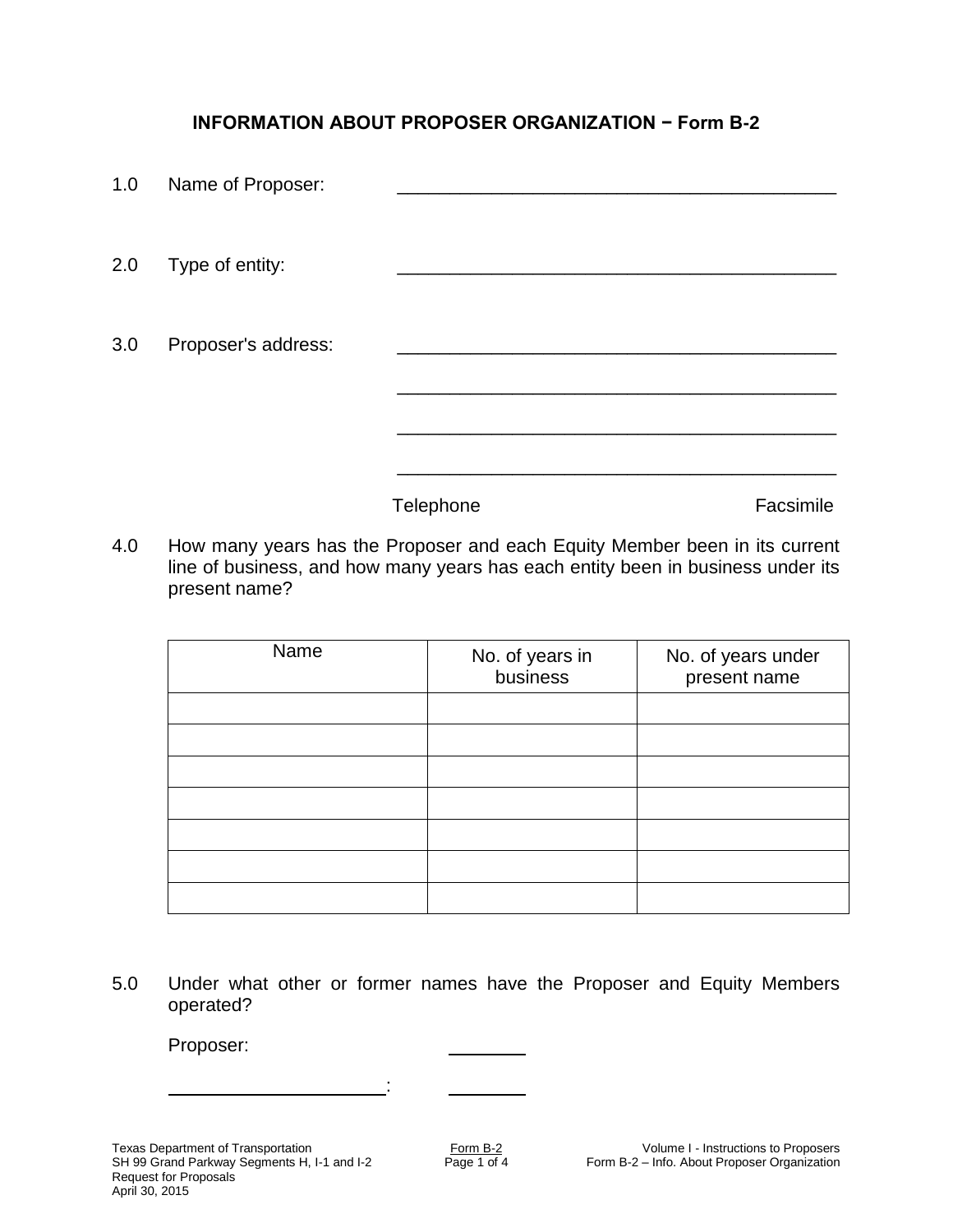## INFORMATION ABOUT PROPOSER ORGANIZATION − Form B-2

1.0 Name of Proposer: ___________________________________________

2.0 Type of entity: ___________________________________________

3.0 Proposer's address: ___________________________________________

___________________________________________

___________________________________________

___________________________________________

Telephone Facsimile

4.0 How many years has the Proposer and each Equity Member been in its current line of business, and how many years has each entity been in business under its present name?

| Name | No. of years in business | No. of years under present name |
|---|---|---|
| | | |
| | | |
| | | |
| | | |
| | | |
| | | |
| | | |

5.0 Under what other or former names have the Proposer and Equity Members operated?

Proposer: ________

______________________: ________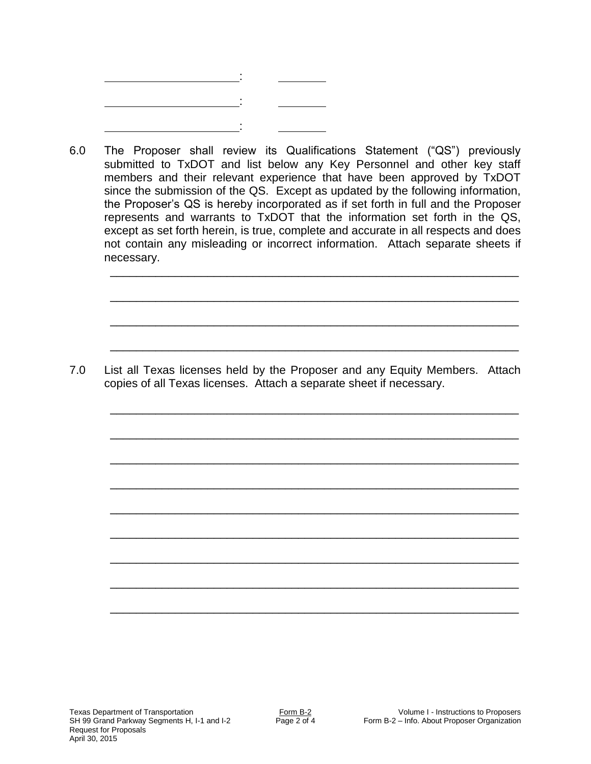______________________:        ________

______________________:        ________

______________________:        ________

6.0 The Proposer shall review its Qualifications Statement ("QS") previously submitted to TxDOT and list below any Key Personnel and other key staff members and their relevant experience that have been approved by TxDOT since the submission of the QS. Except as updated by the following information, the Proposer's QS is hereby incorporated as if set forth in full and the Proposer represents and warrants to TxDOT that the information set forth in the QS, except as set forth herein, is true, complete and accurate in all respects and does not contain any misleading or incorrect information. Attach separate sheets if necessary.

_______________________________________________________________

_______________________________________________________________

_______________________________________________________________

_______________________________________________________________

7.0 List all Texas licenses held by the Proposer and any Equity Members. Attach copies of all Texas licenses. Attach a separate sheet if necessary.

_______________________________________________________________

_______________________________________________________________

_______________________________________________________________

_______________________________________________________________

_______________________________________________________________

_______________________________________________________________

_______________________________________________________________

_______________________________________________________________

_______________________________________________________________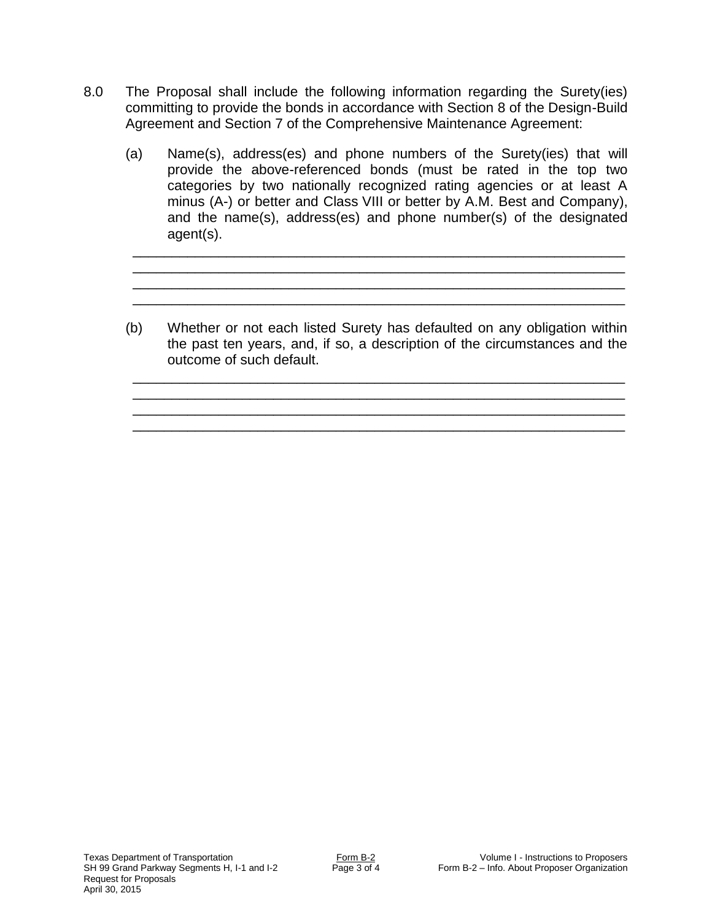8.0 The Proposal shall include the following information regarding the Surety(ies) committing to provide the bonds in accordance with Section 8 of the Design-Build Agreement and Section 7 of the Comprehensive Maintenance Agreement:

(a) Name(s), address(es) and phone numbers of the Surety(ies) that will provide the above-referenced bonds (must be rated in the top two categories by two nationally recognized rating agencies or at least A minus (A-) or better and Class VIII or better by A.M. Best and Company), and the name(s), address(es) and phone number(s) of the designated agent(s).

\_\_\_\_\_\_\_\_\_\_\_\_\_\_\_\_\_\_\_\_\_\_\_\_\_\_\_\_\_\_\_\_\_\_\_\_\_\_\_\_\_\_\_\_\_\_\_\_\_\_\_\_\_\_\_\_\_\_\_\_\_\_\_\_
\_\_\_\_\_\_\_\_\_\_\_\_\_\_\_\_\_\_\_\_\_\_\_\_\_\_\_\_\_\_\_\_\_\_\_\_\_\_\_\_\_\_\_\_\_\_\_\_\_\_\_\_\_\_\_\_\_\_\_\_\_\_\_\_
\_\_\_\_\_\_\_\_\_\_\_\_\_\_\_\_\_\_\_\_\_\_\_\_\_\_\_\_\_\_\_\_\_\_\_\_\_\_\_\_\_\_\_\_\_\_\_\_\_\_\_\_\_\_\_\_\_\_\_\_\_\_\_\_
\_\_\_\_\_\_\_\_\_\_\_\_\_\_\_\_\_\_\_\_\_\_\_\_\_\_\_\_\_\_\_\_\_\_\_\_\_\_\_\_\_\_\_\_\_\_\_\_\_\_\_\_\_\_\_\_\_\_\_\_\_\_\_\_

(b) Whether or not each listed Surety has defaulted on any obligation within the past ten years, and, if so, a description of the circumstances and the outcome of such default.

\_\_\_\_\_\_\_\_\_\_\_\_\_\_\_\_\_\_\_\_\_\_\_\_\_\_\_\_\_\_\_\_\_\_\_\_\_\_\_\_\_\_\_\_\_\_\_\_\_\_\_\_\_\_\_\_\_\_\_\_\_\_\_\_
\_\_\_\_\_\_\_\_\_\_\_\_\_\_\_\_\_\_\_\_\_\_\_\_\_\_\_\_\_\_\_\_\_\_\_\_\_\_\_\_\_\_\_\_\_\_\_\_\_\_\_\_\_\_\_\_\_\_\_\_\_\_\_\_
\_\_\_\_\_\_\_\_\_\_\_\_\_\_\_\_\_\_\_\_\_\_\_\_\_\_\_\_\_\_\_\_\_\_\_\_\_\_\_\_\_\_\_\_\_\_\_\_\_\_\_\_\_\_\_\_\_\_\_\_\_\_\_\_
\_\_\_\_\_\_\_\_\_\_\_\_\_\_\_\_\_\_\_\_\_\_\_\_\_\_\_\_\_\_\_\_\_\_\_\_\_\_\_\_\_\_\_\_\_\_\_\_\_\_\_\_\_\_\_\_\_\_\_\_\_\_\_\_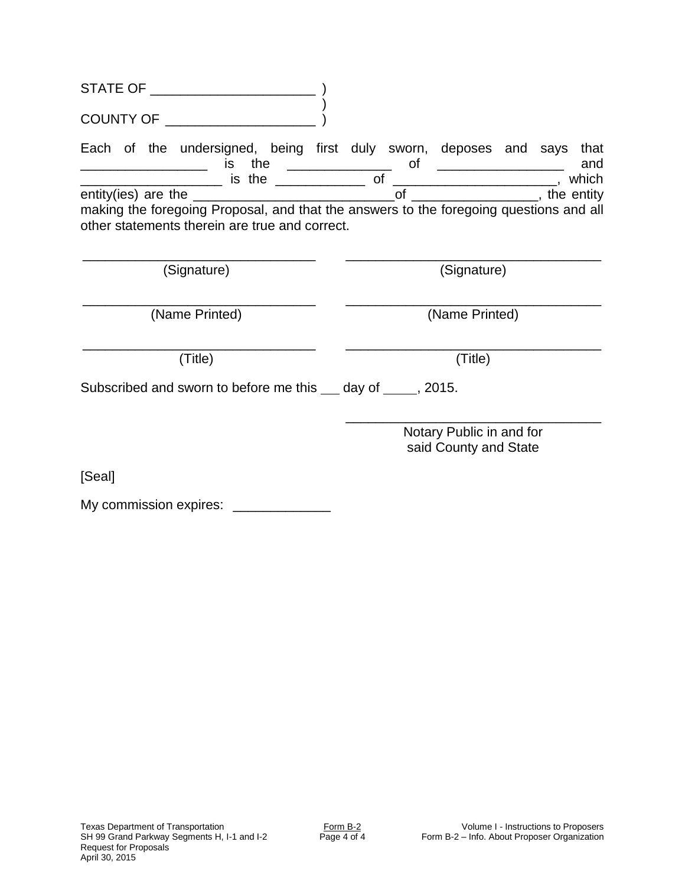STATE OF ______________________ )
)
COUNTY OF ____________________ )

Each of the undersigned, being first duly sworn, deposes and says that _________________ is the ______________ of _________________ and ___________________ is the ____________ of ______________________, which entity(ies) are the ___________________________of _________________, the entity making the foregoing Proposal, and that the answers to the foregoing questions and all other statements therein are true and correct.

| | |
|---|---|
| ________________________________ | ___________________________________ |
| (Signature) | (Signature) |
| ________________________________ | ___________________________________ |
| (Name Printed) | (Name Printed) |
| ________________________________ | ___________________________________ |
| (Title) | (Title) |

Subscribed and sworn to before me this ___ day of _____, 2015.

___________________________________
Notary Public in and for
said County and State

[Seal]

My commission expires: _____________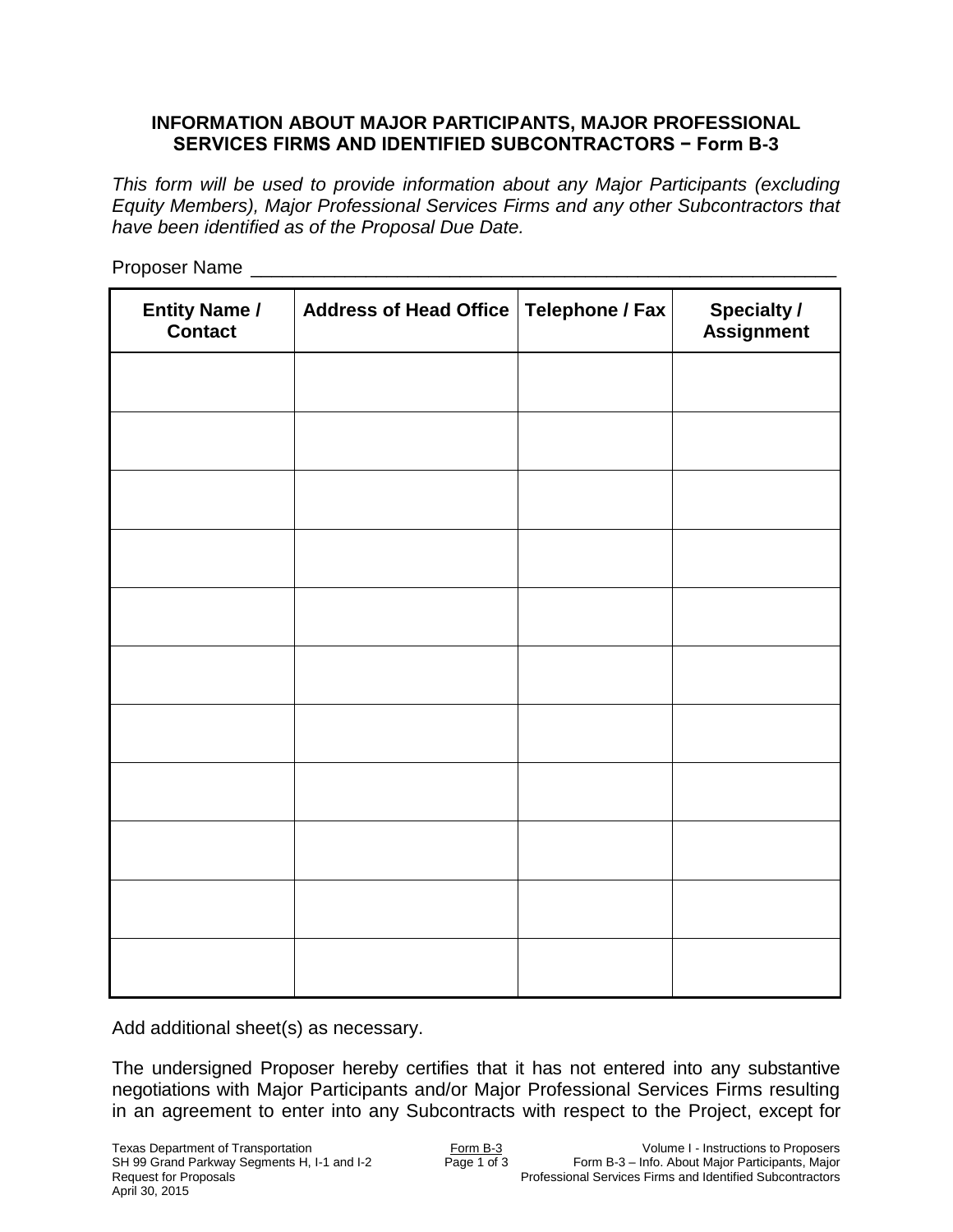## INFORMATION ABOUT MAJOR PARTICIPANTS, MAJOR PROFESSIONAL SERVICES FIRMS AND IDENTIFIED SUBCONTRACTORS − Form B-3

*This form will be used to provide information about any Major Participants (excluding Equity Members), Major Professional Services Firms and any other Subcontractors that have been identified as of the Proposal Due Date.*

Proposer Name \_\_\_\_\_\_\_\_\_\_\_\_\_\_\_\_\_\_\_\_\_\_\_\_\_\_\_\_\_\_\_\_\_\_\_\_\_\_\_\_\_\_\_\_\_\_\_\_\_\_\_\_\_\_\_\_

| Entity Name / Contact | Address of Head Office | Telephone / Fax | Specialty / Assignment |
|---|---|---|---|
| | | | |
| | | | |
| | | | |
| | | | |
| | | | |
| | | | |
| | | | |
| | | | |
| | | | |
| | | | |
| | | | |

Add additional sheet(s) as necessary.

The undersigned Proposer hereby certifies that it has not entered into any substantive negotiations with Major Participants and/or Major Professional Services Firms resulting in an agreement to enter into any Subcontracts with respect to the Project, except for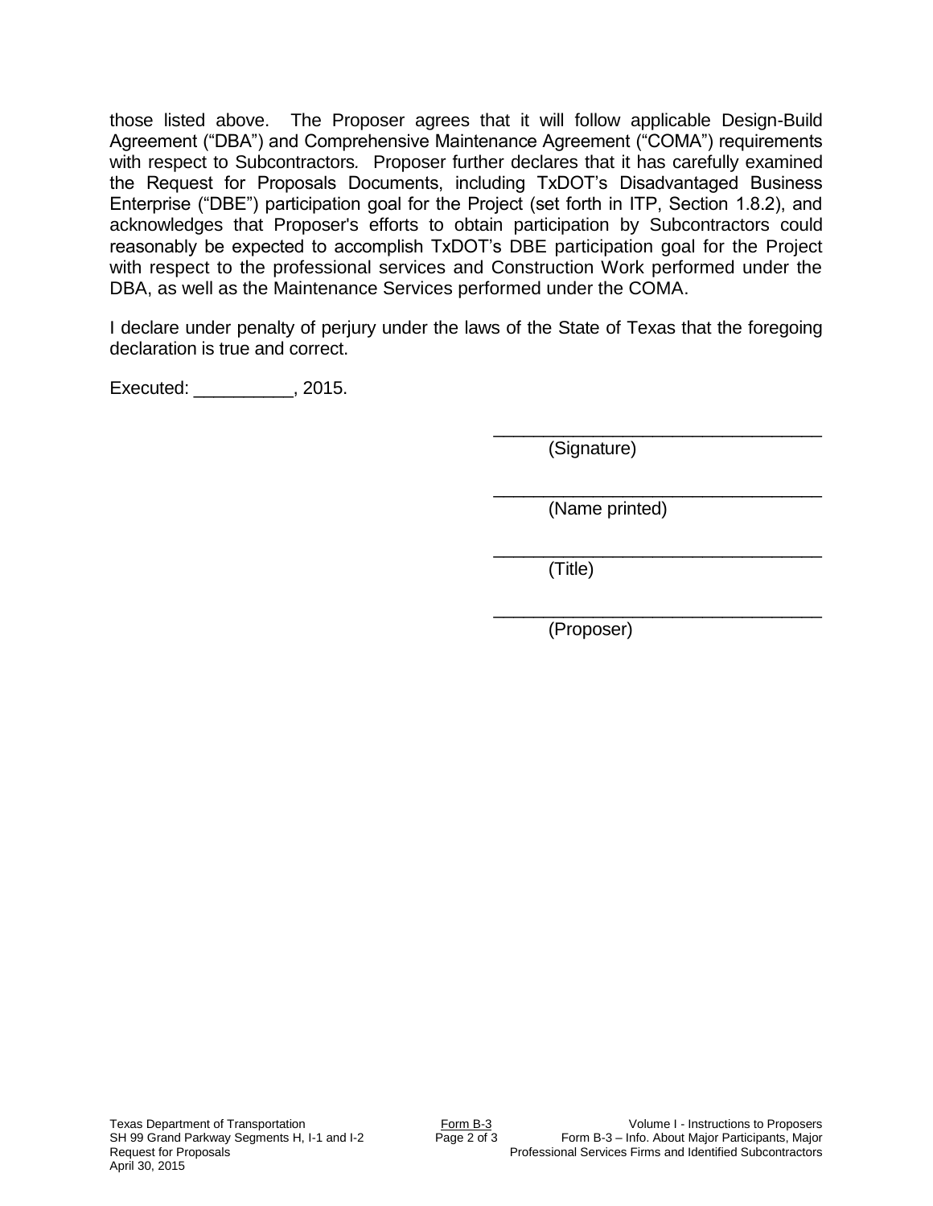those listed above. The Proposer agrees that it will follow applicable Design-Build Agreement ("DBA") and Comprehensive Maintenance Agreement ("COMA") requirements with respect to Subcontractors. Proposer further declares that it has carefully examined the Request for Proposals Documents, including TxDOT's Disadvantaged Business Enterprise ("DBE") participation goal for the Project (set forth in ITP, Section 1.8.2), and acknowledges that Proposer's efforts to obtain participation by Subcontractors could reasonably be expected to accomplish TxDOT's DBE participation goal for the Project with respect to the professional services and Construction Work performed under the DBA, as well as the Maintenance Services performed under the COMA.

I declare under penalty of perjury under the laws of the State of Texas that the foregoing declaration is true and correct.

Executed: __________, 2015.

_________________________________
(Signature)

_________________________________
(Name printed)

_________________________________
(Title)

_________________________________
(Proposer)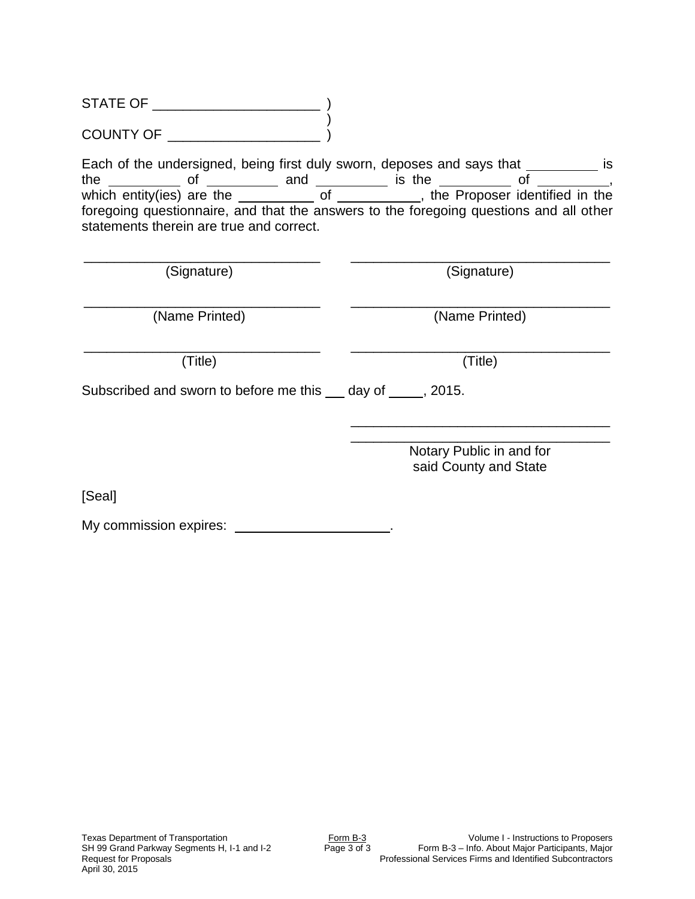STATE OF ______________________ )
)
COUNTY OF ____________________ )

Each of the undersigned, being first duly sworn, deposes and says that __________ is the __________ of __________ and __________ is the __________ of __________, which entity(ies) are the __________ of ___________, the Proposer identified in the foregoing questionnaire, and that the answers to the foregoing questions and all other statements therein are true and correct.

| | |
|---|---|
| _______________________________ | _______________________________ |
| (Signature) | (Signature) |
| _______________________________ | _______________________________ |
| (Name Printed) | (Name Printed) |
| _______________________________ | _______________________________ |
| (Title) | (Title) |

Subscribed and sworn to before me this ___ day of _____, 2015.

_______________________________
_______________________________
Notary Public in and for
said County and State

[Seal]

My commission expires: _____________________.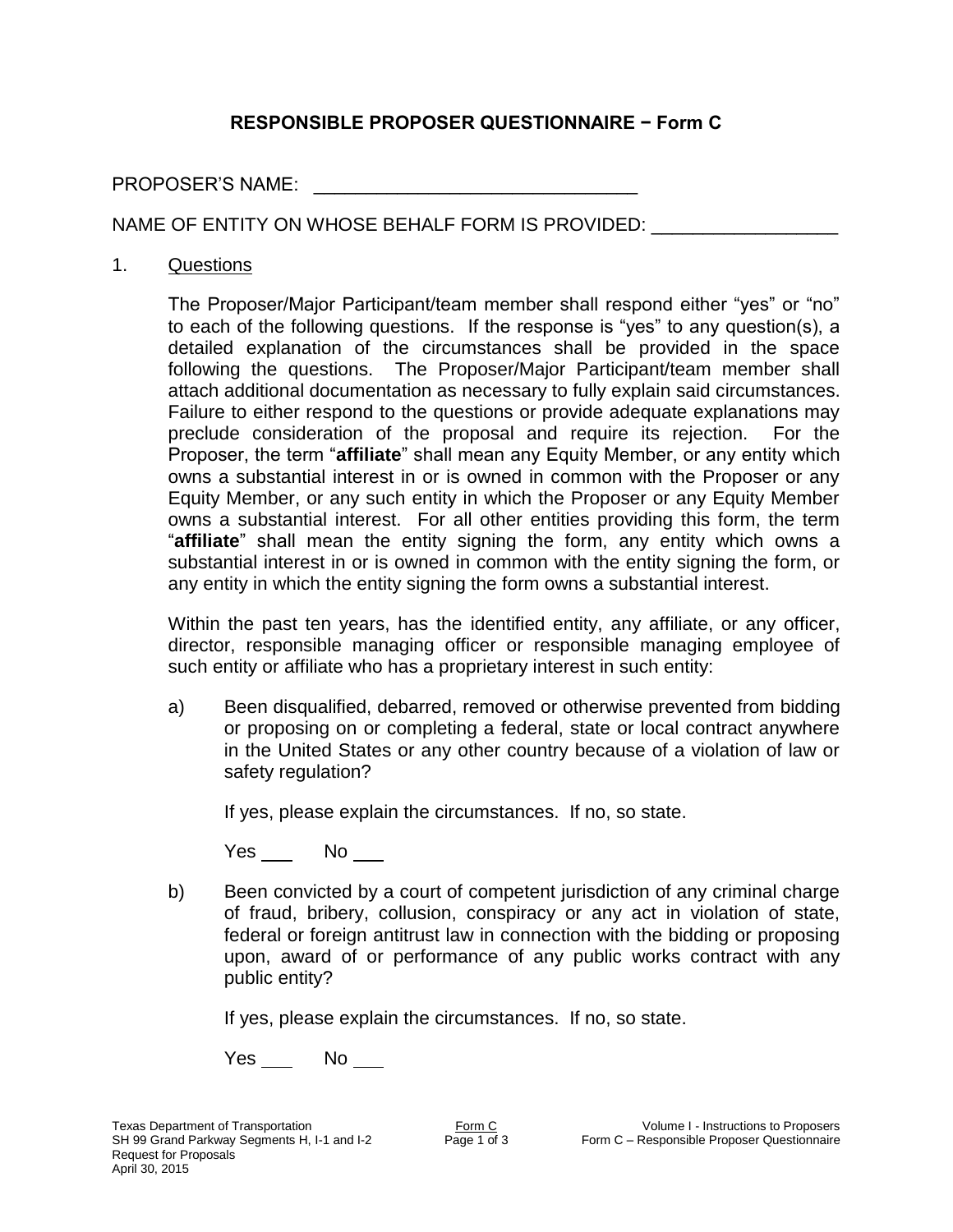# RESPONSIBLE PROPOSER QUESTIONNAIRE − Form C

PROPOSER'S NAME: _______________________________

NAME OF ENTITY ON WHOSE BEHALF FORM IS PROVIDED: __________________

1. Questions

   The Proposer/Major Participant/team member shall respond either "yes" or "no" to each of the following questions. If the response is "yes" to any question(s), a detailed explanation of the circumstances shall be provided in the space following the questions. The Proposer/Major Participant/team member shall attach additional documentation as necessary to fully explain said circumstances. Failure to either respond to the questions or provide adequate explanations may preclude consideration of the proposal and require its rejection. For the Proposer, the term "**affiliate**" shall mean any Equity Member, or any entity which owns a substantial interest in or is owned in common with the Proposer or any Equity Member, or any such entity in which the Proposer or any Equity Member owns a substantial interest. For all other entities providing this form, the term "**affiliate**" shall mean the entity signing the form, any entity which owns a substantial interest in or is owned in common with the entity signing the form, or any entity in which the entity signing the form owns a substantial interest.

   Within the past ten years, has the identified entity, any affiliate, or any officer, director, responsible managing officer or responsible managing employee of such entity or affiliate who has a proprietary interest in such entity:

   a) Been disqualified, debarred, removed or otherwise prevented from bidding or proposing on or completing a federal, state or local contract anywhere in the United States or any other country because of a violation of law or safety regulation?

      If yes, please explain the circumstances. If no, so state.

      Yes ___ No ___

   b) Been convicted by a court of competent jurisdiction of any criminal charge of fraud, bribery, collusion, conspiracy or any act in violation of state, federal or foreign antitrust law in connection with the bidding or proposing upon, award of or performance of any public works contract with any public entity?

      If yes, please explain the circumstances. If no, so state.

      Yes ___ No ___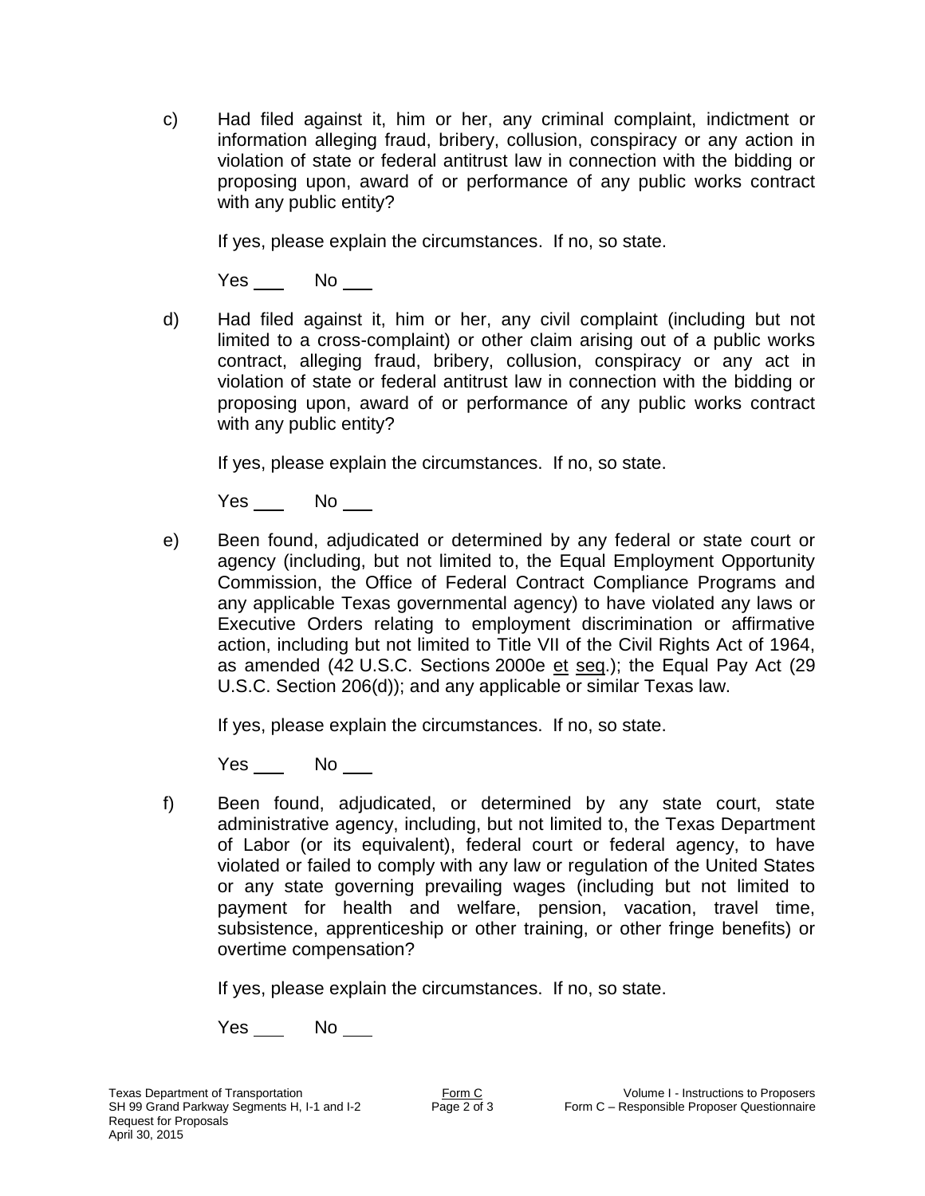c) Had filed against it, him or her, any criminal complaint, indictment or information alleging fraud, bribery, collusion, conspiracy or any action in violation of state or federal antitrust law in connection with the bidding or proposing upon, award of or performance of any public works contract with any public entity?

   If yes, please explain the circumstances. If no, so state.

   Yes ___ No ___

d) Had filed against it, him or her, any civil complaint (including but not limited to a cross-complaint) or other claim arising out of a public works contract, alleging fraud, bribery, collusion, conspiracy or any act in violation of state or federal antitrust law in connection with the bidding or proposing upon, award of or performance of any public works contract with any public entity?

   If yes, please explain the circumstances. If no, so state.

   Yes ___ No ___

e) Been found, adjudicated or determined by any federal or state court or agency (including, but not limited to, the Equal Employment Opportunity Commission, the Office of Federal Contract Compliance Programs and any applicable Texas governmental agency) to have violated any laws or Executive Orders relating to employment discrimination or affirmative action, including but not limited to Title VII of the Civil Rights Act of 1964, as amended (42 U.S.C. Sections 2000e et seq.); the Equal Pay Act (29 U.S.C. Section 206(d)); and any applicable or similar Texas law.

   If yes, please explain the circumstances. If no, so state.

   Yes ___ No ___

f) Been found, adjudicated, or determined by any state court, state administrative agency, including, but not limited to, the Texas Department of Labor (or its equivalent), federal court or federal agency, to have violated or failed to comply with any law or regulation of the United States or any state governing prevailing wages (including but not limited to payment for health and welfare, pension, vacation, travel time, subsistence, apprenticeship or other training, or other fringe benefits) or overtime compensation?

   If yes, please explain the circumstances. If no, so state.

   Yes ___ No ___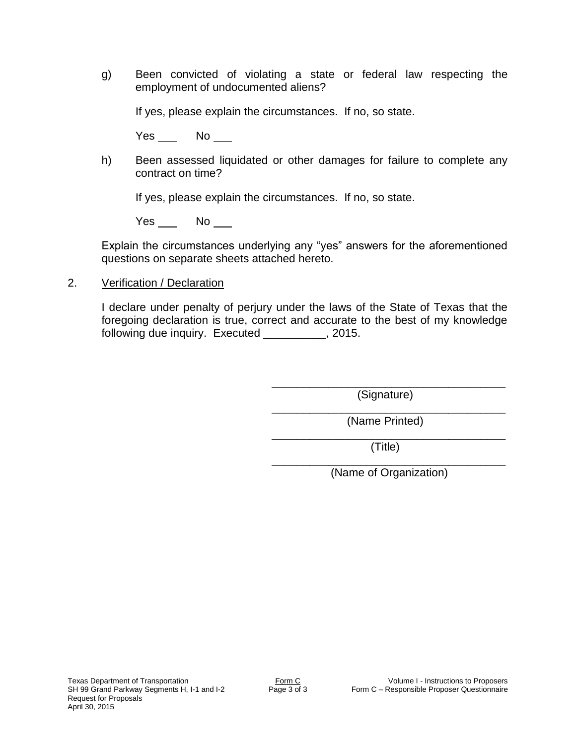g) Been convicted of violating a state or federal law respecting the employment of undocumented aliens?

If yes, please explain the circumstances. If no, so state.

Yes ___ No ___

h) Been assessed liquidated or other damages for failure to complete any contract on time?

If yes, please explain the circumstances. If no, so state.

Yes ___ No ___

Explain the circumstances underlying any "yes" answers for the aforementioned questions on separate sheets attached hereto.

2. <u>Verification / Declaration</u>

I declare under penalty of perjury under the laws of the State of Texas that the foregoing declaration is true, correct and accurate to the best of my knowledge following due inquiry. Executed __________, 2015.

_____________________________________
(Signature)

_____________________________________
(Name Printed)

_____________________________________
(Title)

_____________________________________
(Name of Organization)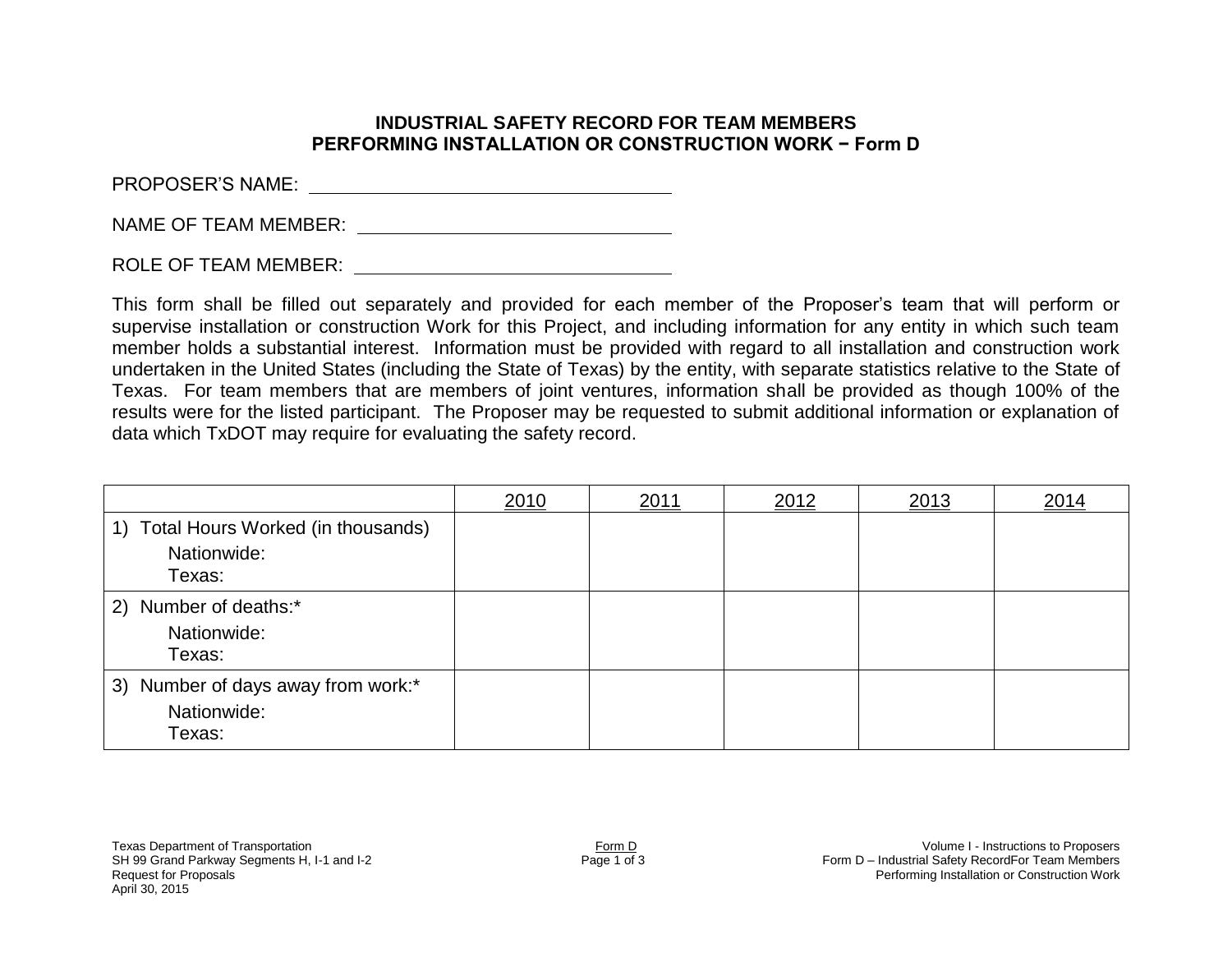**INDUSTRIAL SAFETY RECORD FOR TEAM MEMBERS PERFORMING INSTALLATION OR CONSTRUCTION WORK − Form D**

PROPOSER'S NAME: ___________________________________

NAME OF TEAM MEMBER: ______________________________

ROLE OF TEAM MEMBER: ______________________________

This form shall be filled out separately and provided for each member of the Proposer's team that will perform or supervise installation or construction Work for this Project, and including information for any entity in which such team member holds a substantial interest. Information must be provided with regard to all installation and construction work undertaken in the United States (including the State of Texas) by the entity, with separate statistics relative to the State of Texas. For team members that are members of joint ventures, information shall be provided as though 100% of the results were for the listed participant. The Proposer may be requested to submit additional information or explanation of data which TxDOT may require for evaluating the safety record.

| | 2010 | 2011 | 2012 | 2013 | 2014 |
|---|---|---|---|---|---|
| 1) Total Hours Worked (in thousands)<br>Nationwide:<br>Texas: | | | | | |
| 2) Number of deaths:*<br>Nationwide:<br>Texas: | | | | | |
| 3) Number of days away from work:*<br>Nationwide:<br>Texas: | | | | | |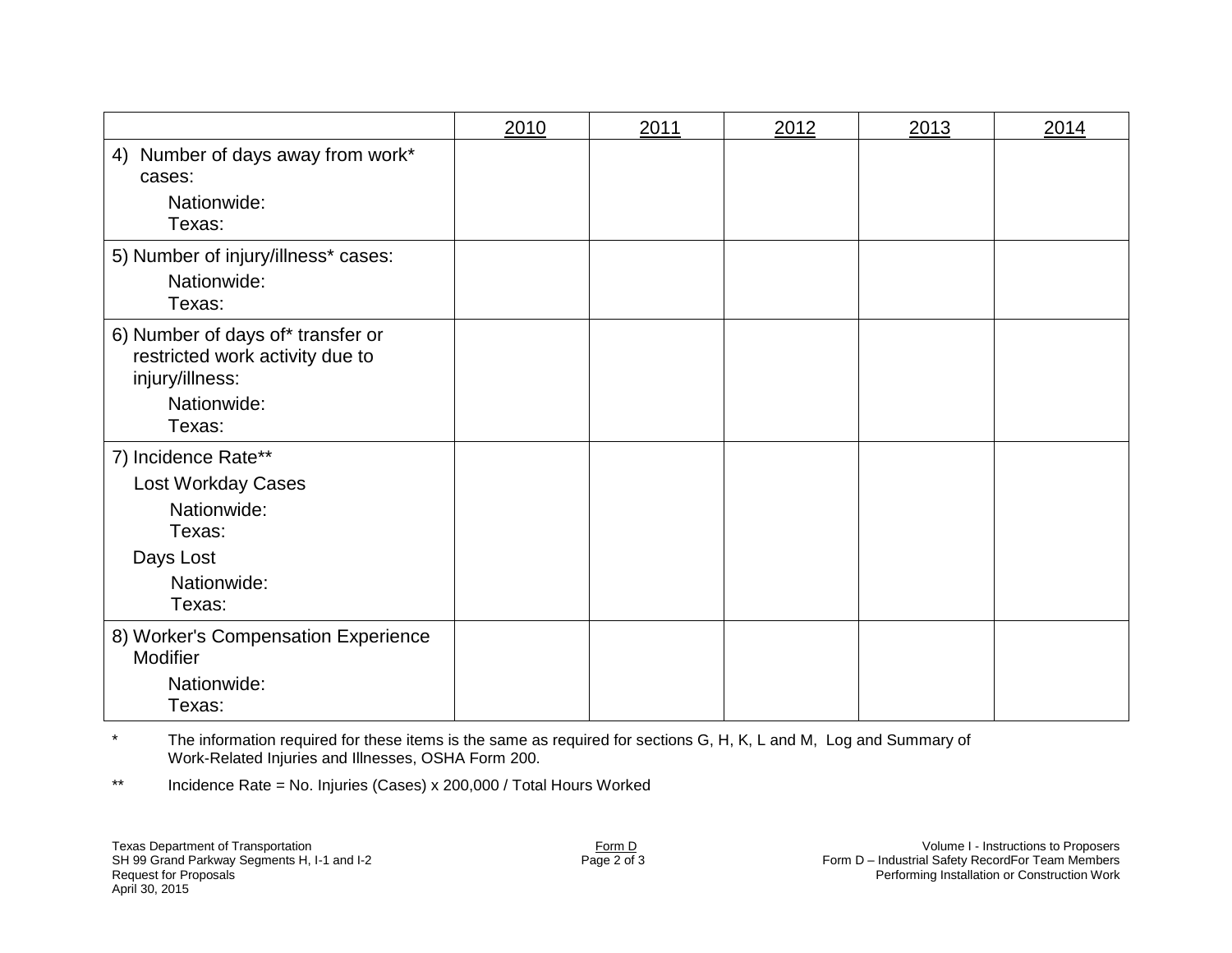| | 2010 | 2011 | 2012 | 2013 | 2014 |
|---|---|---|---|---|---|
| 4) Number of days away from work* cases:<br>Nationwide:<br>Texas: | | | | | |
| 5) Number of injury/illness* cases:<br>Nationwide:<br>Texas: | | | | | |
| 6) Number of days of* transfer or restricted work activity due to injury/illness:<br>Nationwide:<br>Texas: | | | | | |
| 7) Incidence Rate**<br>Lost Workday Cases<br>Nationwide:<br>Texas:<br>Days Lost<br>Nationwide:<br>Texas: | | | | | |
| 8) Worker's Compensation Experience Modifier<br>Nationwide:<br>Texas: | | | | | |

\* The information required for these items is the same as required for sections G, H, K, L and M, Log and Summary of Work-Related Injuries and Illnesses, OSHA Form 200.

\** Incidence Rate = No. Injuries (Cases) x 200,000 / Total Hours Worked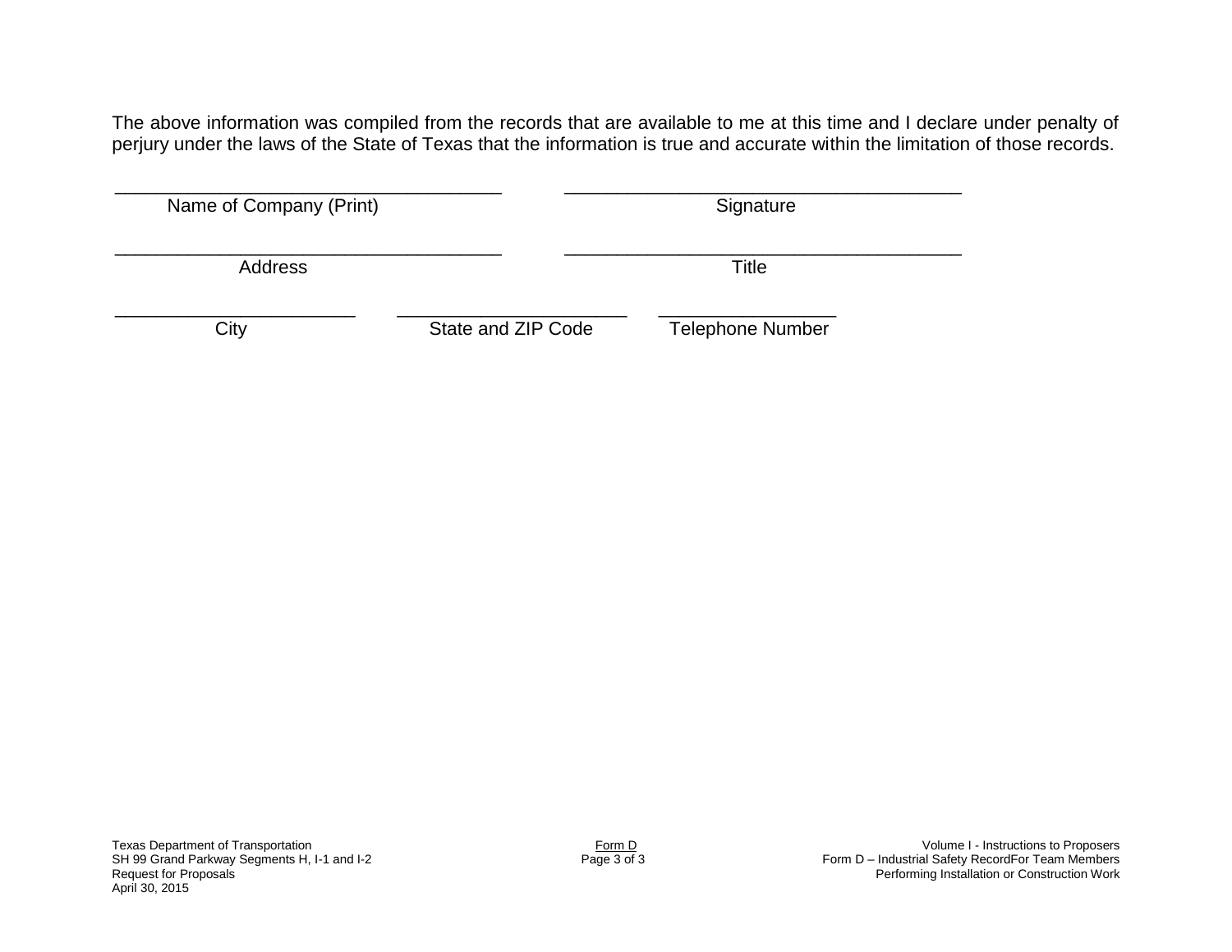The above information was compiled from the records that are available to me at this time and I declare under penalty of perjury under the laws of the State of Texas that the information is true and accurate within the limitation of those records.

| | |
|---|---|
| ____________________________________ | ____________________________________ |
| Name of Company (Print) | Signature |
| ____________________________________ | ____________________________________ |
| Address | Title |

| | | |
|---|---|---|
| ______________________ | ______________________ | ________________ |
| City | State and ZIP Code | Telephone Number |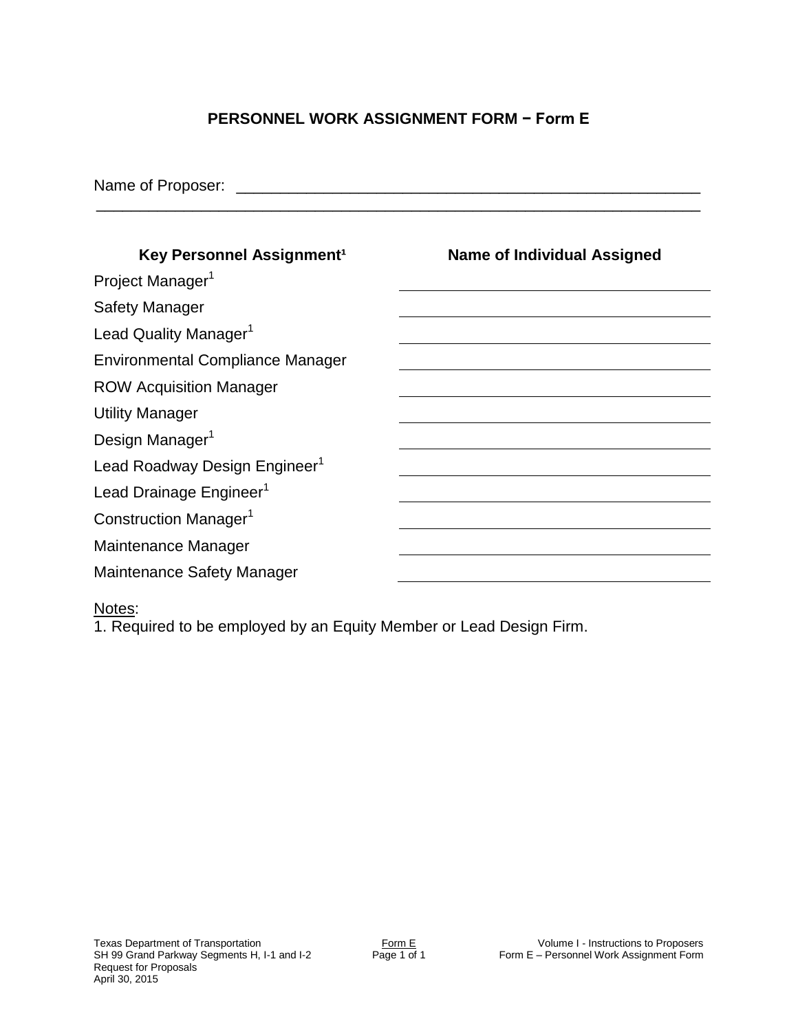# PERSONNEL WORK ASSIGNMENT FORM − Form E

Name of Proposer: ________________________________________________________
____________________________________________________________________

| Key Personnel Assignment[1] | Name of Individual Assigned |
| --- | --- |
| Project Manager[1] | |
| Safety Manager | |
| Lead Quality Manager[1] | |
| Environmental Compliance Manager | |
| ROW Acquisition Manager | |
| Utility Manager | |
| Design Manager[1] | |
| Lead Roadway Design Engineer[1] | |
| Lead Drainage Engineer[1] | |
| Construction Manager[1] | |
| Maintenance Manager | |
| Maintenance Safety Manager | |

Notes:
1. Required to be employed by an Equity Member or Lead Design Firm.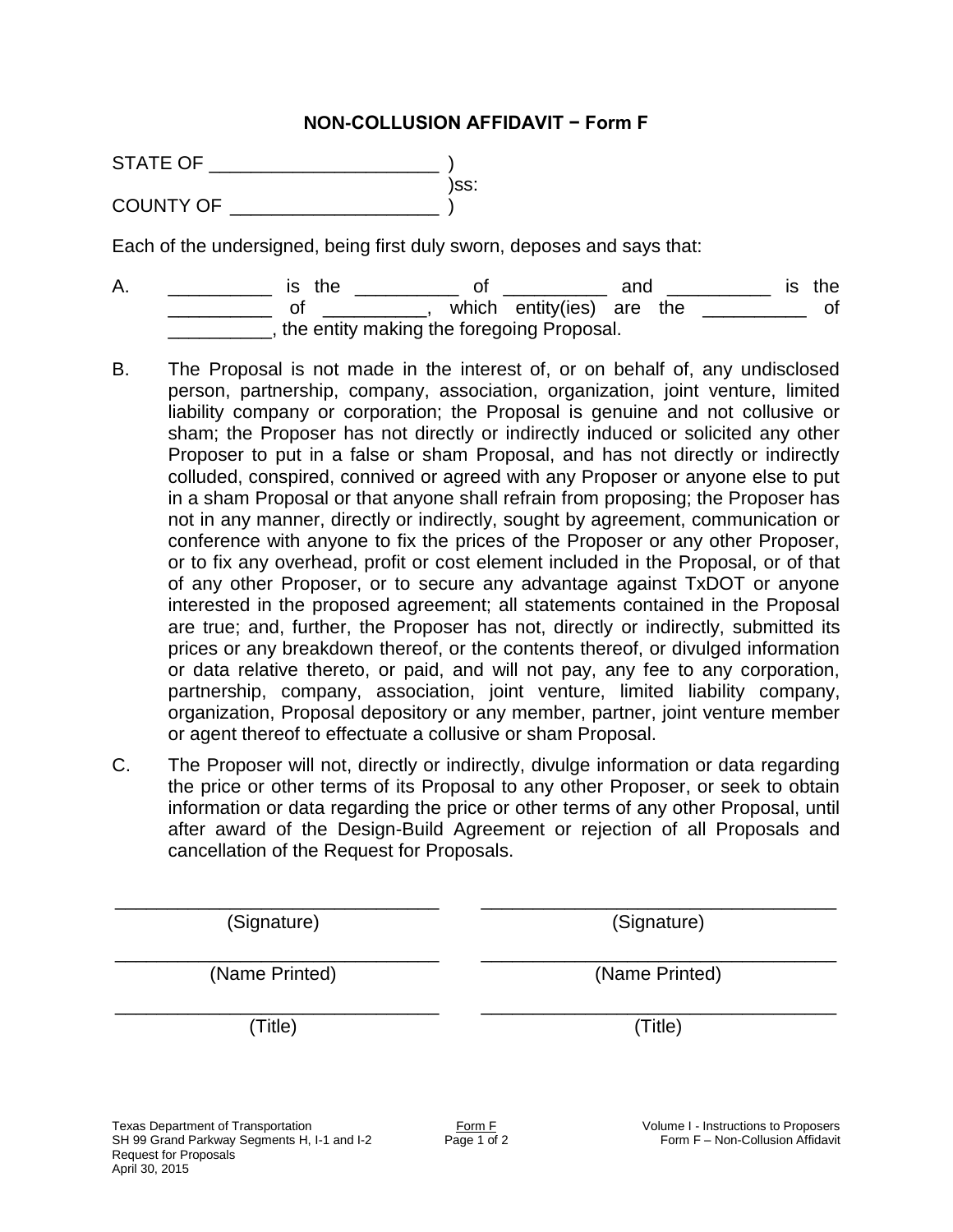## NON-COLLUSION AFFIDAVIT − Form F

STATE OF _____________________ )
)ss:
COUNTY OF ___________________ )

Each of the undersigned, being first duly sworn, deposes and says that:

A. __________ is the __________ of __________ and __________ is the __________ of __________, which entity(ies) are the __________ of __________, the entity making the foregoing Proposal.

B. The Proposal is not made in the interest of, or on behalf of, any undisclosed person, partnership, company, association, organization, joint venture, limited liability company or corporation; the Proposal is genuine and not collusive or sham; the Proposer has not directly or indirectly induced or solicited any other Proposer to put in a false or sham Proposal, and has not directly or indirectly colluded, conspired, connived or agreed with any Proposer or anyone else to put in a sham Proposal or that anyone shall refrain from proposing; the Proposer has not in any manner, directly or indirectly, sought by agreement, communication or conference with anyone to fix the prices of the Proposer or any other Proposer, or to fix any overhead, profit or cost element included in the Proposal, or of that of any other Proposer, or to secure any advantage against TxDOT or anyone interested in the proposed agreement; all statements contained in the Proposal are true; and, further, the Proposer has not, directly or indirectly, submitted its prices or any breakdown thereof, or the contents thereof, or divulged information or data relative thereto, or paid, and will not pay, any fee to any corporation, partnership, company, association, joint venture, limited liability company, organization, Proposal depository or any member, partner, joint venture member or agent thereof to effectuate a collusive or sham Proposal.

C. The Proposer will not, directly or indirectly, divulge information or data regarding the price or other terms of its Proposal to any other Proposer, or seek to obtain information or data regarding the price or other terms of any other Proposal, until after award of the Design-Build Agreement or rejection of all Proposals and cancellation of the Request for Proposals.

| | |
|---|---|
| ______________________________ (Signature) | ______________________________ (Signature) |
| ______________________________ (Name Printed) | ______________________________ (Name Printed) |
| ______________________________ (Title) | ______________________________ (Title) |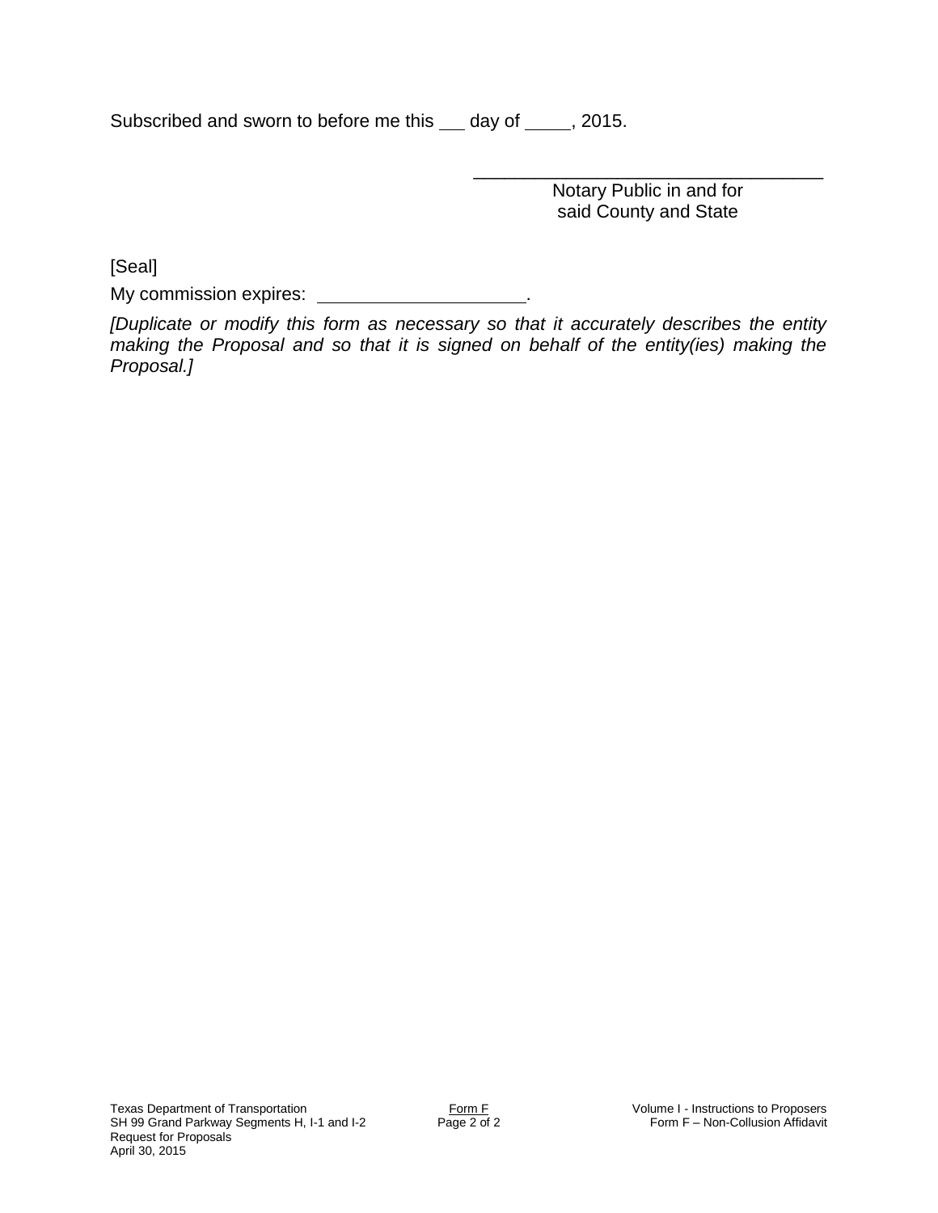Subscribed and sworn to before me this \_\_\_ day of \_\_\_\_\_, 2015.

\_\_\_\_\_\_\_\_\_\_\_\_\_\_\_\_\_\_\_\_\_\_\_\_\_\_\_\_\_\_\_\_\_\_\_\_
Notary Public in and for
said County and State

[Seal]

My commission expires: \_\_\_\_\_\_\_\_\_\_\_\_\_\_\_\_\_\_\_\_\_.

*[Duplicate or modify this form as necessary so that it accurately describes the entity making the Proposal and so that it is signed on behalf of the entity(ies) making the Proposal.]*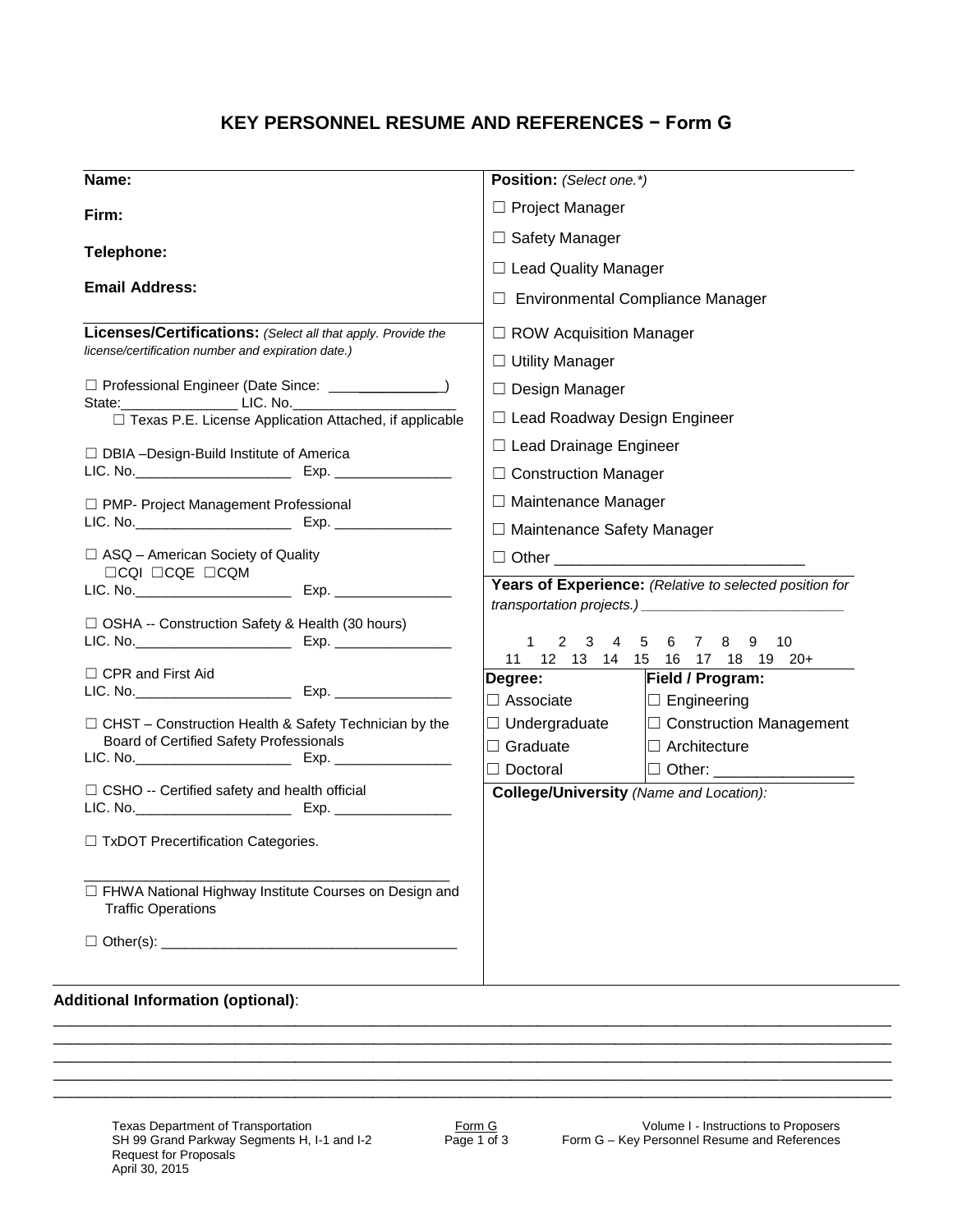# KEY PERSONNEL RESUME AND REFERENCES − Form G

**Name:**

**Firm:**

**Telephone:**

**Email Address:**

**Licenses/Certifications:** *(Select all that apply. Provide the license/certification number and expiration date.)*

☐ Professional Engineer (Date Since: _______________)
State:_______________ LIC. No._____________________
☐ Texas P.E. License Application Attached, if applicable

☐ DBIA –Design-Build Institute of America
LIC. No.____________________ Exp. _______________

☐ PMP- Project Management Professional
LIC. No.____________________ Exp. _______________

☐ ASQ – American Society of Quality
☐CQI ☐CQE ☐CQM
LIC. No.____________________ Exp. _______________

☐ OSHA -- Construction Safety & Health (30 hours)
LIC. No.____________________ Exp. _______________

☐ CPR and First Aid
LIC. No.____________________ Exp. _______________

☐ CHST – Construction Health & Safety Technician by the Board of Certified Safety Professionals
LIC. No.____________________ Exp. _______________

☐ CSHO -- Certified safety and health official
LIC. No.____________________ Exp. _______________

☐ TxDOT Precertification Categories.

_______________________________________________

☐ FHWA National Highway Institute Courses on Design and Traffic Operations

☐ Other(s): _____________________________________

**Position:** *(Select one.*)*

☐ Project Manager

☐ Safety Manager

☐ Lead Quality Manager

☐ Environmental Compliance Manager

☐ ROW Acquisition Manager

☐ Utility Manager

☐ Design Manager

☐ Lead Roadway Design Engineer

☐ Lead Drainage Engineer

☐ Construction Manager

☐ Maintenance Manager

☐ Maintenance Safety Manager

☐ Other _____________________________

**Years of Experience:** *(Relative to selected position for transportation projects.)* __________________________

1 2 3 4 5 6 7 8 9 10
11 12 13 14 15 16 17 18 19 20+

| Degree: | Field / Program: |
|---|---|
| ☐ Associate | ☐ Engineering |
| ☐ Undergraduate | ☐ Construction Management |
| ☐ Graduate | ☐ Architecture |
| ☐ Doctoral | ☐ Other: ________________ |

**College/University** *(Name and Location):*

**Additional Information (optional)**:
_____________________________________________________________________________________
_____________________________________________________________________________________
_____________________________________________________________________________________
_____________________________________________________________________________________
_____________________________________________________________________________________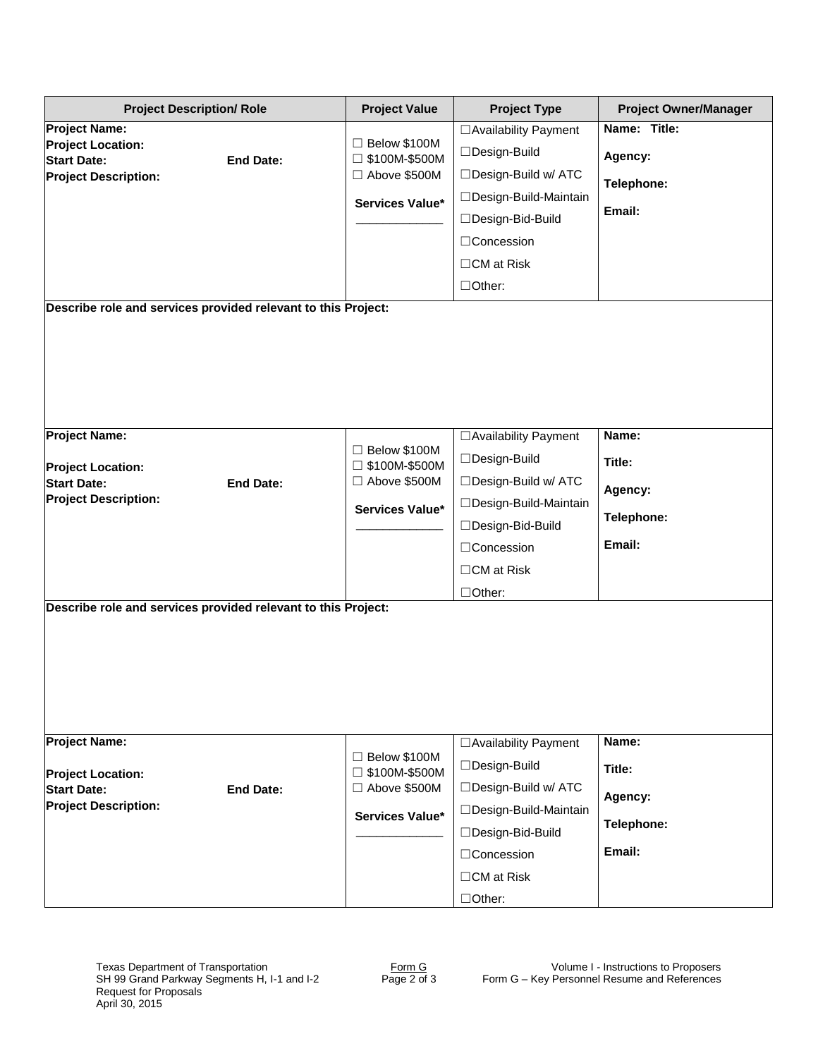| Project Description/ Role | Project Value | Project Type | Project Owner/Manager |
|---|---|---|---|
| **Project Name:**<br>**Project Location:**<br>**Start Date:** **End Date:**<br>**Project Description:** | ☐ Below $100M<br>☐ $100M-$500M<br>☐ Above $500M<br>**Services Value***<br>_____________ | ☐Availability Payment<br>☐Design-Build<br>☐Design-Build w/ ATC<br>☐Design-Build-Maintain<br>☐Design-Bid-Build<br>☐Concession<br>☐CM at Risk<br>☐Other: | **Name: Title:**<br>**Agency:**<br>**Telephone:**<br>**Email:** |
| **Describe role and services provided relevant to this Project:** | | | |
| **Project Name:**<br>**Project Location:**<br>**Start Date:** **End Date:**<br>**Project Description:** | ☐ Below $100M<br>☐ $100M-$500M<br>☐ Above $500M<br>**Services Value***<br>_____________ | ☐Availability Payment<br>☐Design-Build<br>☐Design-Build w/ ATC<br>☐Design-Build-Maintain<br>☐Design-Bid-Build<br>☐Concession<br>☐CM at Risk<br>☐Other: | **Name:**<br>**Title:**<br>**Agency:**<br>**Telephone:**<br>**Email:** |
| **Describe role and services provided relevant to this Project:** | | | |
| **Project Name:**<br>**Project Location:**<br>**Start Date:** **End Date:**<br>**Project Description:** | ☐ Below $100M<br>☐ $100M-$500M<br>☐ Above $500M<br>**Services Value***<br>_____________ | ☐Availability Payment<br>☐Design-Build<br>☐Design-Build w/ ATC<br>☐Design-Build-Maintain<br>☐Design-Bid-Build<br>☐Concession<br>☐CM at Risk<br>☐Other: | **Name:**<br>**Title:**<br>**Agency:**<br>**Telephone:**<br>**Email:** |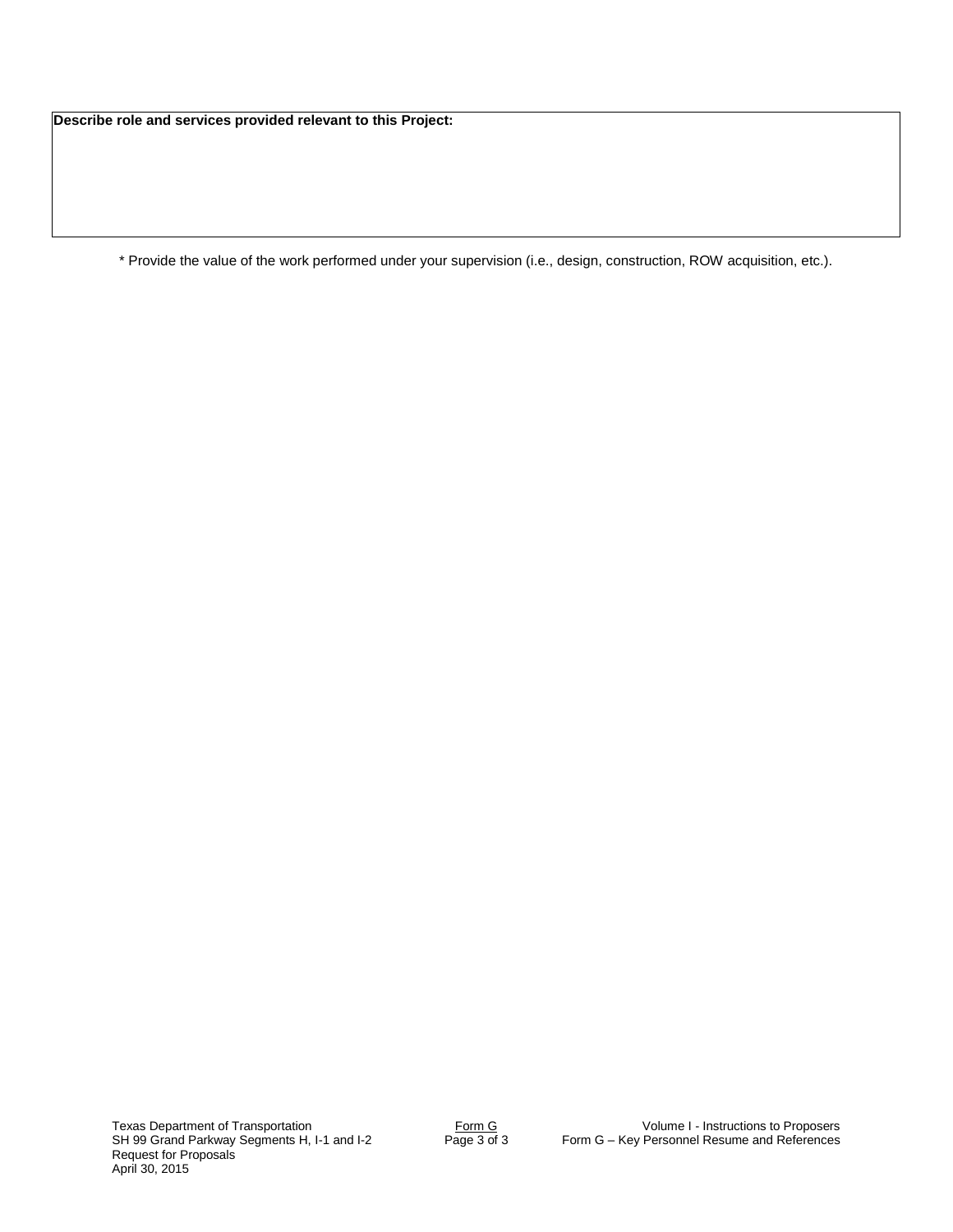| Describe role and services provided relevant to this Project: |
| --- |
| |

* Provide the value of the work performed under your supervision (i.e., design, construction, ROW acquisition, etc.).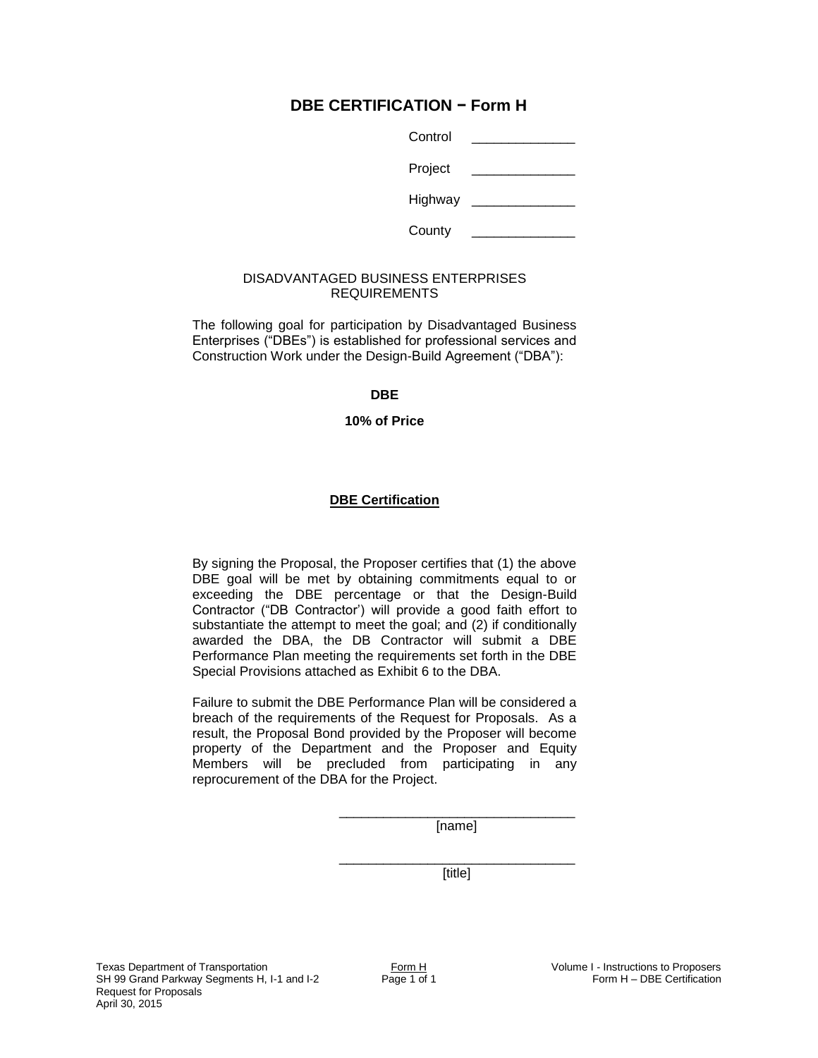# DBE CERTIFICATION − Form H

Control ______________

Project ______________

Highway ______________

County ______________

DISADVANTAGED BUSINESS ENTERPRISES REQUIREMENTS

The following goal for participation by Disadvantaged Business Enterprises ("DBEs") is established for professional services and Construction Work under the Design-Build Agreement ("DBA"):

**DBE**

**10% of Price**

**DBE Certification**

By signing the Proposal, the Proposer certifies that (1) the above DBE goal will be met by obtaining commitments equal to or exceeding the DBE percentage or that the Design-Build Contractor ("DB Contractor') will provide a good faith effort to substantiate the attempt to meet the goal; and (2) if conditionally awarded the DBA, the DB Contractor will submit a DBE Performance Plan meeting the requirements set forth in the DBE Special Provisions attached as Exhibit 6 to the DBA.

Failure to submit the DBE Performance Plan will be considered a breach of the requirements of the Request for Proposals. As a result, the Proposal Bond provided by the Proposer will become property of the Department and the Proposer and Equity Members will be precluded from participating in any reprocurement of the DBA for the Project.

________________________________
[name]

________________________________
[title]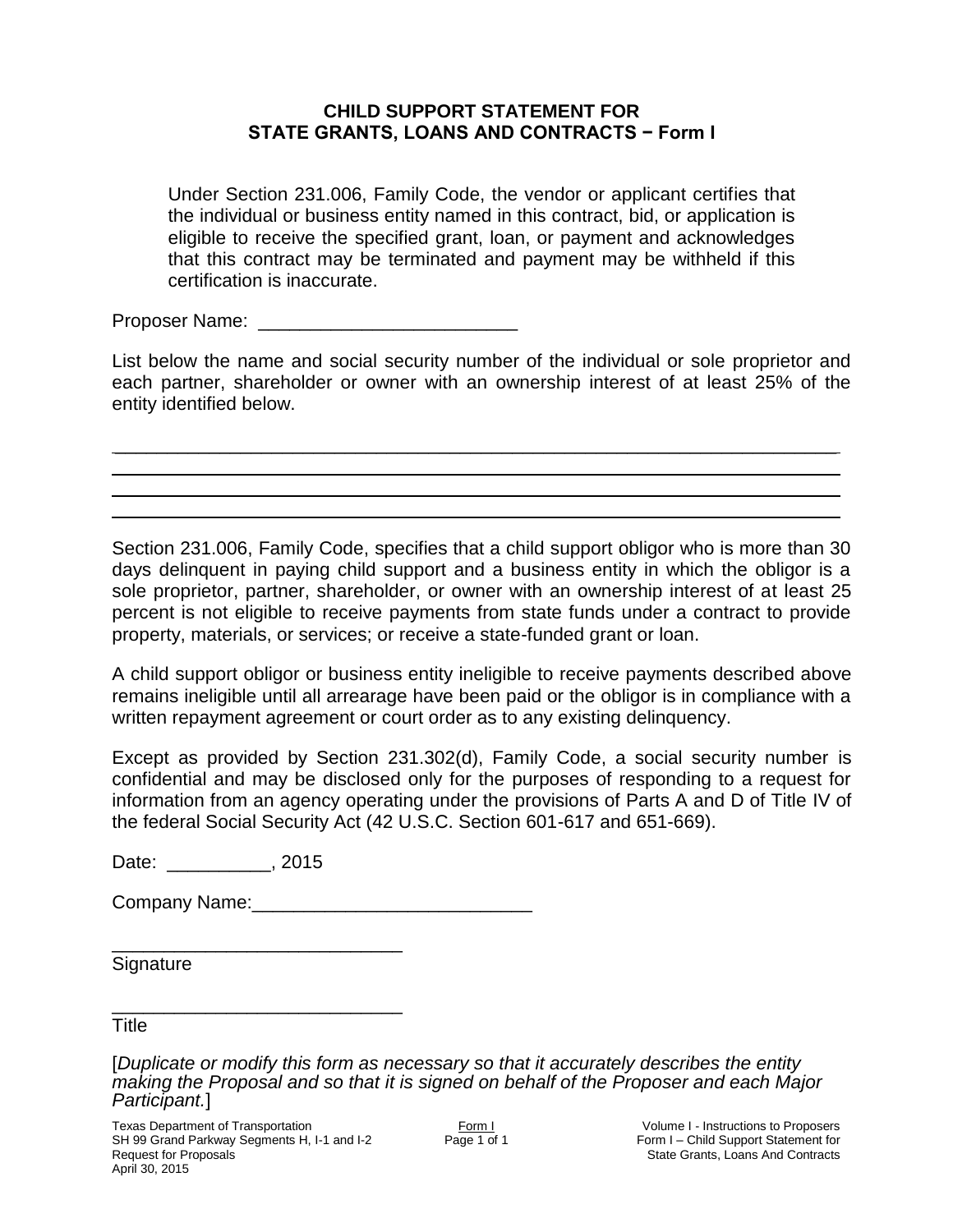## CHILD SUPPORT STATEMENT FOR STATE GRANTS, LOANS AND CONTRACTS − Form I

> Under Section 231.006, Family Code, the vendor or applicant certifies that the individual or business entity named in this contract, bid, or application is eligible to receive the specified grant, loan, or payment and acknowledges that this contract may be terminated and payment may be withheld if this certification is inaccurate.

Proposer Name: ________________________

List below the name and social security number of the individual or sole proprietor and each partner, shareholder or owner with an ownership interest of at least 25% of the entity identified below.

______________________________________________________________________

______________________________________________________________________

______________________________________________________________________

______________________________________________________________________

Section 231.006, Family Code, specifies that a child support obligor who is more than 30 days delinquent in paying child support and a business entity in which the obligor is a sole proprietor, partner, shareholder, or owner with an ownership interest of at least 25 percent is not eligible to receive payments from state funds under a contract to provide property, materials, or services; or receive a state-funded grant or loan.

A child support obligor or business entity ineligible to receive payments described above remains ineligible until all arrearage have been paid or the obligor is in compliance with a written repayment agreement or court order as to any existing delinquency.

Except as provided by Section 231.302(d), Family Code, a social security number is confidential and may be disclosed only for the purposes of responding to a request for information from an agency operating under the provisions of Parts A and D of Title IV of the federal Social Security Act (42 U.S.C. Section 601-617 and 651-669).

Date: __________, 2015

Company Name:___________________________

____________________________
Signature

____________________________
Title

[*Duplicate or modify this form as necessary so that it accurately describes the entity making the Proposal and so that it is signed on behalf of the Proposer and each Major Participant.*]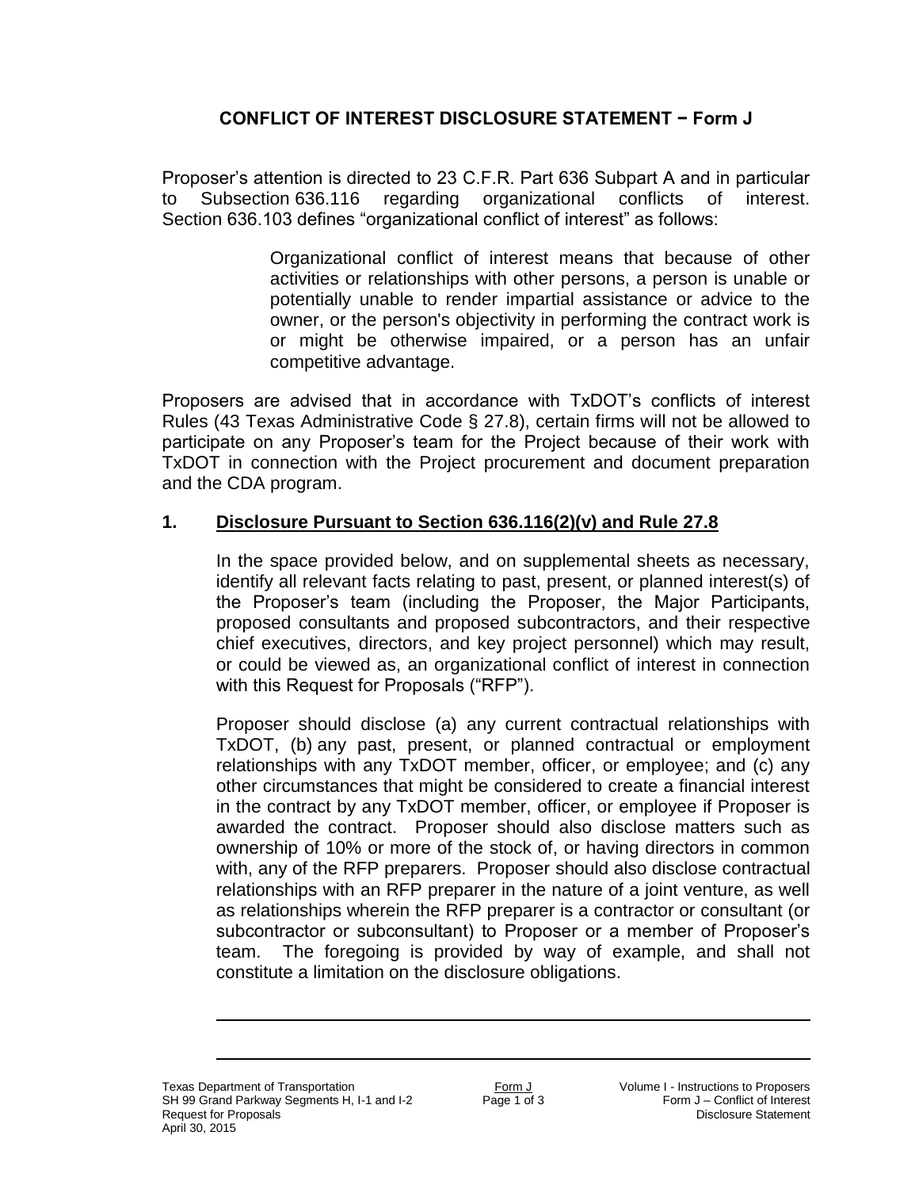## CONFLICT OF INTEREST DISCLOSURE STATEMENT − Form J

Proposer's attention is directed to 23 C.F.R. Part 636 Subpart A and in particular to Subsection 636.116 regarding organizational conflicts of interest. Section 636.103 defines "organizational conflict of interest" as follows:

> Organizational conflict of interest means that because of other activities or relationships with other persons, a person is unable or potentially unable to render impartial assistance or advice to the owner, or the person's objectivity in performing the contract work is or might be otherwise impaired, or a person has an unfair competitive advantage.

Proposers are advised that in accordance with TxDOT's conflicts of interest Rules (43 Texas Administrative Code § 27.8), certain firms will not be allowed to participate on any Proposer's team for the Project because of their work with TxDOT in connection with the Project procurement and document preparation and the CDA program.

### 1. Disclosure Pursuant to Section 636.116(2)(v) and Rule 27.8

In the space provided below, and on supplemental sheets as necessary, identify all relevant facts relating to past, present, or planned interest(s) of the Proposer's team (including the Proposer, the Major Participants, proposed consultants and proposed subcontractors, and their respective chief executives, directors, and key project personnel) which may result, or could be viewed as, an organizational conflict of interest in connection with this Request for Proposals ("RFP").

Proposer should disclose (a) any current contractual relationships with TxDOT, (b) any past, present, or planned contractual or employment relationships with any TxDOT member, officer, or employee; and (c) any other circumstances that might be considered to create a financial interest in the contract by any TxDOT member, officer, or employee if Proposer is awarded the contract. Proposer should also disclose matters such as ownership of 10% or more of the stock of, or having directors in common with, any of the RFP preparers. Proposer should also disclose contractual relationships with an RFP preparer in the nature of a joint venture, as well as relationships wherein the RFP preparer is a contractor or consultant (or subcontractor or subconsultant) to Proposer or a member of Proposer's team. The foregoing is provided by way of example, and shall not constitute a limitation on the disclosure obligations.

\_\_\_\_\_\_\_\_\_\_\_\_\_\_\_\_\_\_\_\_\_\_\_\_\_\_\_\_\_\_\_\_\_\_\_\_\_\_\_\_\_\_\_\_\_\_\_\_\_\_\_\_\_\_\_\_\_\_\_\_

\_\_\_\_\_\_\_\_\_\_\_\_\_\_\_\_\_\_\_\_\_\_\_\_\_\_\_\_\_\_\_\_\_\_\_\_\_\_\_\_\_\_\_\_\_\_\_\_\_\_\_\_\_\_\_\_\_\_\_\_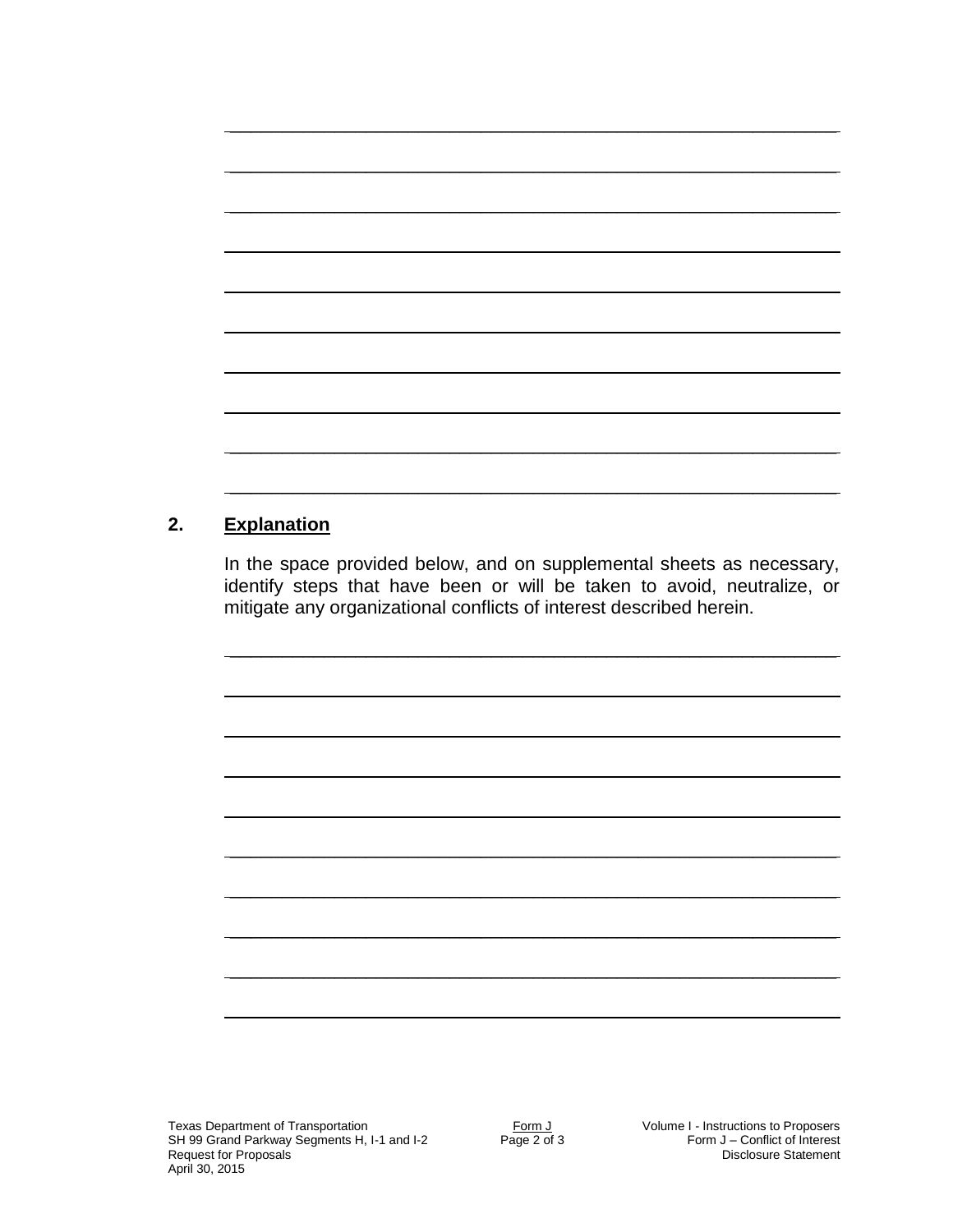## 2. Explanation

In the space provided below, and on supplemental sheets as necessary, identify steps that have been or will be taken to avoid, neutralize, or mitigate any organizational conflicts of interest described herein.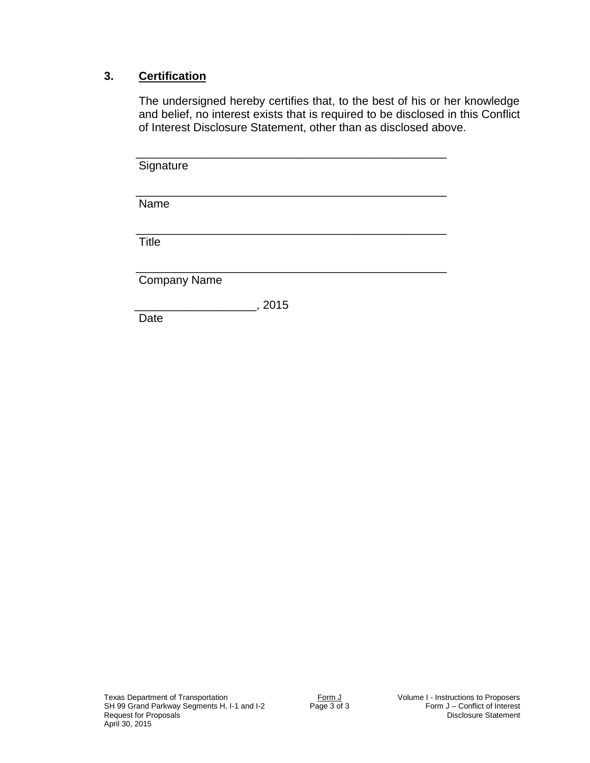### 3. **Certification**

The undersigned hereby certifies that, to the best of his or her knowledge and belief, no interest exists that is required to be disclosed in this Conflict of Interest Disclosure Statement, other than as disclosed above.

_______________________________________________
Signature

_______________________________________________
Name

_______________________________________________
Title

_______________________________________________
Company Name

___________________, 2015
Date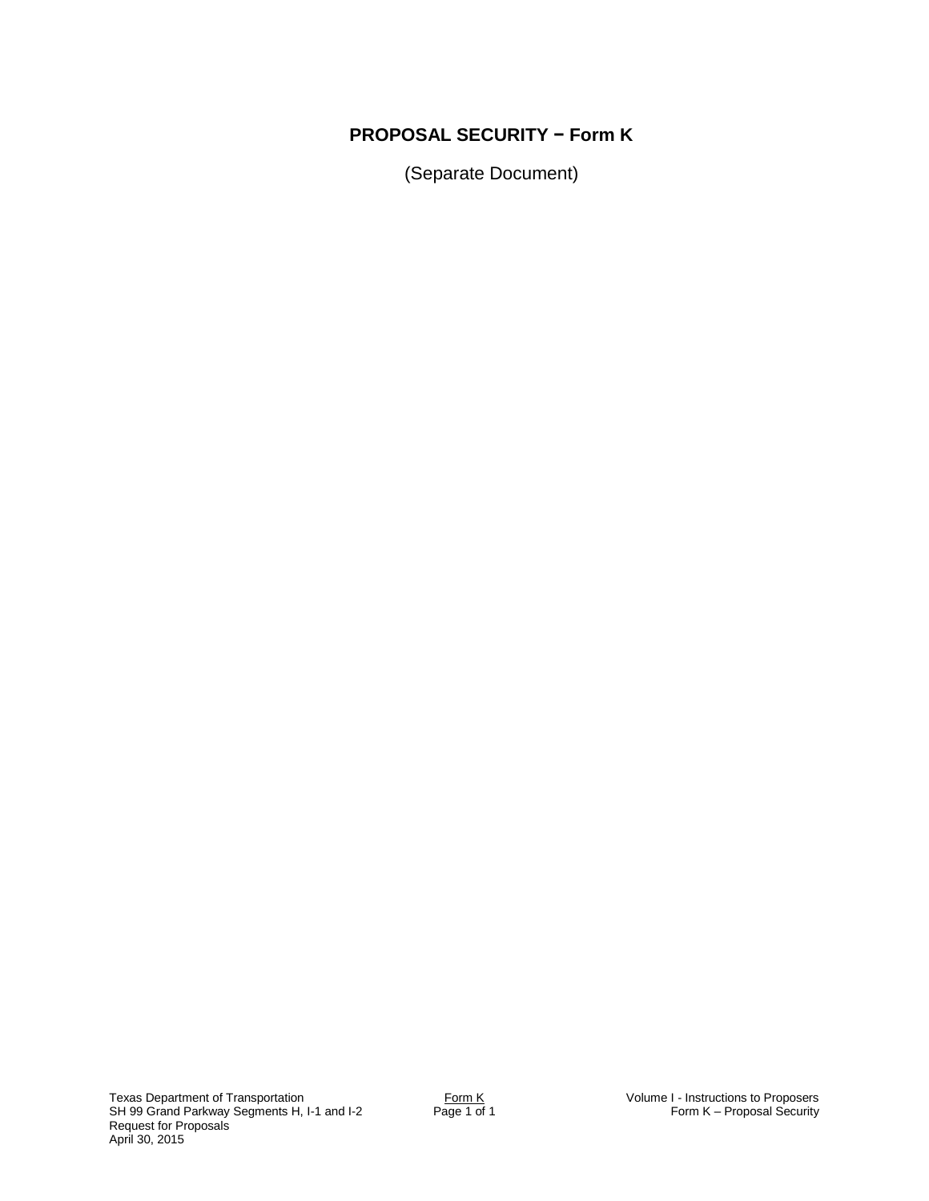# PROPOSAL SECURITY − Form K

(Separate Document)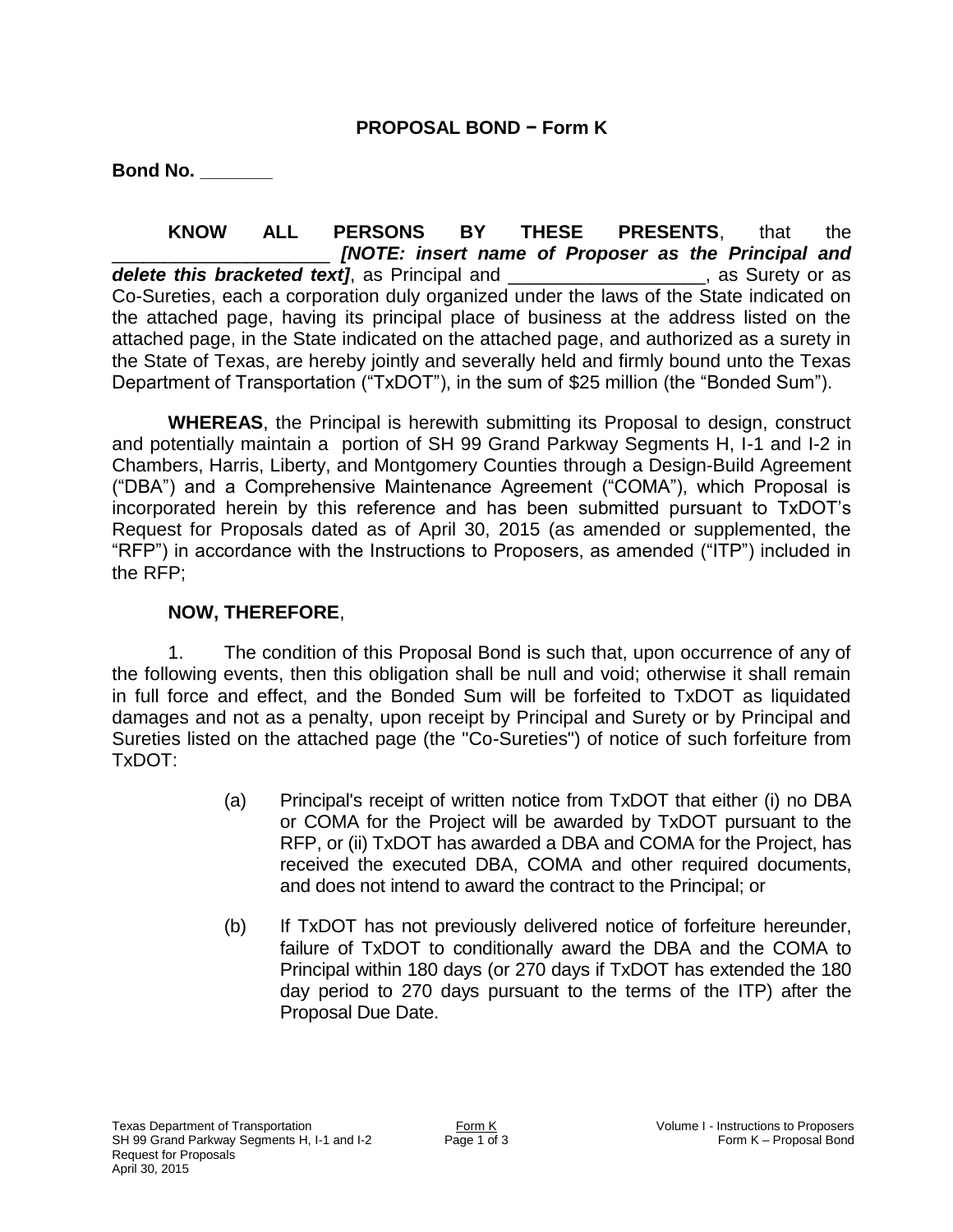## PROPOSAL BOND − Form K

**Bond No. _______**

**KNOW ALL PERSONS BY THESE PRESENTS**, that the ____________________ ***[NOTE: insert name of Proposer as the Principal and delete this bracketed text]***, as Principal and ___________________, as Surety or as Co-Sureties, each a corporation duly organized under the laws of the State indicated on the attached page, having its principal place of business at the address listed on the attached page, in the State indicated on the attached page, and authorized as a surety in the State of Texas, are hereby jointly and severally held and firmly bound unto the Texas Department of Transportation ("TxDOT"), in the sum of $25 million (the "Bonded Sum").

**WHEREAS**, the Principal is herewith submitting its Proposal to design, construct and potentially maintain a portion of SH 99 Grand Parkway Segments H, I-1 and I-2 in Chambers, Harris, Liberty, and Montgomery Counties through a Design-Build Agreement ("DBA") and a Comprehensive Maintenance Agreement ("COMA"), which Proposal is incorporated herein by this reference and has been submitted pursuant to TxDOT's Request for Proposals dated as of April 30, 2015 (as amended or supplemented, the "RFP") in accordance with the Instructions to Proposers, as amended ("ITP") included in the RFP;

**NOW, THEREFORE**,

1. The condition of this Proposal Bond is such that, upon occurrence of any of the following events, then this obligation shall be null and void; otherwise it shall remain in full force and effect, and the Bonded Sum will be forfeited to TxDOT as liquidated damages and not as a penalty, upon receipt by Principal and Surety or by Principal and Sureties listed on the attached page (the "Co-Sureties") of notice of such forfeiture from TxDOT:

   (a) Principal's receipt of written notice from TxDOT that either (i) no DBA or COMA for the Project will be awarded by TxDOT pursuant to the RFP, or (ii) TxDOT has awarded a DBA and COMA for the Project, has received the executed DBA, COMA and other required documents, and does not intend to award the contract to the Principal; or

   (b) If TxDOT has not previously delivered notice of forfeiture hereunder, failure of TxDOT to conditionally award the DBA and the COMA to Principal within 180 days (or 270 days if TxDOT has extended the 180 day period to 270 days pursuant to the terms of the ITP) after the Proposal Due Date.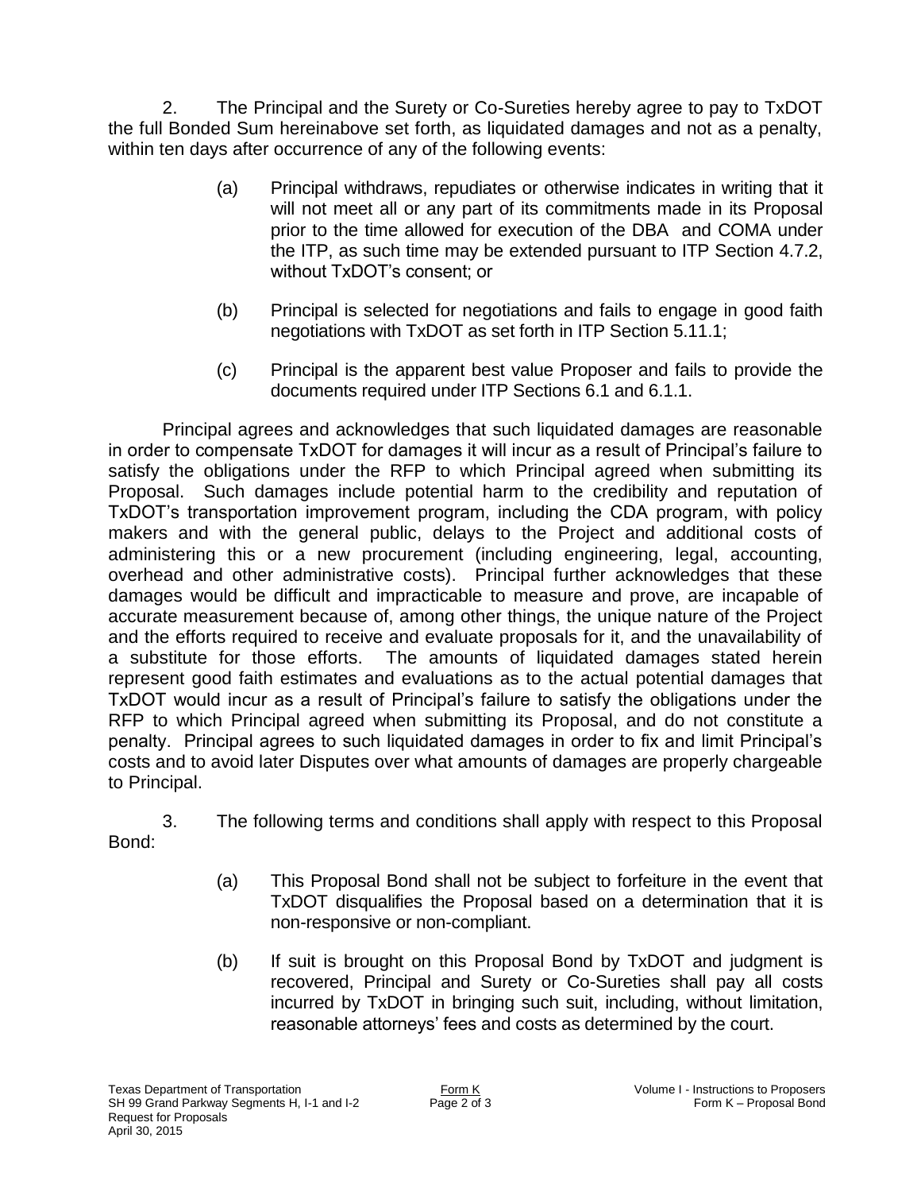2. The Principal and the Surety or Co-Sureties hereby agree to pay to TxDOT the full Bonded Sum hereinabove set forth, as liquidated damages and not as a penalty, within ten days after occurrence of any of the following events:

(a) Principal withdraws, repudiates or otherwise indicates in writing that it will not meet all or any part of its commitments made in its Proposal prior to the time allowed for execution of the DBA and COMA under the ITP, as such time may be extended pursuant to ITP Section 4.7.2, without TxDOT's consent; or

(b) Principal is selected for negotiations and fails to engage in good faith negotiations with TxDOT as set forth in ITP Section 5.11.1;

(c) Principal is the apparent best value Proposer and fails to provide the documents required under ITP Sections 6.1 and 6.1.1.

Principal agrees and acknowledges that such liquidated damages are reasonable in order to compensate TxDOT for damages it will incur as a result of Principal's failure to satisfy the obligations under the RFP to which Principal agreed when submitting its Proposal. Such damages include potential harm to the credibility and reputation of TxDOT's transportation improvement program, including the CDA program, with policy makers and with the general public, delays to the Project and additional costs of administering this or a new procurement (including engineering, legal, accounting, overhead and other administrative costs). Principal further acknowledges that these damages would be difficult and impracticable to measure and prove, are incapable of accurate measurement because of, among other things, the unique nature of the Project and the efforts required to receive and evaluate proposals for it, and the unavailability of a substitute for those efforts. The amounts of liquidated damages stated herein represent good faith estimates and evaluations as to the actual potential damages that TxDOT would incur as a result of Principal's failure to satisfy the obligations under the RFP to which Principal agreed when submitting its Proposal, and do not constitute a penalty. Principal agrees to such liquidated damages in order to fix and limit Principal's costs and to avoid later Disputes over what amounts of damages are properly chargeable to Principal.

3. The following terms and conditions shall apply with respect to this Proposal Bond:

(a) This Proposal Bond shall not be subject to forfeiture in the event that TxDOT disqualifies the Proposal based on a determination that it is non-responsive or non-compliant.

(b) If suit is brought on this Proposal Bond by TxDOT and judgment is recovered, Principal and Surety or Co-Sureties shall pay all costs incurred by TxDOT in bringing such suit, including, without limitation, reasonable attorneys' fees and costs as determined by the court.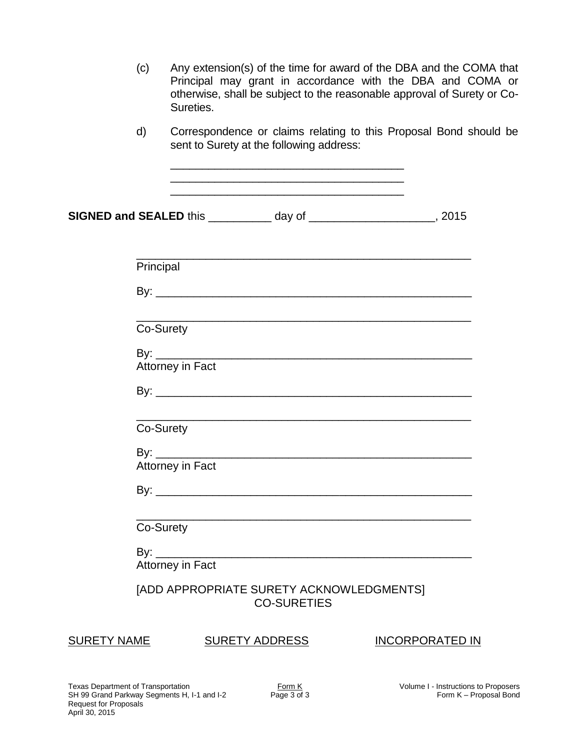(c) Any extension(s) of the time for award of the DBA and the COMA that Principal may grant in accordance with the DBA and COMA or otherwise, shall be subject to the reasonable approval of Surety or Co-Sureties.

d) Correspondence or claims relating to this Proposal Bond should be sent to Surety at the following address:

_____________________________________
_____________________________________
_____________________________________

**SIGNED and SEALED** this __________ day of ____________________, 2015

_____________________________________________________
Principal

By: __________________________________________________

_____________________________________________________
Co-Surety

By: __________________________________________________
Attorney in Fact

By: __________________________________________________

_____________________________________________________
Co-Surety

By: __________________________________________________
Attorney in Fact

By: __________________________________________________

_____________________________________________________
Co-Surety

By: __________________________________________________
Attorney in Fact

[ADD APPROPRIATE SURETY ACKNOWLEDGMENTS]

CO-SURETIES

| SURETY NAME | SURETY ADDRESS | INCORPORATED IN |
|---|---|---|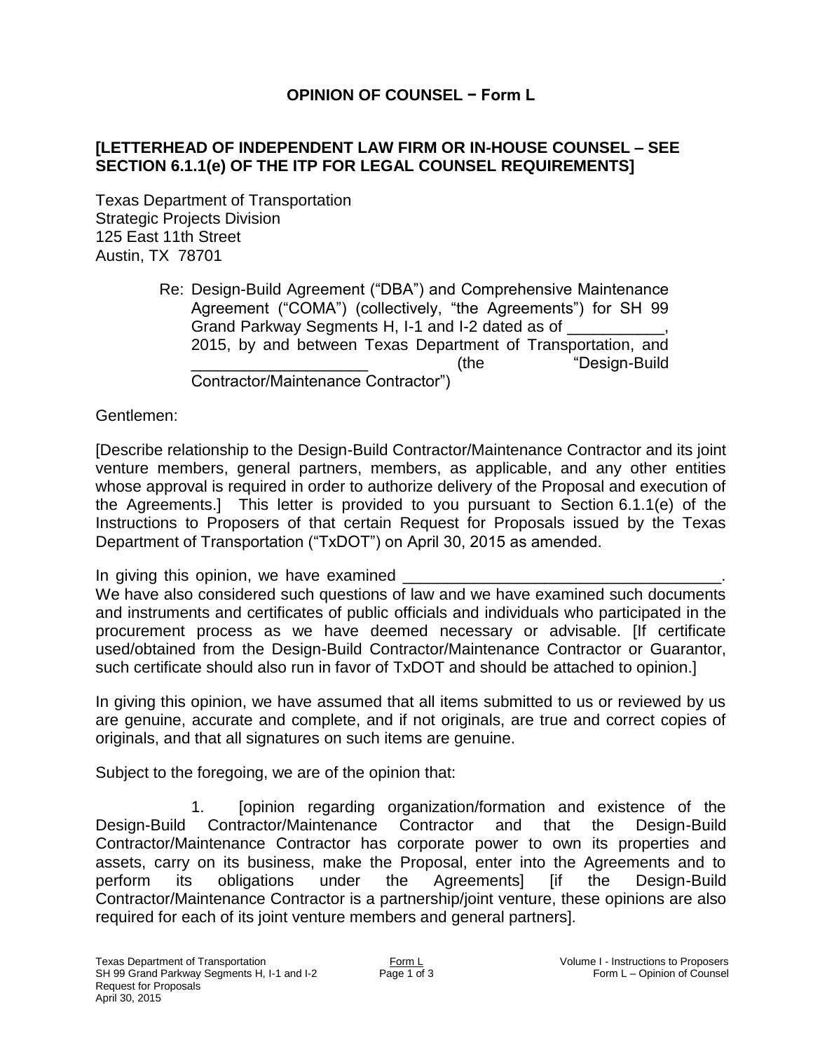# OPINION OF COUNSEL − Form L

**[LETTERHEAD OF INDEPENDENT LAW FIRM OR IN-HOUSE COUNSEL – SEE SECTION 6.1.1(e) OF THE ITP FOR LEGAL COUNSEL REQUIREMENTS]**

Texas Department of Transportation
Strategic Projects Division
125 East 11th Street
Austin, TX 78701

Re: Design-Build Agreement ("DBA") and Comprehensive Maintenance Agreement ("COMA") (collectively, "the Agreements") for SH 99 Grand Parkway Segments H, I-1 and I-2 dated as of ___________, 2015, by and between Texas Department of Transportation, and ____________________ (the "Design-Build Contractor/Maintenance Contractor")

Gentlemen:

[Describe relationship to the Design-Build Contractor/Maintenance Contractor and its joint venture members, general partners, members, as applicable, and any other entities whose approval is required in order to authorize delivery of the Proposal and execution of the Agreements.] This letter is provided to you pursuant to Section 6.1.1(e) of the Instructions to Proposers of that certain Request for Proposals issued by the Texas Department of Transportation ("TxDOT") on April 30, 2015 as amended.

In giving this opinion, we have examined ____________________________________. We have also considered such questions of law and we have examined such documents and instruments and certificates of public officials and individuals who participated in the procurement process as we have deemed necessary or advisable. [If certificate used/obtained from the Design-Build Contractor/Maintenance Contractor or Guarantor, such certificate should also run in favor of TxDOT and should be attached to opinion.]

In giving this opinion, we have assumed that all items submitted to us or reviewed by us are genuine, accurate and complete, and if not originals, are true and correct copies of originals, and that all signatures on such items are genuine.

Subject to the foregoing, we are of the opinion that:

1. [opinion regarding organization/formation and existence of the Design-Build Contractor/Maintenance Contractor and that the Design-Build Contractor/Maintenance Contractor has corporate power to own its properties and assets, carry on its business, make the Proposal, enter into the Agreements and to perform its obligations under the Agreements] [if the Design-Build Contractor/Maintenance Contractor is a partnership/joint venture, these opinions are also required for each of its joint venture members and general partners].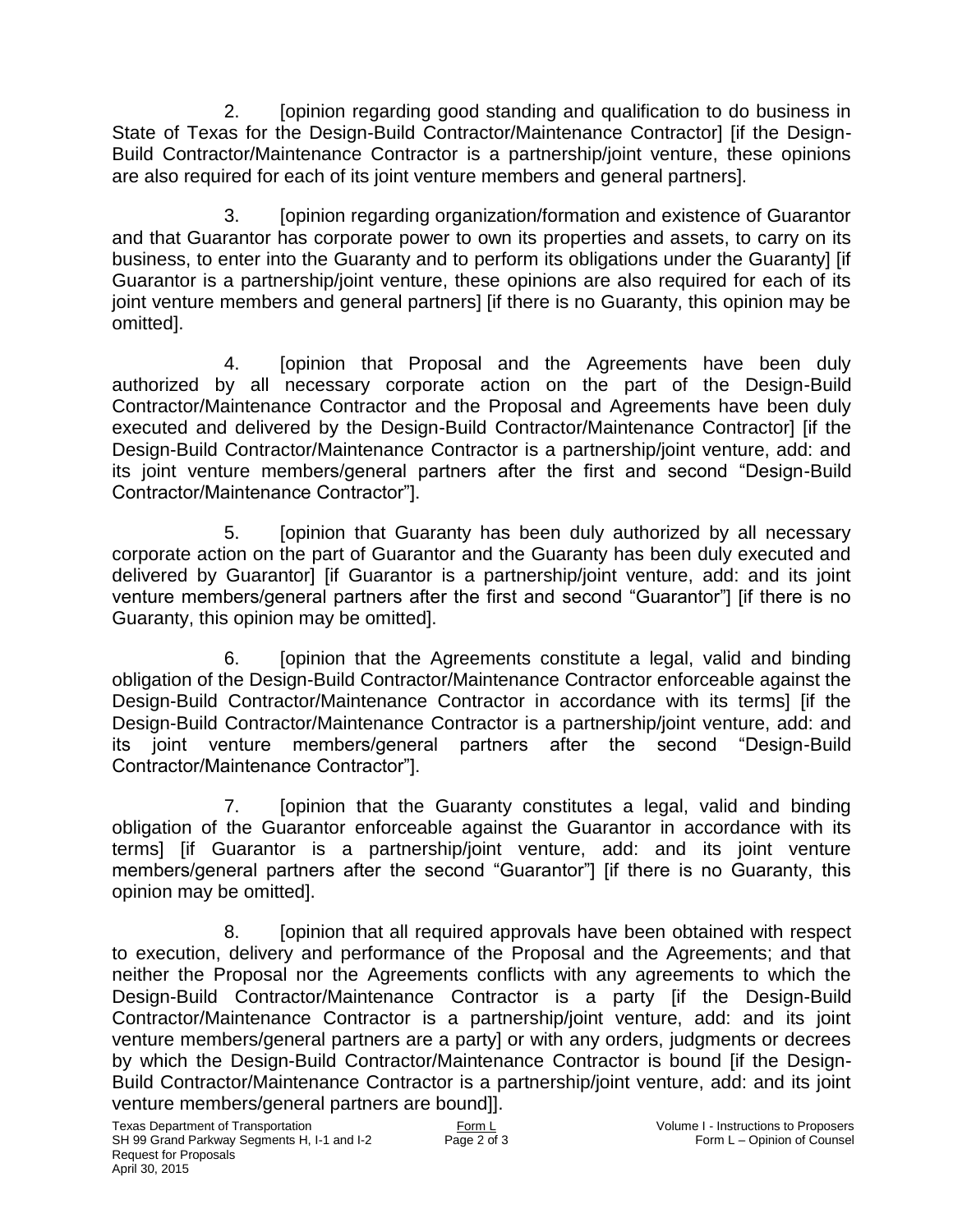2. [opinion regarding good standing and qualification to do business in State of Texas for the Design-Build Contractor/Maintenance Contractor] [if the Design-Build Contractor/Maintenance Contractor is a partnership/joint venture, these opinions are also required for each of its joint venture members and general partners].

3. [opinion regarding organization/formation and existence of Guarantor and that Guarantor has corporate power to own its properties and assets, to carry on its business, to enter into the Guaranty and to perform its obligations under the Guaranty] [if Guarantor is a partnership/joint venture, these opinions are also required for each of its joint venture members and general partners] [if there is no Guaranty, this opinion may be omitted].

4. [opinion that Proposal and the Agreements have been duly authorized by all necessary corporate action on the part of the Design-Build Contractor/Maintenance Contractor and the Proposal and Agreements have been duly executed and delivered by the Design-Build Contractor/Maintenance Contractor] [if the Design-Build Contractor/Maintenance Contractor is a partnership/joint venture, add: and its joint venture members/general partners after the first and second "Design-Build Contractor/Maintenance Contractor"].

5. [opinion that Guaranty has been duly authorized by all necessary corporate action on the part of Guarantor and the Guaranty has been duly executed and delivered by Guarantor] [if Guarantor is a partnership/joint venture, add: and its joint venture members/general partners after the first and second "Guarantor"] [if there is no Guaranty, this opinion may be omitted].

6. [opinion that the Agreements constitute a legal, valid and binding obligation of the Design-Build Contractor/Maintenance Contractor enforceable against the Design-Build Contractor/Maintenance Contractor in accordance with its terms] [if the Design-Build Contractor/Maintenance Contractor is a partnership/joint venture, add: and its joint venture members/general partners after the second "Design-Build Contractor/Maintenance Contractor"].

7. [opinion that the Guaranty constitutes a legal, valid and binding obligation of the Guarantor enforceable against the Guarantor in accordance with its terms] [if Guarantor is a partnership/joint venture, add: and its joint venture members/general partners after the second "Guarantor"] [if there is no Guaranty, this opinion may be omitted].

8. [opinion that all required approvals have been obtained with respect to execution, delivery and performance of the Proposal and the Agreements; and that neither the Proposal nor the Agreements conflicts with any agreements to which the Design-Build Contractor/Maintenance Contractor is a party [if the Design-Build Contractor/Maintenance Contractor is a partnership/joint venture, add: and its joint venture members/general partners are a party] or with any orders, judgments or decrees by which the Design-Build Contractor/Maintenance Contractor is bound [if the Design-Build Contractor/Maintenance Contractor is a partnership/joint venture, add: and its joint venture members/general partners are bound]].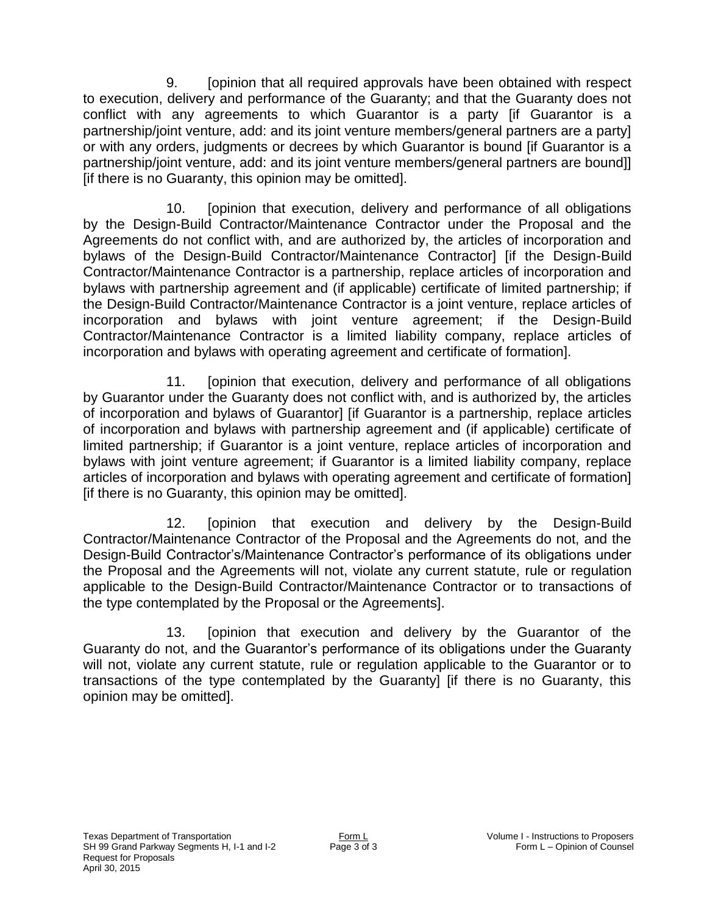9. [opinion that all required approvals have been obtained with respect to execution, delivery and performance of the Guaranty; and that the Guaranty does not conflict with any agreements to which Guarantor is a party [if Guarantor is a partnership/joint venture, add: and its joint venture members/general partners are a party] or with any orders, judgments or decrees by which Guarantor is bound [if Guarantor is a partnership/joint venture, add: and its joint venture members/general partners are bound]] [if there is no Guaranty, this opinion may be omitted].

10. [opinion that execution, delivery and performance of all obligations by the Design-Build Contractor/Maintenance Contractor under the Proposal and the Agreements do not conflict with, and are authorized by, the articles of incorporation and bylaws of the Design-Build Contractor/Maintenance Contractor] [if the Design-Build Contractor/Maintenance Contractor is a partnership, replace articles of incorporation and bylaws with partnership agreement and (if applicable) certificate of limited partnership; if the Design-Build Contractor/Maintenance Contractor is a joint venture, replace articles of incorporation and bylaws with joint venture agreement; if the Design-Build Contractor/Maintenance Contractor is a limited liability company, replace articles of incorporation and bylaws with operating agreement and certificate of formation].

11. [opinion that execution, delivery and performance of all obligations by Guarantor under the Guaranty does not conflict with, and is authorized by, the articles of incorporation and bylaws of Guarantor] [if Guarantor is a partnership, replace articles of incorporation and bylaws with partnership agreement and (if applicable) certificate of limited partnership; if Guarantor is a joint venture, replace articles of incorporation and bylaws with joint venture agreement; if Guarantor is a limited liability company, replace articles of incorporation and bylaws with operating agreement and certificate of formation] [if there is no Guaranty, this opinion may be omitted].

12. [opinion that execution and delivery by the Design-Build Contractor/Maintenance Contractor of the Proposal and the Agreements do not, and the Design-Build Contractor's/Maintenance Contractor's performance of its obligations under the Proposal and the Agreements will not, violate any current statute, rule or regulation applicable to the Design-Build Contractor/Maintenance Contractor or to transactions of the type contemplated by the Proposal or the Agreements].

13. [opinion that execution and delivery by the Guarantor of the Guaranty do not, and the Guarantor's performance of its obligations under the Guaranty will not, violate any current statute, rule or regulation applicable to the Guarantor or to transactions of the type contemplated by the Guaranty] [if there is no Guaranty, this opinion may be omitted].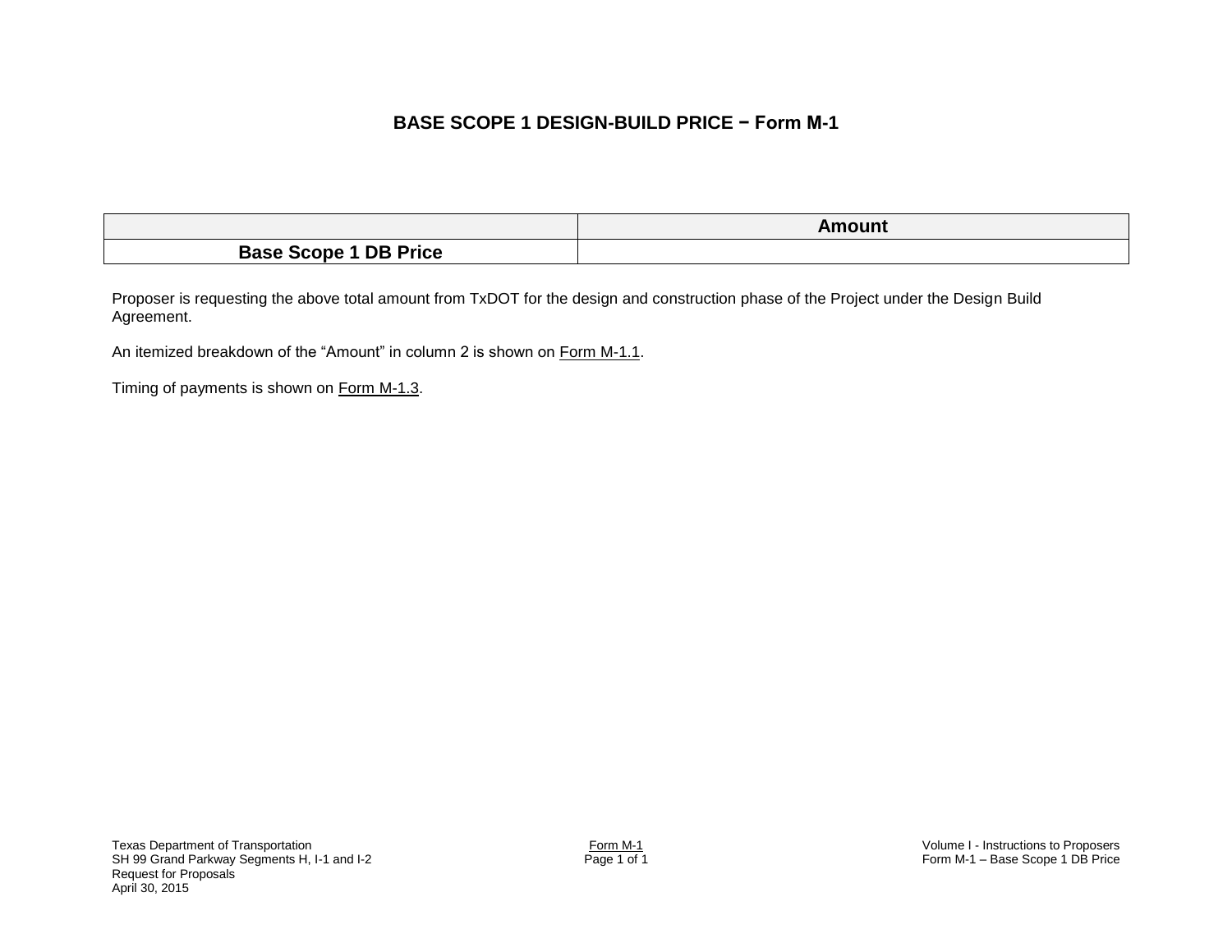# BASE SCOPE 1 DESIGN-BUILD PRICE − Form M-1

| | Amount |
|---|---|
| **Base Scope 1 DB Price** | |

Proposer is requesting the above total amount from TxDOT for the design and construction phase of the Project under the Design Build Agreement.

An itemized breakdown of the "Amount" in column 2 is shown on Form M-1.1.

Timing of payments is shown on Form M-1.3.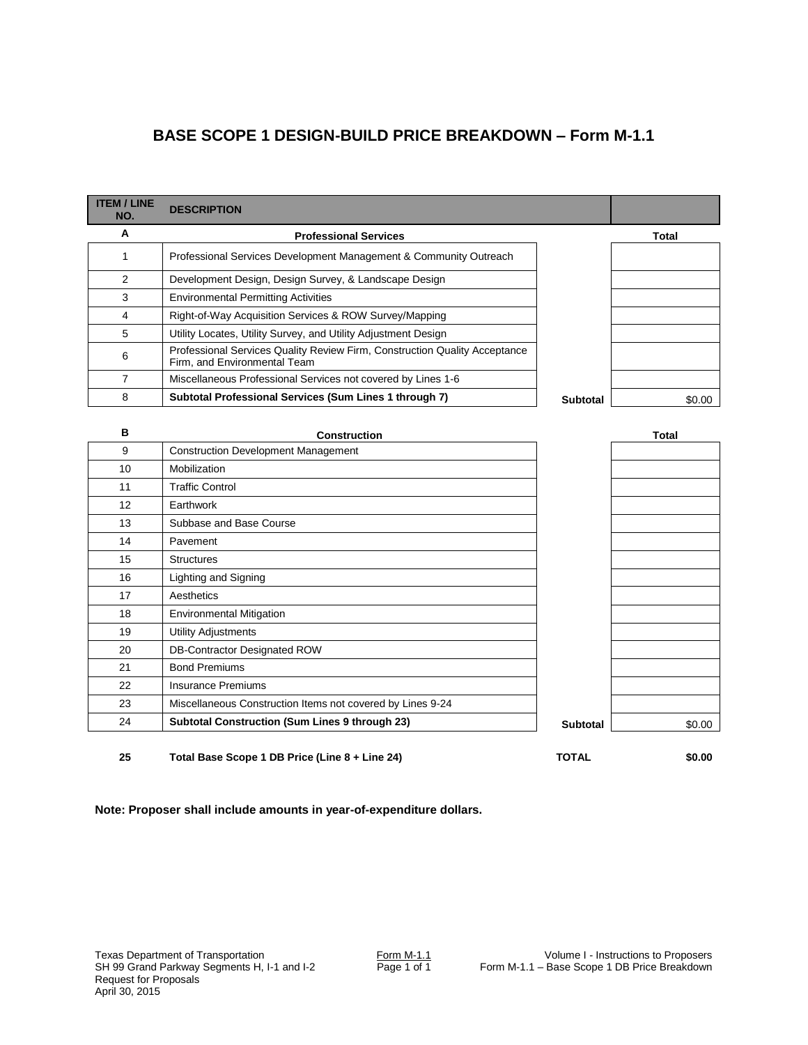# BASE SCOPE 1 DESIGN-BUILD PRICE BREAKDOWN – Form M-1.1

| ITEM / LINE NO. | DESCRIPTION | | |
|---|---|---|---|
| **A** | **Professional Services** | | **Total** |
| 1 | Professional Services Development Management & Community Outreach | | |
| 2 | Development Design, Design Survey, & Landscape Design | | |
| 3 | Environmental Permitting Activities | | |
| 4 | Right-of-Way Acquisition Services & ROW Survey/Mapping | | |
| 5 | Utility Locates, Utility Survey, and Utility Adjustment Design | | |
| 6 | Professional Services Quality Review Firm, Construction Quality Acceptance Firm, and Environmental Team | | |
| 7 | Miscellaneous Professional Services not covered by Lines 1-6 | | |
| 8 | **Subtotal Professional Services (Sum Lines 1 through 7)** | **Subtotal** | $0.00 |
| **B** | **Construction** | | **Total** |
| 9 | Construction Development Management | | |
| 10 | Mobilization | | |
| 11 | Traffic Control | | |
| 12 | Earthwork | | |
| 13 | Subbase and Base Course | | |
| 14 | Pavement | | |
| 15 | Structures | | |
| 16 | Lighting and Signing | | |
| 17 | Aesthetics | | |
| 18 | Environmental Mitigation | | |
| 19 | Utility Adjustments | | |
| 20 | DB-Contractor Designated ROW | | |
| 21 | Bond Premiums | | |
| 22 | Insurance Premiums | | |
| 23 | Miscellaneous Construction Items not covered by Lines 9-24 | | |
| 24 | **Subtotal Construction (Sum Lines 9 through 23)** | **Subtotal** | $0.00 |
| **25** | **Total Base Scope 1 DB Price (Line 8 + Line 24)** | **TOTAL** | **$0.00** |

**Note: Proposer shall include amounts in year-of-expenditure dollars.**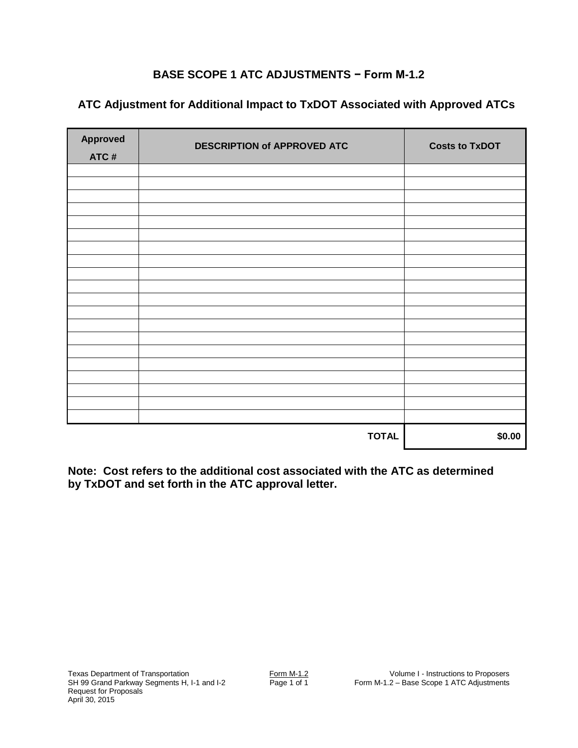## BASE SCOPE 1 ATC ADJUSTMENTS − Form M-1.2

### ATC Adjustment for Additional Impact to TxDOT Associated with Approved ATCs

| Approved ATC # | DESCRIPTION of APPROVED ATC | Costs to TxDOT |
|---|---|---|
| | | |
| | | |
| | | |
| | | |
| | | |
| | | |
| | | |
| | | |
| | | |
| | | |
| | | |
| | | |
| | | |
| | | |
| | | |
| | | |
| | | |
| | | |
| | | |
| | | |
| | **TOTAL** | **$0.00** |

**Note: Cost refers to the additional cost associated with the ATC as determined by TxDOT and set forth in the ATC approval letter.**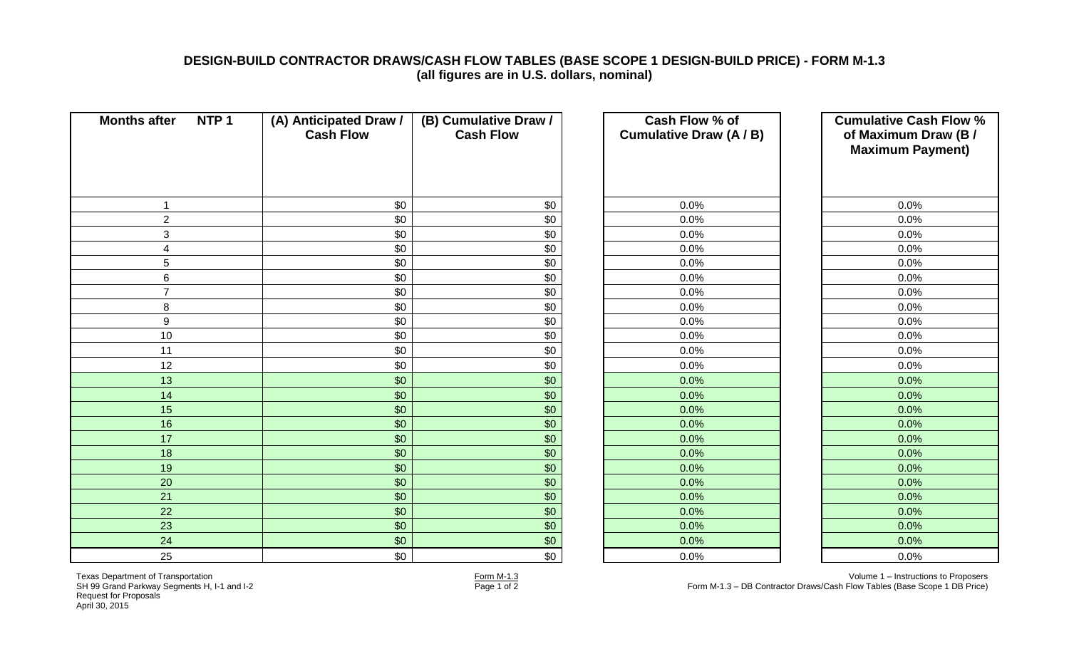**DESIGN-BUILD CONTRACTOR DRAWS/CASH FLOW TABLES (BASE SCOPE 1 DESIGN-BUILD PRICE) - FORM M-1.3**
**(all figures are in U.S. dollars, nominal)**

| Months after NTP 1 | (A) Anticipated Draw / Cash Flow | (B) Cumulative Draw / Cash Flow | Cash Flow % of Cumulative Draw (A / B) | Cumulative Cash Flow % of Maximum Draw (B / Maximum Payment) |
|---|---|---|---|---|
| 1 | $0 | $0 | 0.0% | 0.0% |
| 2 | $0 | $0 | 0.0% | 0.0% |
| 3 | $0 | $0 | 0.0% | 0.0% |
| 4 | $0 | $0 | 0.0% | 0.0% |
| 5 | $0 | $0 | 0.0% | 0.0% |
| 6 | $0 | $0 | 0.0% | 0.0% |
| 7 | $0 | $0 | 0.0% | 0.0% |
| 8 | $0 | $0 | 0.0% | 0.0% |
| 9 | $0 | $0 | 0.0% | 0.0% |
| 10 | $0 | $0 | 0.0% | 0.0% |
| 11 | $0 | $0 | 0.0% | 0.0% |
| 12 | $0 | $0 | 0.0% | 0.0% |
| 13 | $0 | $0 | 0.0% | 0.0% |
| 14 | $0 | $0 | 0.0% | 0.0% |
| 15 | $0 | $0 | 0.0% | 0.0% |
| 16 | $0 | $0 | 0.0% | 0.0% |
| 17 | $0 | $0 | 0.0% | 0.0% |
| 18 | $0 | $0 | 0.0% | 0.0% |
| 19 | $0 | $0 | 0.0% | 0.0% |
| 20 | $0 | $0 | 0.0% | 0.0% |
| 21 | $0 | $0 | 0.0% | 0.0% |
| 22 | $0 | $0 | 0.0% | 0.0% |
| 23 | $0 | $0 | 0.0% | 0.0% |
| 24 | $0 | $0 | 0.0% | 0.0% |
| 25 | $0 | $0 | 0.0% | 0.0% |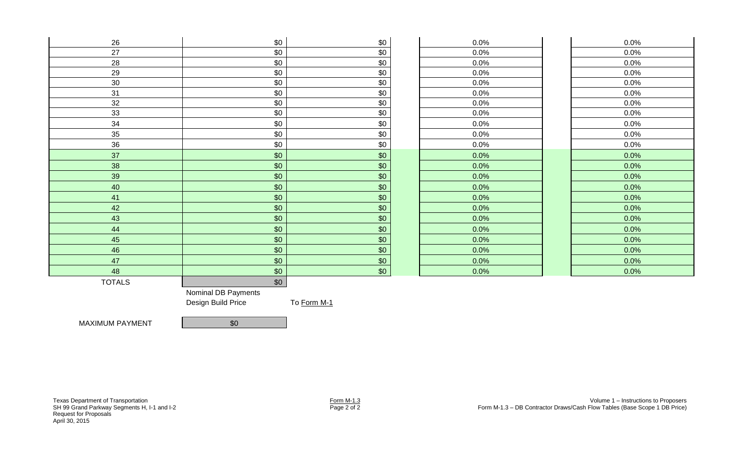| | | | | |
|---|---|---|---|---|
| 26 | $0 | $0 | 0.0% | 0.0% |
| 27 | $0 | $0 | 0.0% | 0.0% |
| 28 | $0 | $0 | 0.0% | 0.0% |
| 29 | $0 | $0 | 0.0% | 0.0% |
| 30 | $0 | $0 | 0.0% | 0.0% |
| 31 | $0 | $0 | 0.0% | 0.0% |
| 32 | $0 | $0 | 0.0% | 0.0% |
| 33 | $0 | $0 | 0.0% | 0.0% |
| 34 | $0 | $0 | 0.0% | 0.0% |
| 35 | $0 | $0 | 0.0% | 0.0% |
| 36 | $0 | $0 | 0.0% | 0.0% |
| 37 | $0 | $0 | 0.0% | 0.0% |
| 38 | $0 | $0 | 0.0% | 0.0% |
| 39 | $0 | $0 | 0.0% | 0.0% |
| 40 | $0 | $0 | 0.0% | 0.0% |
| 41 | $0 | $0 | 0.0% | 0.0% |
| 42 | $0 | $0 | 0.0% | 0.0% |
| 43 | $0 | $0 | 0.0% | 0.0% |
| 44 | $0 | $0 | 0.0% | 0.0% |
| 45 | $0 | $0 | 0.0% | 0.0% |
| 46 | $0 | $0 | 0.0% | 0.0% |
| 47 | $0 | $0 | 0.0% | 0.0% |
| 48 | $0 | $0 | 0.0% | 0.0% |
| TOTALS | $0 | | | |
| | Nominal DB Payments | | | |
| | Design Build Price | To Form M-1 | | |

| | |
|---|---|
| MAXIMUM PAYMENT | $0 |

Texas Department of Transportation
SH 99 Grand Parkway Segments H, I-1 and I-2
Request for Proposals
April 30, 2015

Form M-1.3

Volume 1 – Instructions to Proposers
Form M-1.3 – DB Contractor Draws/Cash Flow Tables (Base Scope 1 DB Price)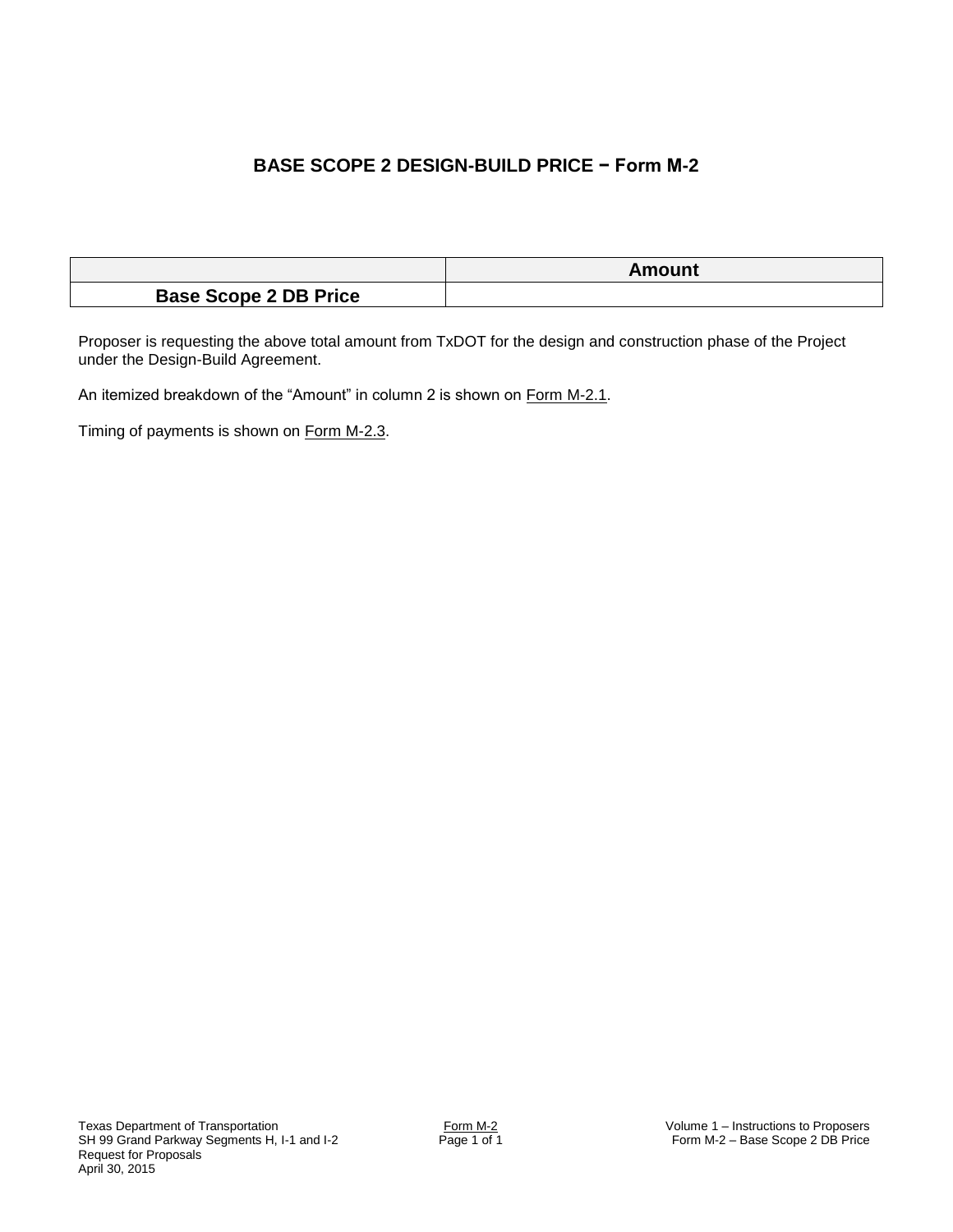# BASE SCOPE 2 DESIGN-BUILD PRICE − Form M-2

| | Amount |
|---|---|
| **Base Scope 2 DB Price** | |

Proposer is requesting the above total amount from TxDOT for the design and construction phase of the Project under the Design-Build Agreement.

An itemized breakdown of the "Amount" in column 2 is shown on Form M-2.1.

Timing of payments is shown on Form M-2.3.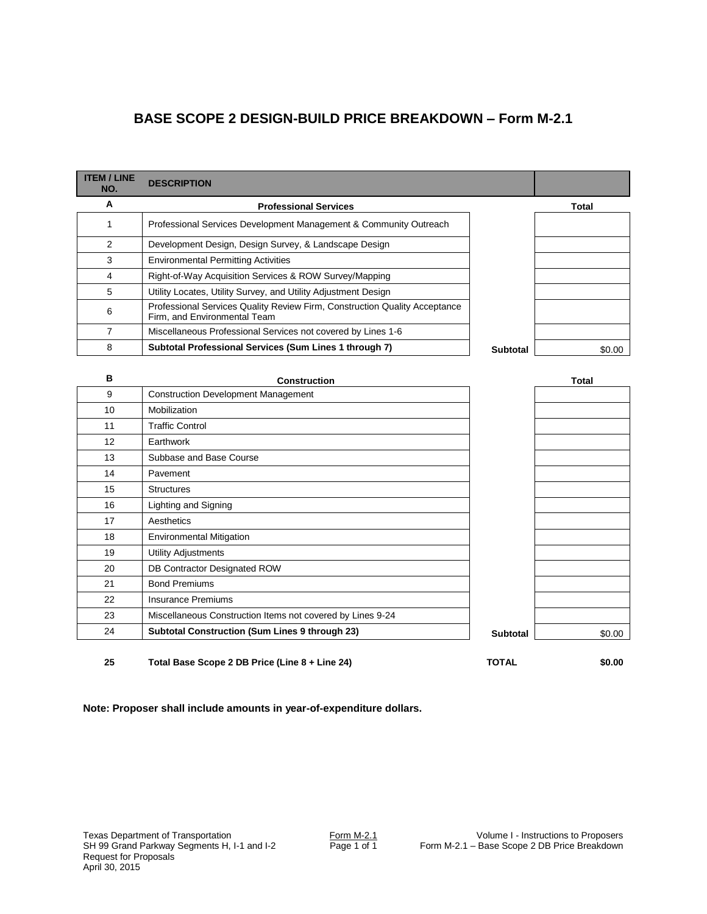# BASE SCOPE 2 DESIGN-BUILD PRICE BREAKDOWN – Form M-2.1

| ITEM / LINE NO. | DESCRIPTION | | |
|---|---|---|---|
| **A** | **Professional Services** | | **Total** |
| 1 | Professional Services Development Management & Community Outreach | | |
| 2 | Development Design, Design Survey, & Landscape Design | | |
| 3 | Environmental Permitting Activities | | |
| 4 | Right-of-Way Acquisition Services & ROW Survey/Mapping | | |
| 5 | Utility Locates, Utility Survey, and Utility Adjustment Design | | |
| 6 | Professional Services Quality Review Firm, Construction Quality Acceptance Firm, and Environmental Team | | |
| 7 | Miscellaneous Professional Services not covered by Lines 1-6 | | |
| 8 | **Subtotal Professional Services (Sum Lines 1 through 7)** | **Subtotal** | $0.00 |
| **B** | **Construction** | | **Total** |
| 9 | Construction Development Management | | |
| 10 | Mobilization | | |
| 11 | Traffic Control | | |
| 12 | Earthwork | | |
| 13 | Subbase and Base Course | | |
| 14 | Pavement | | |
| 15 | Structures | | |
| 16 | Lighting and Signing | | |
| 17 | Aesthetics | | |
| 18 | Environmental Mitigation | | |
| 19 | Utility Adjustments | | |
| 20 | DB Contractor Designated ROW | | |
| 21 | Bond Premiums | | |
| 22 | Insurance Premiums | | |
| 23 | Miscellaneous Construction Items not covered by Lines 9-24 | | |
| 24 | **Subtotal Construction (Sum Lines 9 through 23)** | **Subtotal** | $0.00 |
| **25** | **Total Base Scope 2 DB Price (Line 8 + Line 24)** | **TOTAL** | **$0.00** |

**Note: Proposer shall include amounts in year-of-expenditure dollars.**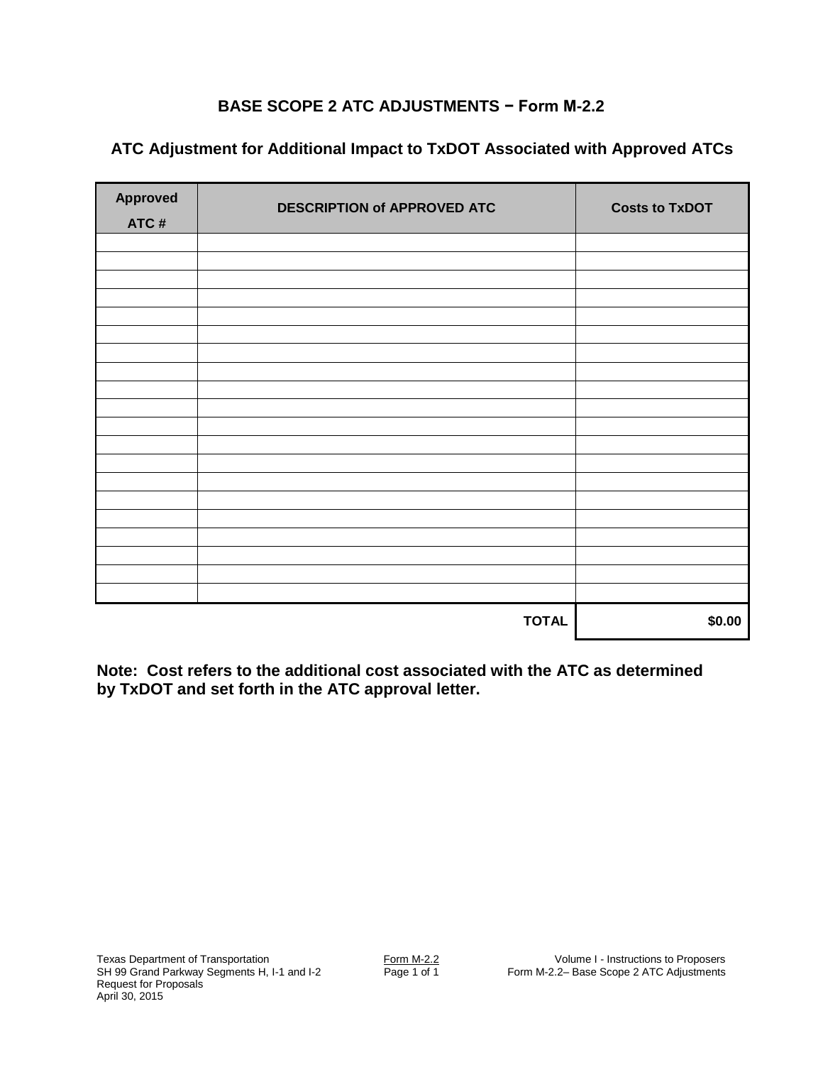## BASE SCOPE 2 ATC ADJUSTMENTS − Form M-2.2

### ATC Adjustment for Additional Impact to TxDOT Associated with Approved ATCs

| Approved ATC # | DESCRIPTION of APPROVED ATC | Costs to TxDOT |
|---|---|---|
| | | |
| | | |
| | | |
| | | |
| | | |
| | | |
| | | |
| | | |
| | | |
| | | |
| | | |
| | | |
| | | |
| | | |
| | | |
| | | |
| | | |
| | | |
| | | |
| | | |
| | **TOTAL** | **$0.00** |

**Note: Cost refers to the additional cost associated with the ATC as determined by TxDOT and set forth in the ATC approval letter.**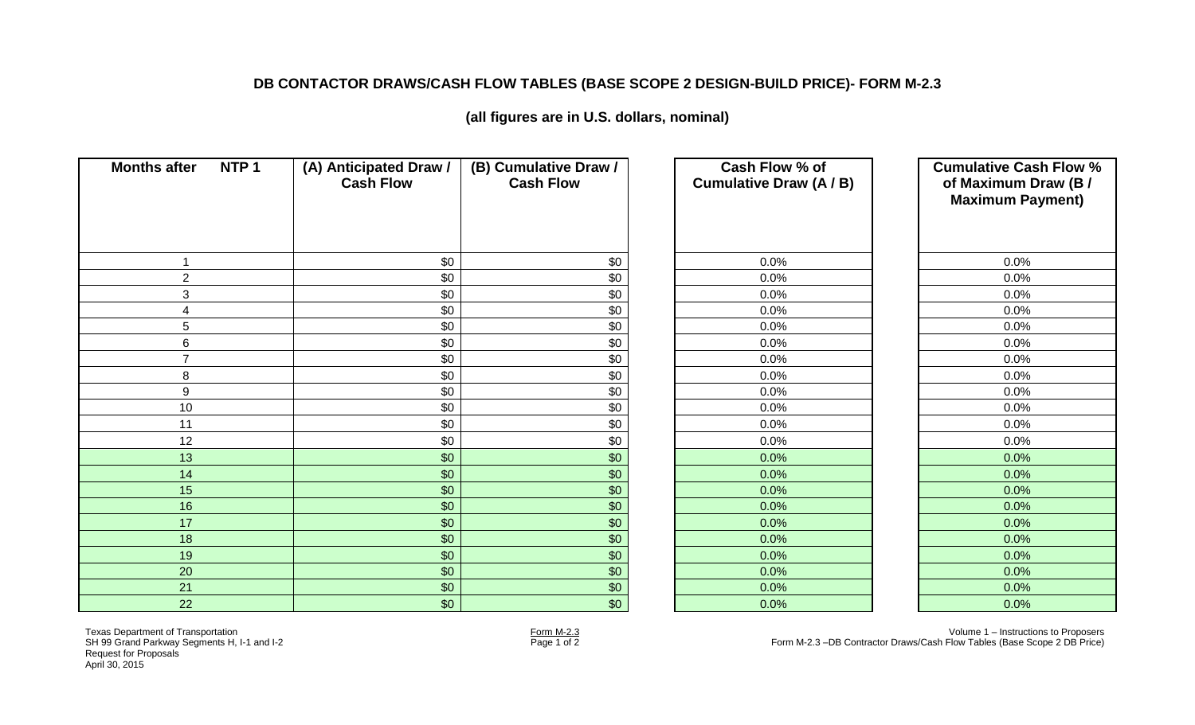## DB CONTACTOR DRAWS/CASH FLOW TABLES (BASE SCOPE 2 DESIGN-BUILD PRICE)- FORM M-2.3

**(all figures are in U.S. dollars, nominal)**

| Months after NTP 1 | (A) Anticipated Draw / Cash Flow | (B) Cumulative Draw / Cash Flow | Cash Flow % of Cumulative Draw (A / B) | Cumulative Cash Flow % of Maximum Draw (B / Maximum Payment) |
|---|---|---|---|---|
| 1 | $0 | $0 | 0.0% | 0.0% |
| 2 | $0 | $0 | 0.0% | 0.0% |
| 3 | $0 | $0 | 0.0% | 0.0% |
| 4 | $0 | $0 | 0.0% | 0.0% |
| 5 | $0 | $0 | 0.0% | 0.0% |
| 6 | $0 | $0 | 0.0% | 0.0% |
| 7 | $0 | $0 | 0.0% | 0.0% |
| 8 | $0 | $0 | 0.0% | 0.0% |
| 9 | $0 | $0 | 0.0% | 0.0% |
| 10 | $0 | $0 | 0.0% | 0.0% |
| 11 | $0 | $0 | 0.0% | 0.0% |
| 12 | $0 | $0 | 0.0% | 0.0% |
| 13 | $0 | $0 | 0.0% | 0.0% |
| 14 | $0 | $0 | 0.0% | 0.0% |
| 15 | $0 | $0 | 0.0% | 0.0% |
| 16 | $0 | $0 | 0.0% | 0.0% |
| 17 | $0 | $0 | 0.0% | 0.0% |
| 18 | $0 | $0 | 0.0% | 0.0% |
| 19 | $0 | $0 | 0.0% | 0.0% |
| 20 | $0 | $0 | 0.0% | 0.0% |
| 21 | $0 | $0 | 0.0% | 0.0% |
| 22 | $0 | $0 | 0.0% | 0.0% |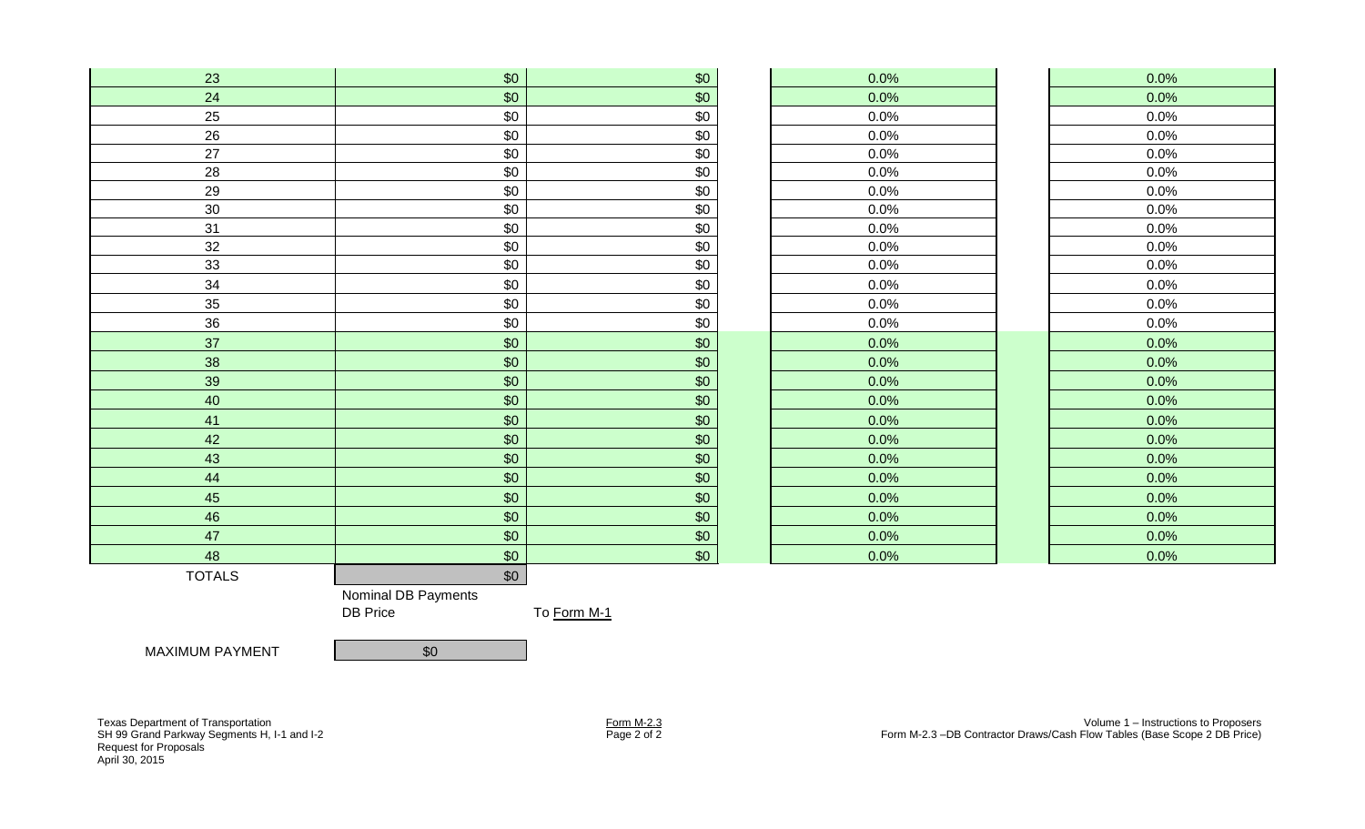| | | | | |
|---|---|---|---|---|
| 23 | $0 | $0 | 0.0% | 0.0% |
| 24 | $0 | $0 | 0.0% | 0.0% |
| 25 | $0 | $0 | 0.0% | 0.0% |
| 26 | $0 | $0 | 0.0% | 0.0% |
| 27 | $0 | $0 | 0.0% | 0.0% |
| 28 | $0 | $0 | 0.0% | 0.0% |
| 29 | $0 | $0 | 0.0% | 0.0% |
| 30 | $0 | $0 | 0.0% | 0.0% |
| 31 | $0 | $0 | 0.0% | 0.0% |
| 32 | $0 | $0 | 0.0% | 0.0% |
| 33 | $0 | $0 | 0.0% | 0.0% |
| 34 | $0 | $0 | 0.0% | 0.0% |
| 35 | $0 | $0 | 0.0% | 0.0% |
| 36 | $0 | $0 | 0.0% | 0.0% |
| 37 | $0 | $0 | 0.0% | 0.0% |
| 38 | $0 | $0 | 0.0% | 0.0% |
| 39 | $0 | $0 | 0.0% | 0.0% |
| 40 | $0 | $0 | 0.0% | 0.0% |
| 41 | $0 | $0 | 0.0% | 0.0% |
| 42 | $0 | $0 | 0.0% | 0.0% |
| 43 | $0 | $0 | 0.0% | 0.0% |
| 44 | $0 | $0 | 0.0% | 0.0% |
| 45 | $0 | $0 | 0.0% | 0.0% |
| 46 | $0 | $0 | 0.0% | 0.0% |
| 47 | $0 | $0 | 0.0% | 0.0% |
| 48 | $0 | $0 | 0.0% | 0.0% |
| TOTALS | $0 | | | |
| | Nominal DB Payments | | | |
| | DB Price | To Form M-1 | | |

| | |
|---|---|
| MAXIMUM PAYMENT | $0 |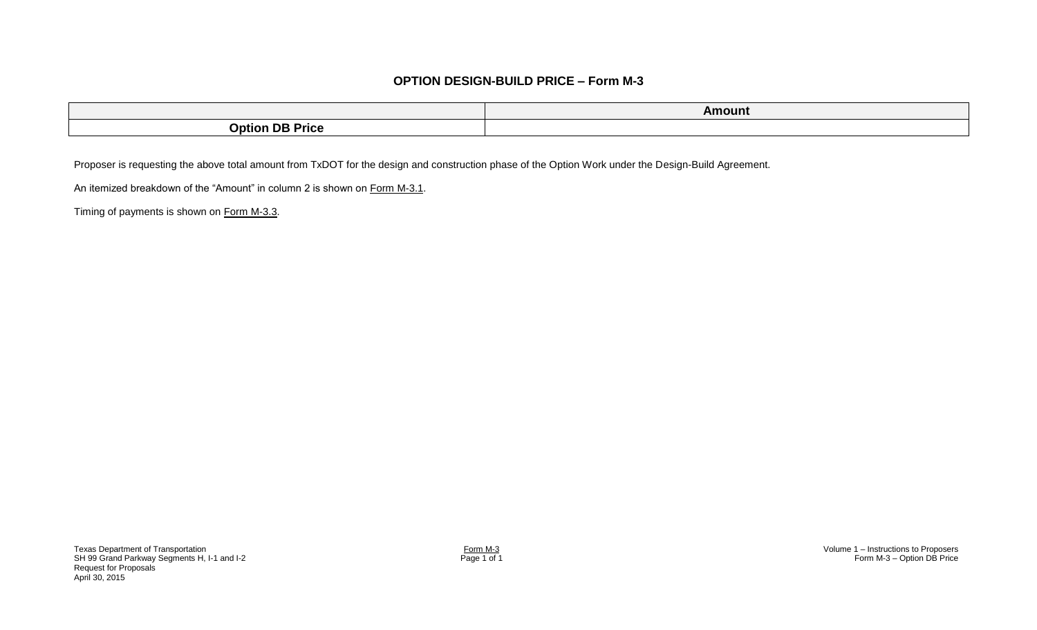# OPTION DESIGN-BUILD PRICE – Form M-3

| | Amount |
|---|---|
| **Option DB Price** | |

Proposer is requesting the above total amount from TxDOT for the design and construction phase of the Option Work under the Design-Build Agreement.

An itemized breakdown of the "Amount" in column 2 is shown on Form M-3.1.

Timing of payments is shown on Form M-3.3.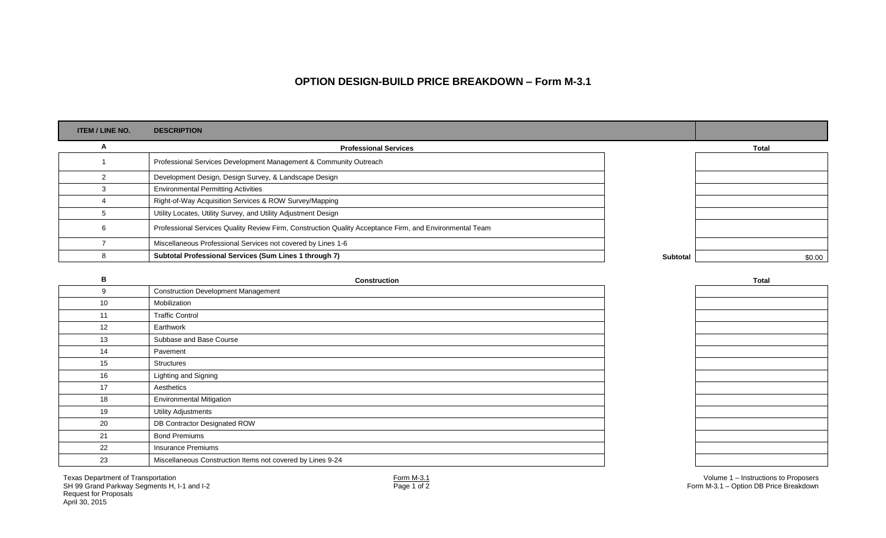# OPTION DESIGN-BUILD PRICE BREAKDOWN – Form M-3.1

| ITEM / LINE NO. | DESCRIPTION | | |
|---|---|---|---|
| **A** | **Professional Services** | | **Total** |
| 1 | Professional Services Development Management & Community Outreach | | |
| 2 | Development Design, Design Survey, & Landscape Design | | |
| 3 | Environmental Permitting Activities | | |
| 4 | Right-of-Way Acquisition Services & ROW Survey/Mapping | | |
| 5 | Utility Locates, Utility Survey, and Utility Adjustment Design | | |
| 6 | Professional Services Quality Review Firm, Construction Quality Acceptance Firm, and Environmental Team | | |
| 7 | Miscellaneous Professional Services not covered by Lines 1-6 | | |
| 8 | **Subtotal Professional Services (Sum Lines 1 through 7)** | **Subtotal** | $0.00 |

| ITEM / LINE NO. | DESCRIPTION | Total |
|---|---|---|
| **B** | **Construction** | **Total** |
| 9 | Construction Development Management | |
| 10 | Mobilization | |
| 11 | Traffic Control | |
| 12 | Earthwork | |
| 13 | Subbase and Base Course | |
| 14 | Pavement | |
| 15 | Structures | |
| 16 | Lighting and Signing | |
| 17 | Aesthetics | |
| 18 | Environmental Mitigation | |
| 19 | Utility Adjustments | |
| 20 | DB Contractor Designated ROW | |
| 21 | Bond Premiums | |
| 22 | Insurance Premiums | |
| 23 | Miscellaneous Construction Items not covered by Lines 9-24 | |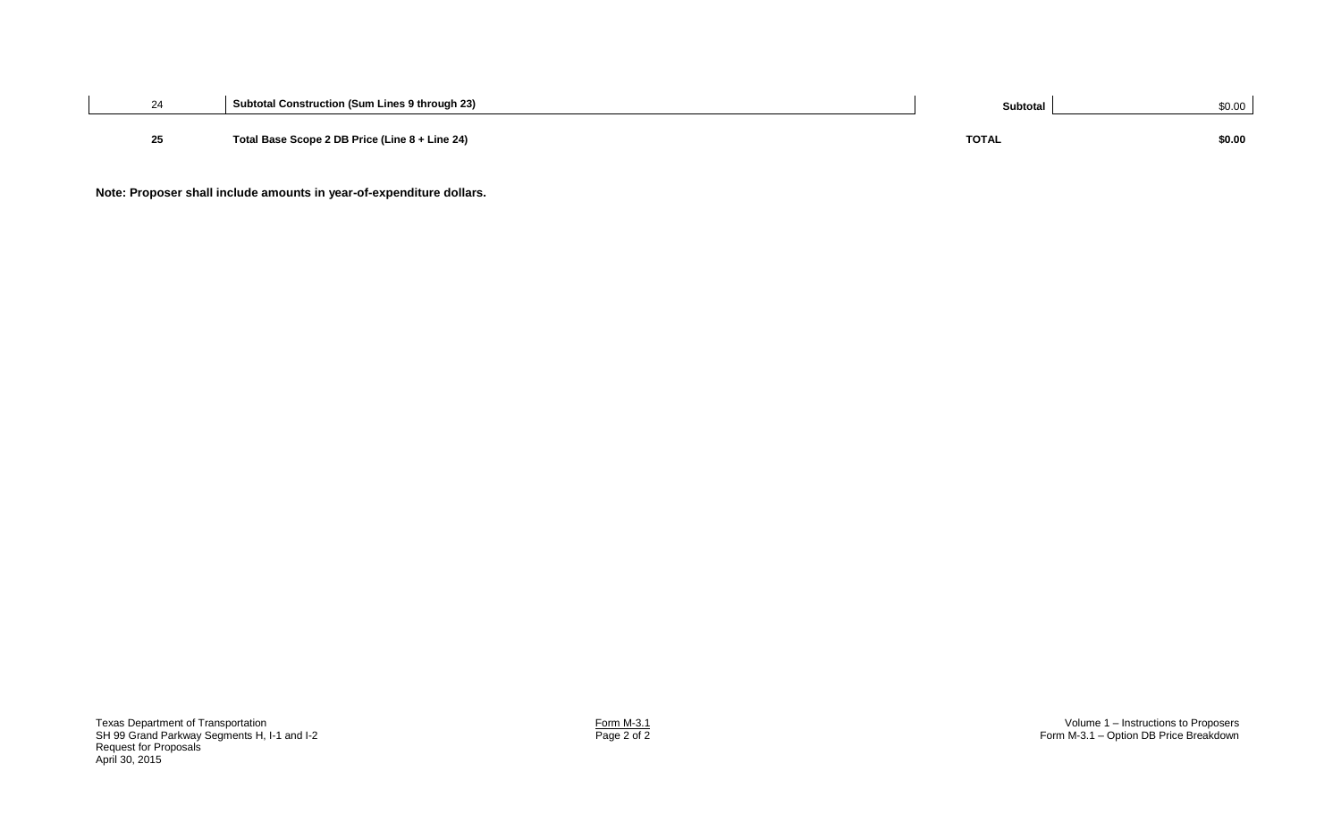| | | | |
|---|---|---|---|
| 24 | **Subtotal Construction (Sum Lines 9 through 23)** | **Subtotal** | $0.00 |
| **25** | **Total Base Scope 2 DB Price (Line 8 + Line 24)** | **TOTAL** | **$0.00** |

**Note: Proposer shall include amounts in year-of-expenditure dollars.**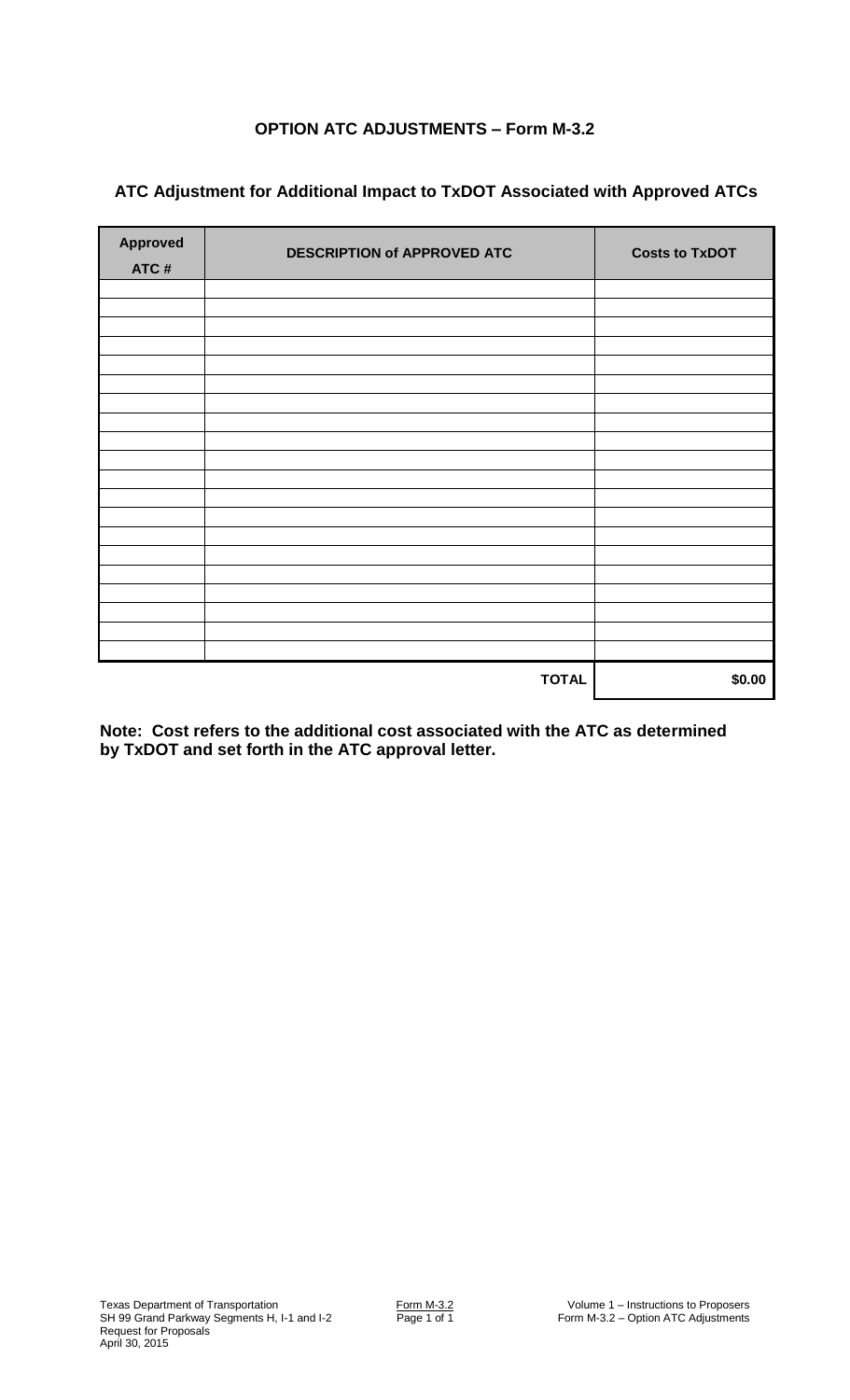# OPTION ATC ADJUSTMENTS – Form M-3.2

## ATC Adjustment for Additional Impact to TxDOT Associated with Approved ATCs

| Approved ATC # | DESCRIPTION of APPROVED ATC | Costs to TxDOT |
|---|---|---|
| | | |
| | | |
| | | |
| | | |
| | | |
| | | |
| | | |
| | | |
| | | |
| | | |
| | | |
| | | |
| | | |
| | | |
| | | |
| | | |
| | | |
| | | |
| | | |
| | | |
| | **TOTAL** | **$0.00** |

**Note: Cost refers to the additional cost associated with the ATC as determined by TxDOT and set forth in the ATC approval letter.**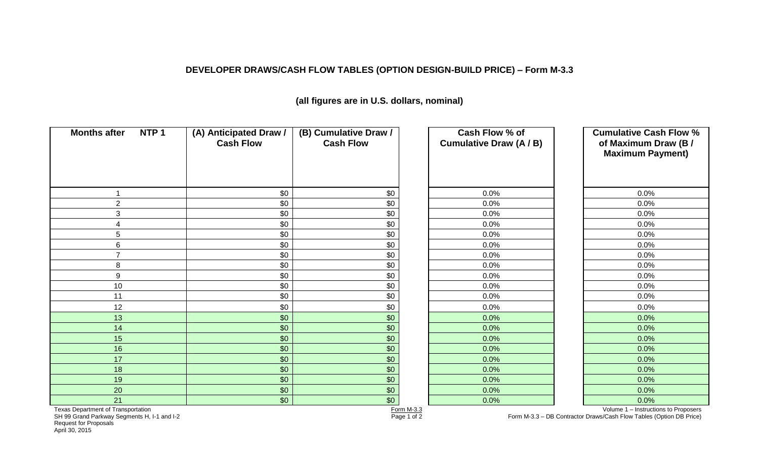**DEVELOPER DRAWS/CASH FLOW TABLES (OPTION DESIGN-BUILD PRICE) – Form M-3.3**

**(all figures are in U.S. dollars, nominal)**

| Months after NTP 1 | (A) Anticipated Draw / Cash Flow | (B) Cumulative Draw / Cash Flow | Cash Flow % of Cumulative Draw (A / B) | Cumulative Cash Flow % of Maximum Draw (B / Maximum Payment) |
|---|---|---|---|---|
| 1 | $0 | $0 | 0.0% | 0.0% |
| 2 | $0 | $0 | 0.0% | 0.0% |
| 3 | $0 | $0 | 0.0% | 0.0% |
| 4 | $0 | $0 | 0.0% | 0.0% |
| 5 | $0 | $0 | 0.0% | 0.0% |
| 6 | $0 | $0 | 0.0% | 0.0% |
| 7 | $0 | $0 | 0.0% | 0.0% |
| 8 | $0 | $0 | 0.0% | 0.0% |
| 9 | $0 | $0 | 0.0% | 0.0% |
| 10 | $0 | $0 | 0.0% | 0.0% |
| 11 | $0 | $0 | 0.0% | 0.0% |
| 12 | $0 | $0 | 0.0% | 0.0% |
| 13 | $0 | $0 | 0.0% | 0.0% |
| 14 | $0 | $0 | 0.0% | 0.0% |
| 15 | $0 | $0 | 0.0% | 0.0% |
| 16 | $0 | $0 | 0.0% | 0.0% |
| 17 | $0 | $0 | 0.0% | 0.0% |
| 18 | $0 | $0 | 0.0% | 0.0% |
| 19 | $0 | $0 | 0.0% | 0.0% |
| 20 | $0 | $0 | 0.0% | 0.0% |
| 21 | $0 | $0 | 0.0% | 0.0% |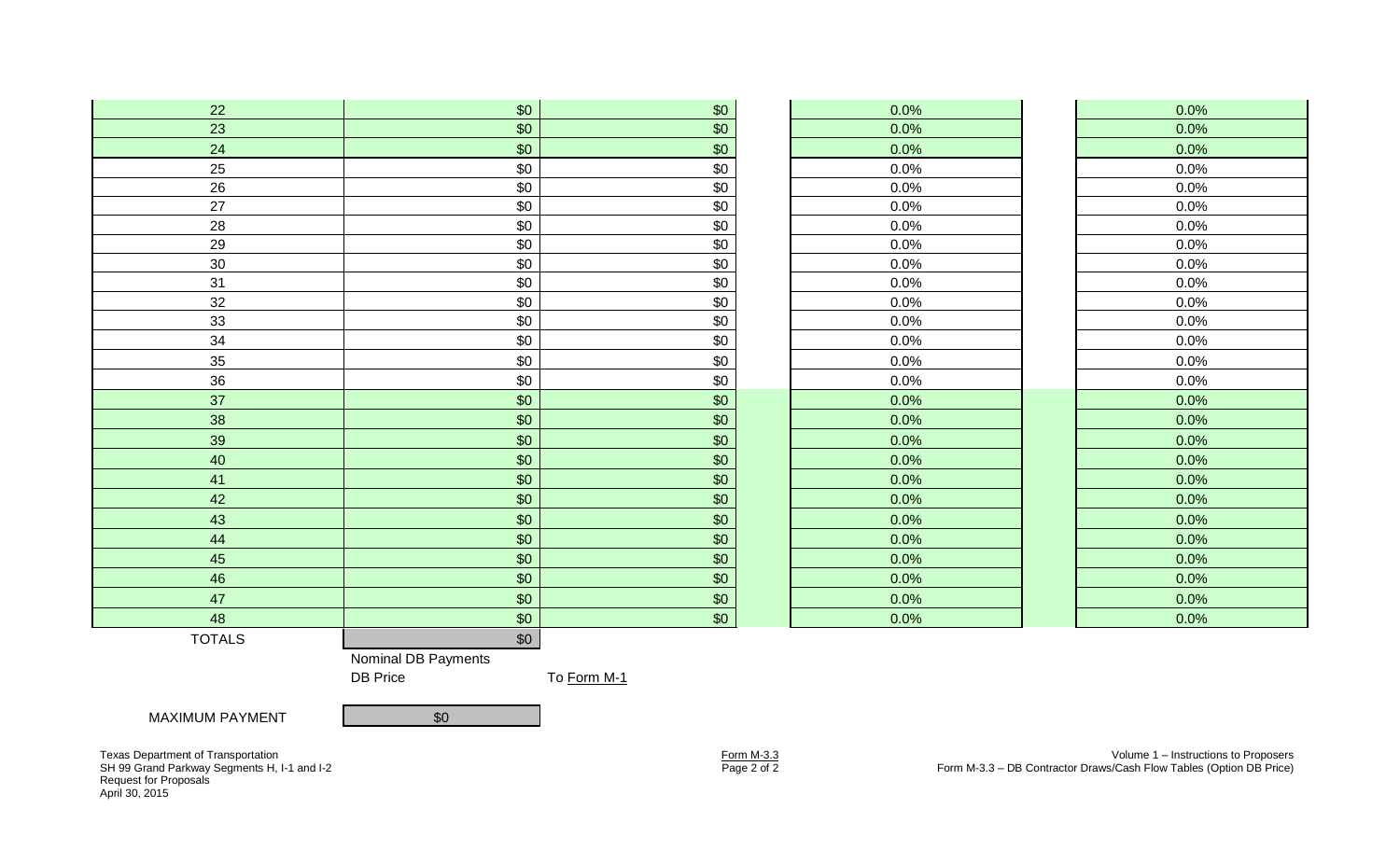| | | | | |
|---|---|---|---|---|
| 22 | $0 | $0 | 0.0% | 0.0% |
| 23 | $0 | $0 | 0.0% | 0.0% |
| 24 | $0 | $0 | 0.0% | 0.0% |
| 25 | $0 | $0 | 0.0% | 0.0% |
| 26 | $0 | $0 | 0.0% | 0.0% |
| 27 | $0 | $0 | 0.0% | 0.0% |
| 28 | $0 | $0 | 0.0% | 0.0% |
| 29 | $0 | $0 | 0.0% | 0.0% |
| 30 | $0 | $0 | 0.0% | 0.0% |
| 31 | $0 | $0 | 0.0% | 0.0% |
| 32 | $0 | $0 | 0.0% | 0.0% |
| 33 | $0 | $0 | 0.0% | 0.0% |
| 34 | $0 | $0 | 0.0% | 0.0% |
| 35 | $0 | $0 | 0.0% | 0.0% |
| 36 | $0 | $0 | 0.0% | 0.0% |
| 37 | $0 | $0 | 0.0% | 0.0% |
| 38 | $0 | $0 | 0.0% | 0.0% |
| 39 | $0 | $0 | 0.0% | 0.0% |
| 40 | $0 | $0 | 0.0% | 0.0% |
| 41 | $0 | $0 | 0.0% | 0.0% |
| 42 | $0 | $0 | 0.0% | 0.0% |
| 43 | $0 | $0 | 0.0% | 0.0% |
| 44 | $0 | $0 | 0.0% | 0.0% |
| 45 | $0 | $0 | 0.0% | 0.0% |
| 46 | $0 | $0 | 0.0% | 0.0% |
| 47 | $0 | $0 | 0.0% | 0.0% |
| 48 | $0 | $0 | 0.0% | 0.0% |
| TOTALS | $0 | | | |
| | Nominal DB Payments | | | |
| | DB Price | To Form M-1 | | |

MAXIMUM PAYMENT $0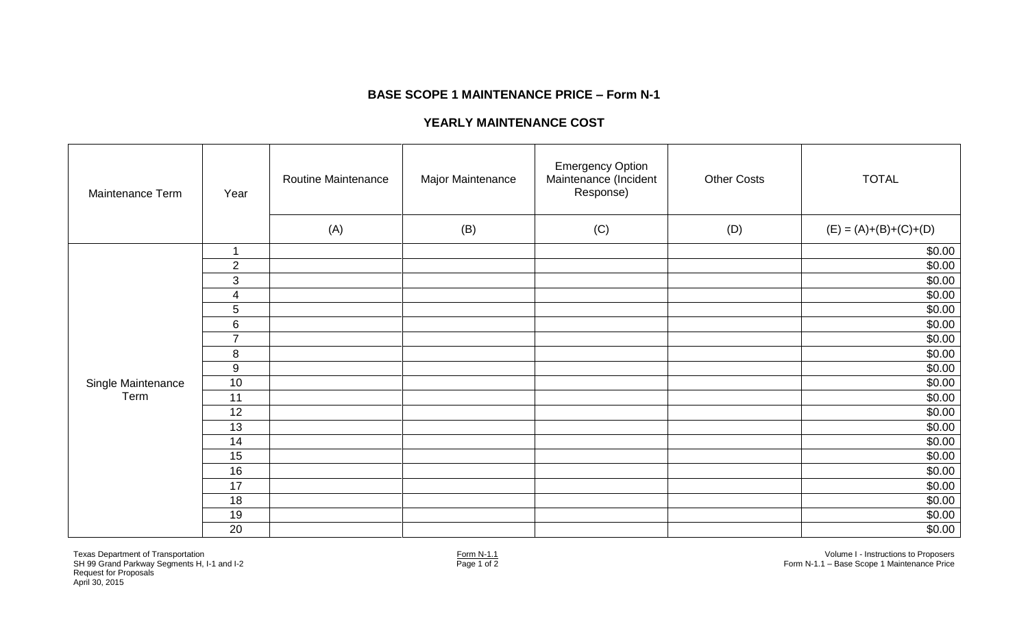## BASE SCOPE 1 MAINTENANCE PRICE – Form N-1

### YEARLY MAINTENANCE COST

| Maintenance Term | Year | Routine Maintenance | Major Maintenance | Emergency Option Maintenance (Incident Response) | Other Costs | TOTAL |
|---|---|---|---|---|---|---|
| | | (A) | (B) | (C) | (D) | (E) = (A)+(B)+(C)+(D) |
| Single Maintenance Term | 1 | | | | | $0.00 |
| | 2 | | | | | $0.00 |
| | 3 | | | | | $0.00 |
| | 4 | | | | | $0.00 |
| | 5 | | | | | $0.00 |
| | 6 | | | | | $0.00 |
| | 7 | | | | | $0.00 |
| | 8 | | | | | $0.00 |
| | 9 | | | | | $0.00 |
| | 10 | | | | | $0.00 |
| | 11 | | | | | $0.00 |
| | 12 | | | | | $0.00 |
| | 13 | | | | | $0.00 |
| | 14 | | | | | $0.00 |
| | 15 | | | | | $0.00 |
| | 16 | | | | | $0.00 |
| | 17 | | | | | $0.00 |
| | 18 | | | | | $0.00 |
| | 19 | | | | | $0.00 |
| | 20 | | | | | $0.00 |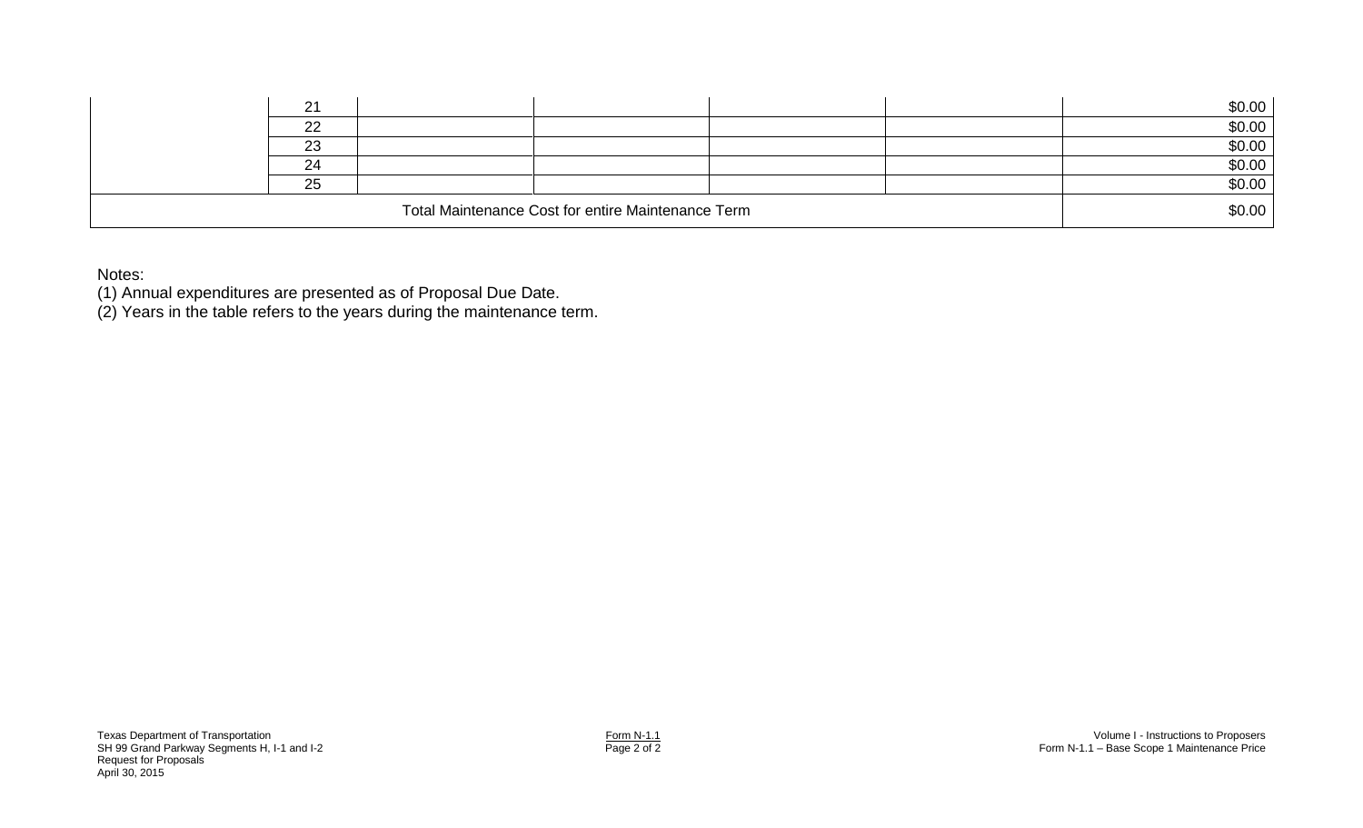| | | | | | | |
|---|---|---|---|---|---|---|
| | 21 | | | | | $0.00 |
| | 22 | | | | | $0.00 |
| | 23 | | | | | $0.00 |
| | 24 | | | | | $0.00 |
| | 25 | | | | | $0.00 |
| Total Maintenance Cost for entire Maintenance Term | | | | | | $0.00 |

Notes:

(1) Annual expenditures are presented as of Proposal Due Date.

(2) Years in the table refers to the years during the maintenance term.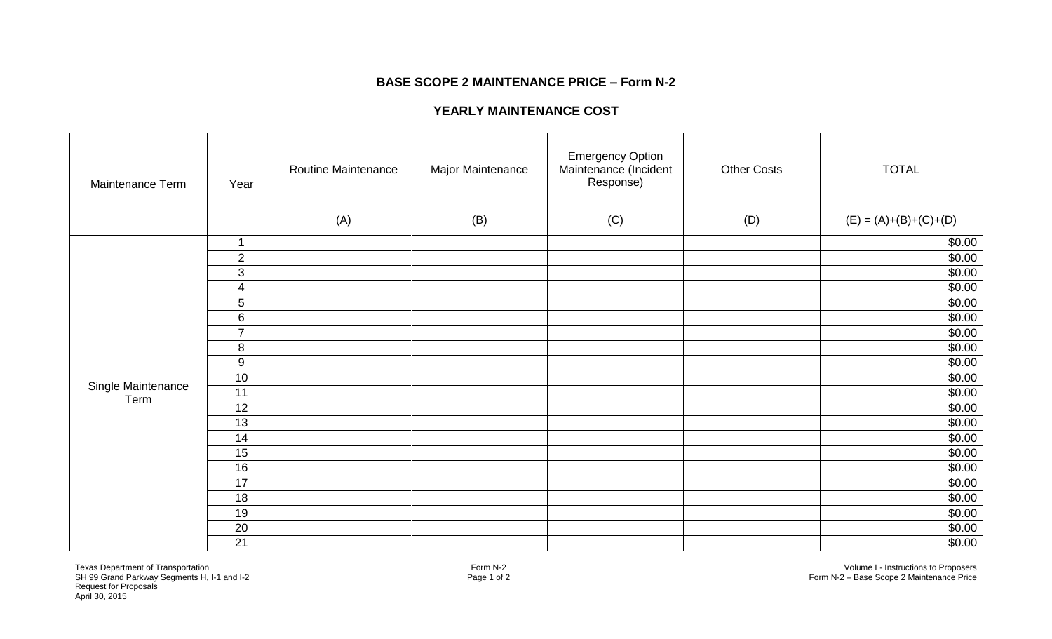**BASE SCOPE 2 MAINTENANCE PRICE – Form N-2**

**YEARLY MAINTENANCE COST**

| Maintenance Term | Year | Routine Maintenance | Major Maintenance | Emergency Option Maintenance (Incident Response) | Other Costs | TOTAL |
|---|---|---|---|---|---|---|
| | | (A) | (B) | (C) | (D) | (E) = (A)+(B)+(C)+(D) |
| Single Maintenance Term | 1 | | | | | $0.00 |
| | 2 | | | | | $0.00 |
| | 3 | | | | | $0.00 |
| | 4 | | | | | $0.00 |
| | 5 | | | | | $0.00 |
| | 6 | | | | | $0.00 |
| | 7 | | | | | $0.00 |
| | 8 | | | | | $0.00 |
| | 9 | | | | | $0.00 |
| | 10 | | | | | $0.00 |
| | 11 | | | | | $0.00 |
| | 12 | | | | | $0.00 |
| | 13 | | | | | $0.00 |
| | 14 | | | | | $0.00 |
| | 15 | | | | | $0.00 |
| | 16 | | | | | $0.00 |
| | 17 | | | | | $0.00 |
| | 18 | | | | | $0.00 |
| | 19 | | | | | $0.00 |
| | 20 | | | | | $0.00 |
| | 21 | | | | | $0.00 |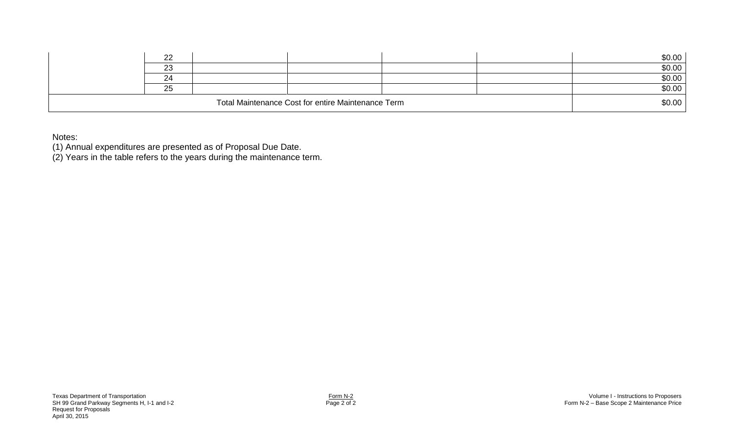| | | | | | | |
|---|---|---|---|---|---|---|
| | 22 | | | | | $0.00 |
| | 23 | | | | | $0.00 |
| | 24 | | | | | $0.00 |
| | 25 | | | | | $0.00 |
| Total Maintenance Cost for entire Maintenance Term | | | | | | $0.00 |

Notes:

(1) Annual expenditures are presented as of Proposal Due Date.

(2) Years in the table refers to the years during the maintenance term.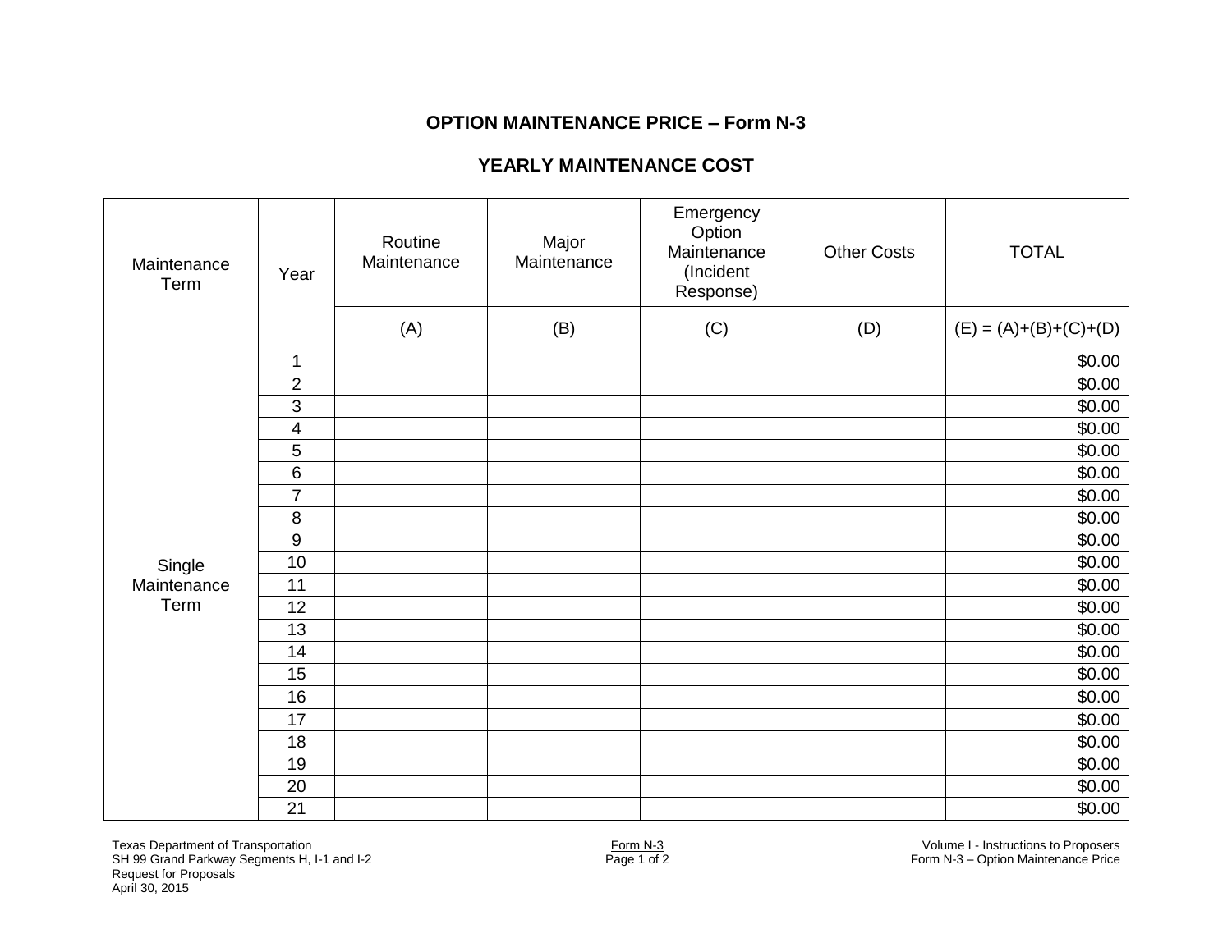# OPTION MAINTENANCE PRICE – Form N-3

## YEARLY MAINTENANCE COST

| Maintenance Term | Year | Routine Maintenance | Major Maintenance | Emergency Option Maintenance (Incident Response) | Other Costs | TOTAL |
|---|---|---|---|---|---|---|
| | | (A) | (B) | (C) | (D) | (E) = (A)+(B)+(C)+(D) |
| Single Maintenance Term | 1 | | | | | $0.00 |
| | 2 | | | | | $0.00 |
| | 3 | | | | | $0.00 |
| | 4 | | | | | $0.00 |
| | 5 | | | | | $0.00 |
| | 6 | | | | | $0.00 |
| | 7 | | | | | $0.00 |
| | 8 | | | | | $0.00 |
| | 9 | | | | | $0.00 |
| | 10 | | | | | $0.00 |
| | 11 | | | | | $0.00 |
| | 12 | | | | | $0.00 |
| | 13 | | | | | $0.00 |
| | 14 | | | | | $0.00 |
| | 15 | | | | | $0.00 |
| | 16 | | | | | $0.00 |
| | 17 | | | | | $0.00 |
| | 18 | | | | | $0.00 |
| | 19 | | | | | $0.00 |
| | 20 | | | | | $0.00 |
| | 21 | | | | | $0.00 |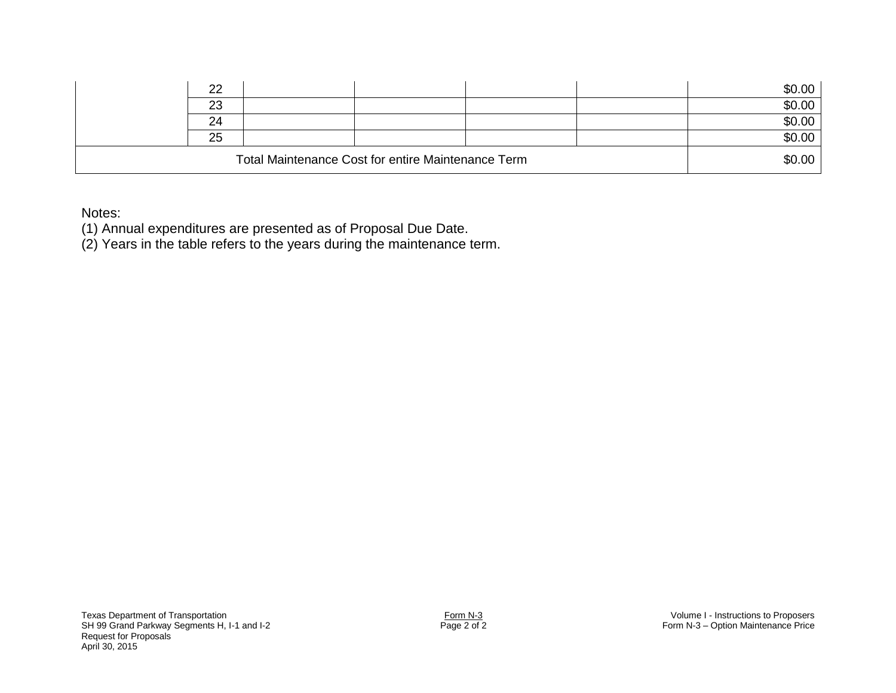| | | | | | | |
|---|---|---|---|---|---|---|
| | 22 | | | | | $0.00 |
| | 23 | | | | | $0.00 |
| | 24 | | | | | $0.00 |
| | 25 | | | | | $0.00 |
| Total Maintenance Cost for entire Maintenance Term | | | | | | $0.00 |

Notes:
(1) Annual expenditures are presented as of Proposal Due Date.
(2) Years in the table refers to the years during the maintenance term.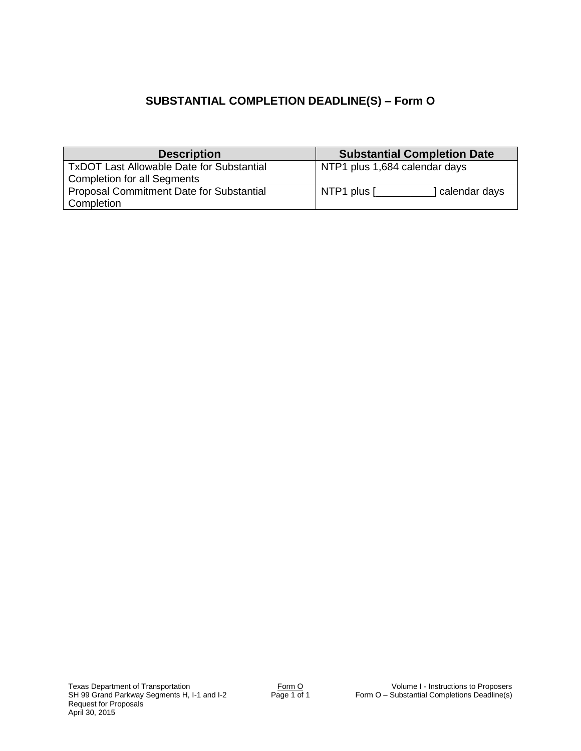# SUBSTANTIAL COMPLETION DEADLINE(S) – Form O

| Description | Substantial Completion Date |
|---|---|
| TxDOT Last Allowable Date for Substantial Completion for all Segments | NTP1 plus 1,684 calendar days |
| Proposal Commitment Date for Substantial Completion | NTP1 plus [__________] calendar days |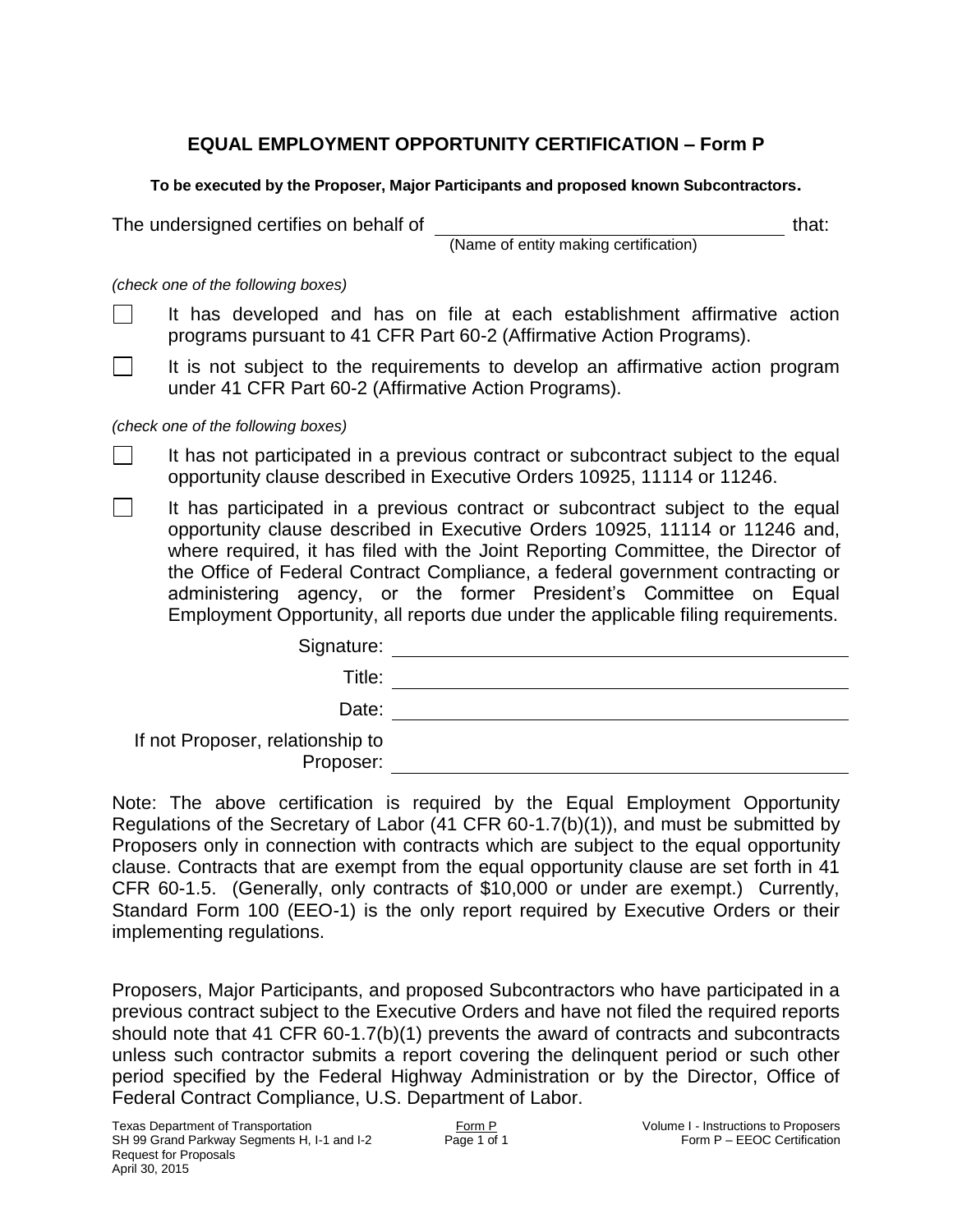# EQUAL EMPLOYMENT OPPORTUNITY CERTIFICATION – Form P

**To be executed by the Proposer, Major Participants and proposed known Subcontractors.**

The undersigned certifies on behalf of \_\_\_\_\_\_\_\_\_\_\_\_\_\_\_\_\_\_\_\_\_\_\_\_\_\_\_\_\_\_\_\_ that:
(Name of entity making certification)

*(check one of the following boxes)*

☐ It has developed and has on file at each establishment affirmative action programs pursuant to 41 CFR Part 60-2 (Affirmative Action Programs).

☐ It is not subject to the requirements to develop an affirmative action program under 41 CFR Part 60-2 (Affirmative Action Programs).

*(check one of the following boxes)*

☐ It has not participated in a previous contract or subcontract subject to the equal opportunity clause described in Executive Orders 10925, 11114 or 11246.

☐ It has participated in a previous contract or subcontract subject to the equal opportunity clause described in Executive Orders 10925, 11114 or 11246 and, where required, it has filed with the Joint Reporting Committee, the Director of the Office of Federal Contract Compliance, a federal government contracting or administering agency, or the former President's Committee on Equal Employment Opportunity, all reports due under the applicable filing requirements.

Signature: \_\_\_\_\_\_\_\_\_\_\_\_\_\_\_\_\_\_\_\_\_\_\_\_\_\_\_\_\_\_\_\_

Title: \_\_\_\_\_\_\_\_\_\_\_\_\_\_\_\_\_\_\_\_\_\_\_\_\_\_\_\_\_\_\_\_

Date: \_\_\_\_\_\_\_\_\_\_\_\_\_\_\_\_\_\_\_\_\_\_\_\_\_\_\_\_\_\_\_\_

If not Proposer, relationship to Proposer: \_\_\_\_\_\_\_\_\_\_\_\_\_\_\_\_\_\_\_\_\_\_\_\_\_\_\_\_\_\_\_\_

Note: The above certification is required by the Equal Employment Opportunity Regulations of the Secretary of Labor (41 CFR 60-1.7(b)(1)), and must be submitted by Proposers only in connection with contracts which are subject to the equal opportunity clause. Contracts that are exempt from the equal opportunity clause are set forth in 41 CFR 60-1.5. (Generally, only contracts of $10,000 or under are exempt.) Currently, Standard Form 100 (EEO-1) is the only report required by Executive Orders or their implementing regulations.

Proposers, Major Participants, and proposed Subcontractors who have participated in a previous contract subject to the Executive Orders and have not filed the required reports should note that 41 CFR 60-1.7(b)(1) prevents the award of contracts and subcontracts unless such contractor submits a report covering the delinquent period or such other period specified by the Federal Highway Administration or by the Director, Office of Federal Contract Compliance, U.S. Department of Labor.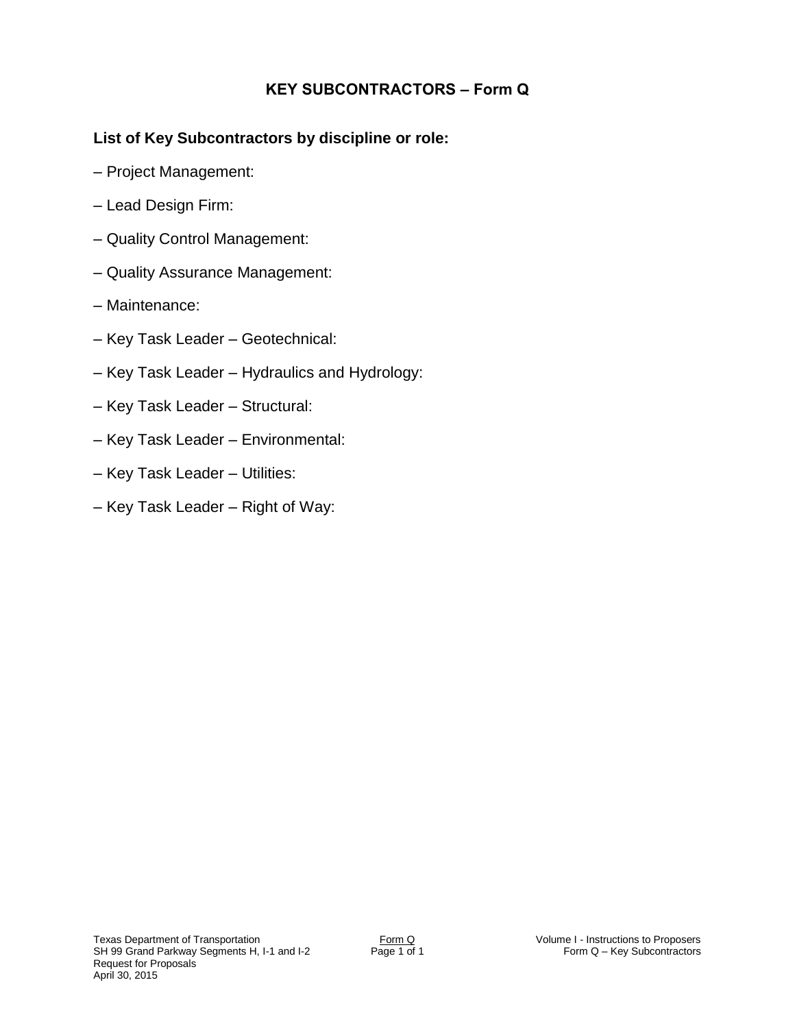# KEY SUBCONTRACTORS – Form Q

**List of Key Subcontractors by discipline or role:**

– Project Management:

– Lead Design Firm:

– Quality Control Management:

– Quality Assurance Management:

– Maintenance:

– Key Task Leader – Geotechnical:

– Key Task Leader – Hydraulics and Hydrology:

– Key Task Leader – Structural:

– Key Task Leader – Environmental:

– Key Task Leader – Utilities:

– Key Task Leader – Right of Way: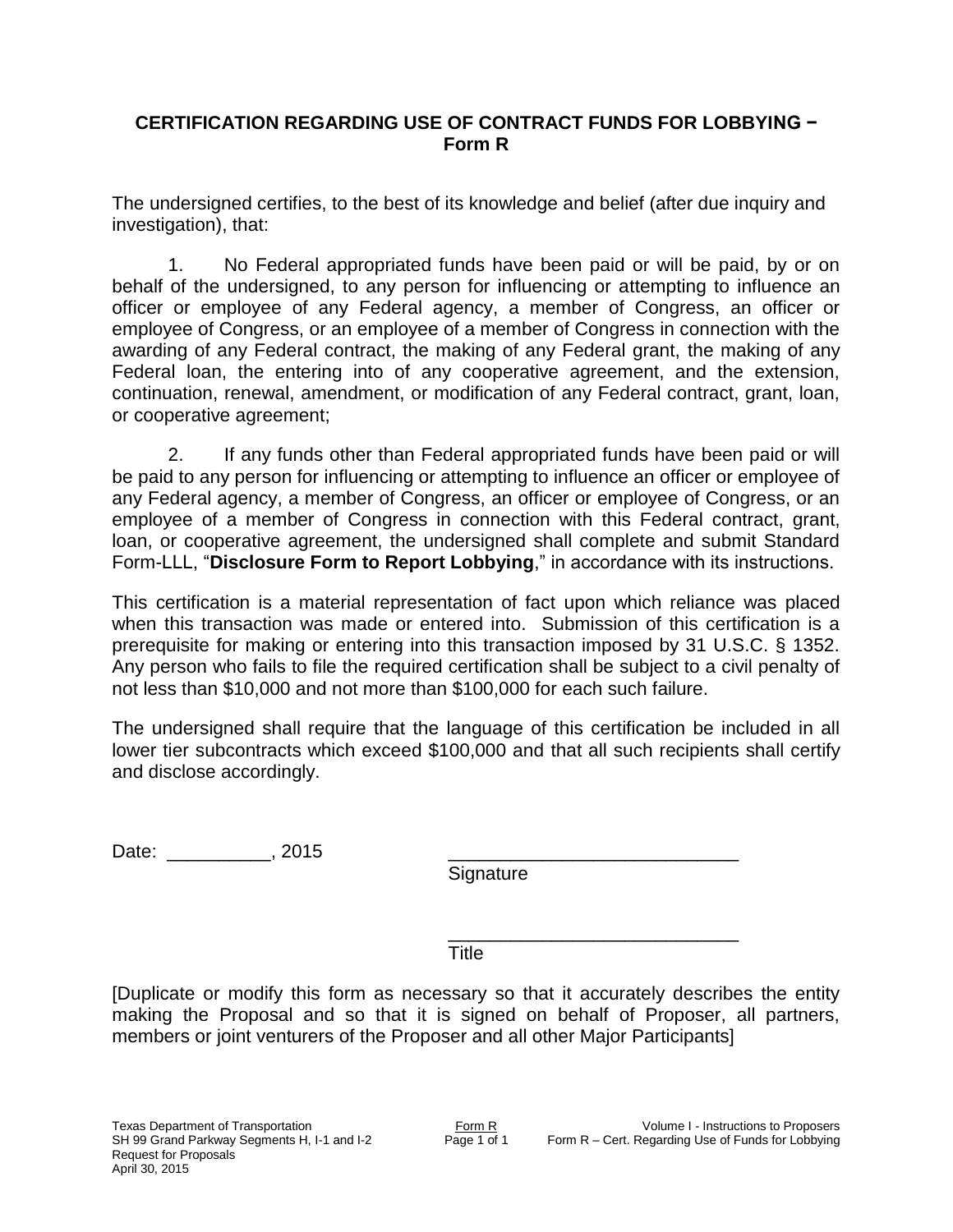# CERTIFICATION REGARDING USE OF CONTRACT FUNDS FOR LOBBYING – Form R

The undersigned certifies, to the best of its knowledge and belief (after due inquiry and investigation), that:

1. No Federal appropriated funds have been paid or will be paid, by or on behalf of the undersigned, to any person for influencing or attempting to influence an officer or employee of any Federal agency, a member of Congress, an officer or employee of Congress, or an employee of a member of Congress in connection with the awarding of any Federal contract, the making of any Federal grant, the making of any Federal loan, the entering into of any cooperative agreement, and the extension, continuation, renewal, amendment, or modification of any Federal contract, grant, loan, or cooperative agreement;

2. If any funds other than Federal appropriated funds have been paid or will be paid to any person for influencing or attempting to influence an officer or employee of any Federal agency, a member of Congress, an officer or employee of Congress, or an employee of a member of Congress in connection with this Federal contract, grant, loan, or cooperative agreement, the undersigned shall complete and submit Standard Form-LLL, "**Disclosure Form to Report Lobbying**," in accordance with its instructions.

This certification is a material representation of fact upon which reliance was placed when this transaction was made or entered into. Submission of this certification is a prerequisite for making or entering into this transaction imposed by 31 U.S.C. § 1352. Any person who fails to file the required certification shall be subject to a civil penalty of not less than $10,000 and not more than $100,000 for each such failure.

The undersigned shall require that the language of this certification be included in all lower tier subcontracts which exceed $100,000 and that all such recipients shall certify and disclose accordingly.

Date: __________, 2015

____________________________
Signature

____________________________
Title

[Duplicate or modify this form as necessary so that it accurately describes the entity making the Proposal and so that it is signed on behalf of Proposer, all partners, members or joint venturers of the Proposer and all other Major Participants]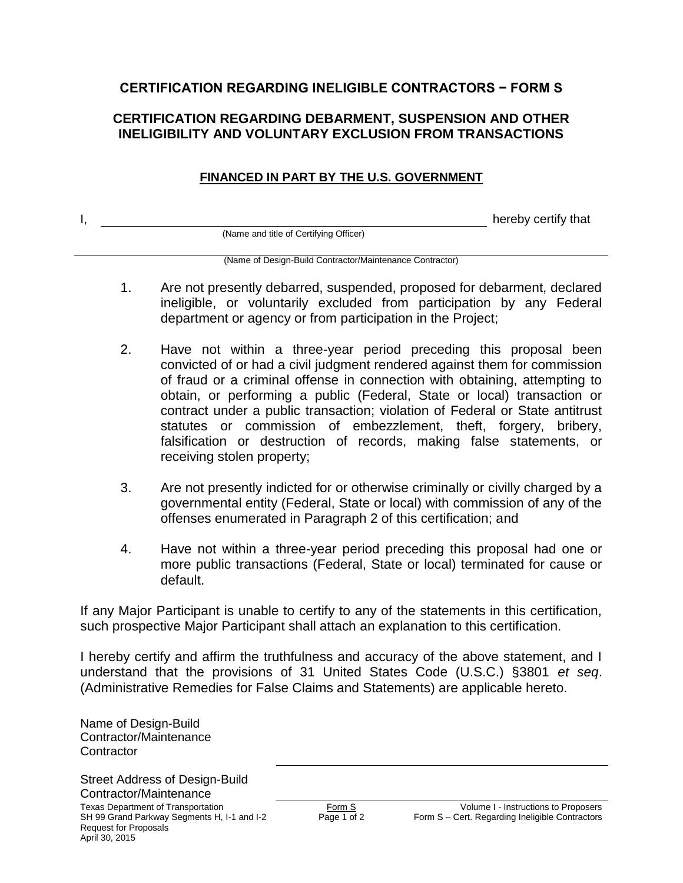## CERTIFICATION REGARDING INELIGIBLE CONTRACTORS − FORM S

## CERTIFICATION REGARDING DEBARMENT, SUSPENSION AND OTHER INELIGIBILITY AND VOLUNTARY EXCLUSION FROM TRANSACTIONS

**FINANCED IN PART BY THE U.S. GOVERNMENT**

I, ______________________________________________ hereby certify that
(Name and title of Certifying Officer)

______________________________________________
(Name of Design-Build Contractor/Maintenance Contractor)

1. Are not presently debarred, suspended, proposed for debarment, declared ineligible, or voluntarily excluded from participation by any Federal department or agency or from participation in the Project;

2. Have not within a three-year period preceding this proposal been convicted of or had a civil judgment rendered against them for commission of fraud or a criminal offense in connection with obtaining, attempting to obtain, or performing a public (Federal, State or local) transaction or contract under a public transaction; violation of Federal or State antitrust statutes or commission of embezzlement, theft, forgery, bribery, falsification or destruction of records, making false statements, or receiving stolen property;

3. Are not presently indicted for or otherwise criminally or civilly charged by a governmental entity (Federal, State or local) with commission of any of the offenses enumerated in Paragraph 2 of this certification; and

4. Have not within a three-year period preceding this proposal had one or more public transactions (Federal, State or local) terminated for cause or default.

If any Major Participant is unable to certify to any of the statements in this certification, such prospective Major Participant shall attach an explanation to this certification.

I hereby certify and affirm the truthfulness and accuracy of the above statement, and I understand that the provisions of 31 United States Code (U.S.C.) §3801 *et seq*. (Administrative Remedies for False Claims and Statements) are applicable hereto.

Name of Design-Build Contractor/Maintenance Contractor ______________________________________________

Street Address of Design-Build Contractor/Maintenance ______________________________________________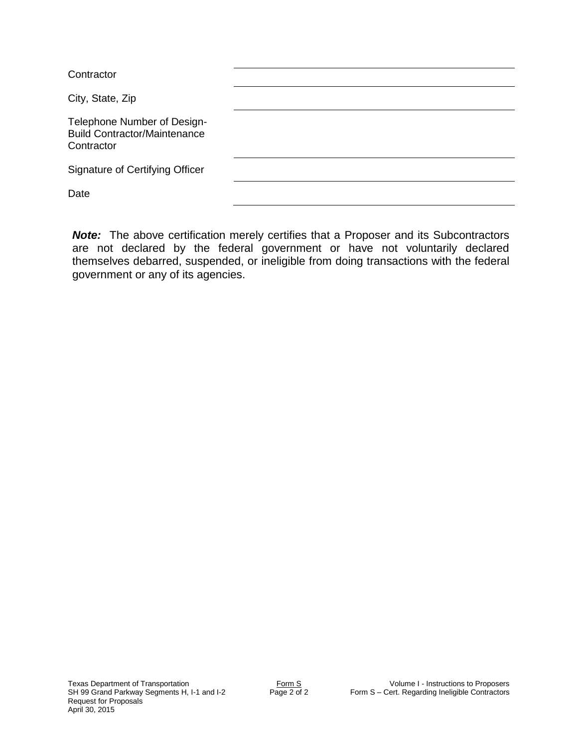| | |
|---|---|
| Contractor | |
| City, State, Zip | |
| Telephone Number of Design-Build Contractor/Maintenance Contractor | |
| Signature of Certifying Officer | |
| Date | |

***Note:*** The above certification merely certifies that a Proposer and its Subcontractors are not declared by the federal government or have not voluntarily declared themselves debarred, suspended, or ineligible from doing transactions with the federal government or any of its agencies.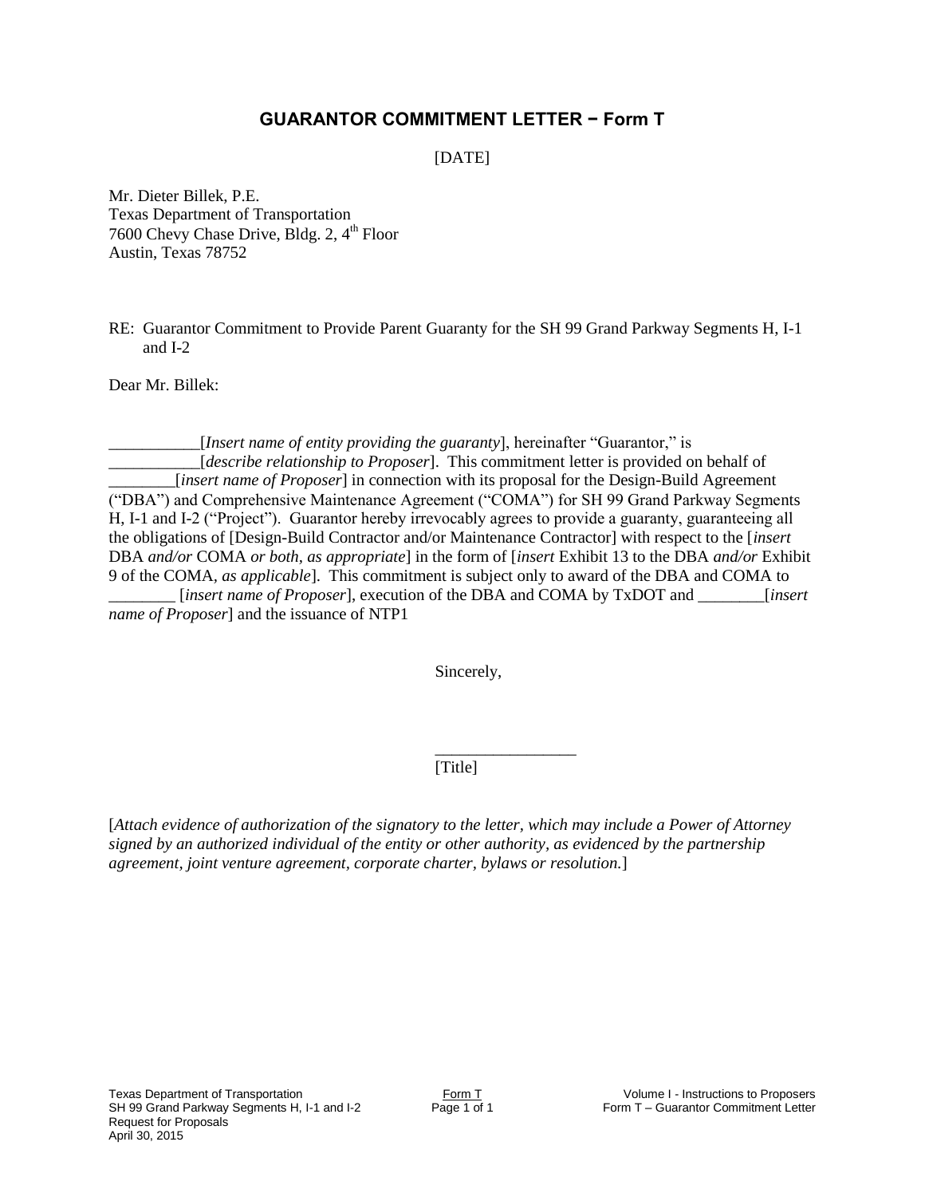# GUARANTOR COMMITMENT LETTER − Form T

[DATE]

Mr. Dieter Billek, P.E.
Texas Department of Transportation
7600 Chevy Chase Drive, Bldg. 2, 4th Floor
Austin, Texas 78752

RE: Guarantor Commitment to Provide Parent Guaranty for the SH 99 Grand Parkway Segments H, I-1 and I-2

Dear Mr. Billek:

___________[*Insert name of entity providing the guaranty*], hereinafter "Guarantor," is ___________[*describe relationship to Proposer*]. This commitment letter is provided on behalf of ________[*insert name of Proposer*] in connection with its proposal for the Design-Build Agreement ("DBA") and Comprehensive Maintenance Agreement ("COMA") for SH 99 Grand Parkway Segments H, I-1 and I-2 ("Project"). Guarantor hereby irrevocably agrees to provide a guaranty, guaranteeing all the obligations of [Design-Build Contractor and/or Maintenance Contractor] with respect to the [*insert* DBA *and/or* COMA *or both, as appropriate*] in the form of [*insert* Exhibit 13 to the DBA *and/or* Exhibit 9 of the COMA, *as applicable*]. This commitment is subject only to award of the DBA and COMA to ________ [*insert name of Proposer*], execution of the DBA and COMA by TxDOT and ________[*insert name of Proposer*] and the issuance of NTP1

Sincerely,

_________________
[Title]

[*Attach evidence of authorization of the signatory to the letter, which may include a Power of Attorney signed by an authorized individual of the entity or other authority, as evidenced by the partnership agreement, joint venture agreement, corporate charter, bylaws or resolution.*]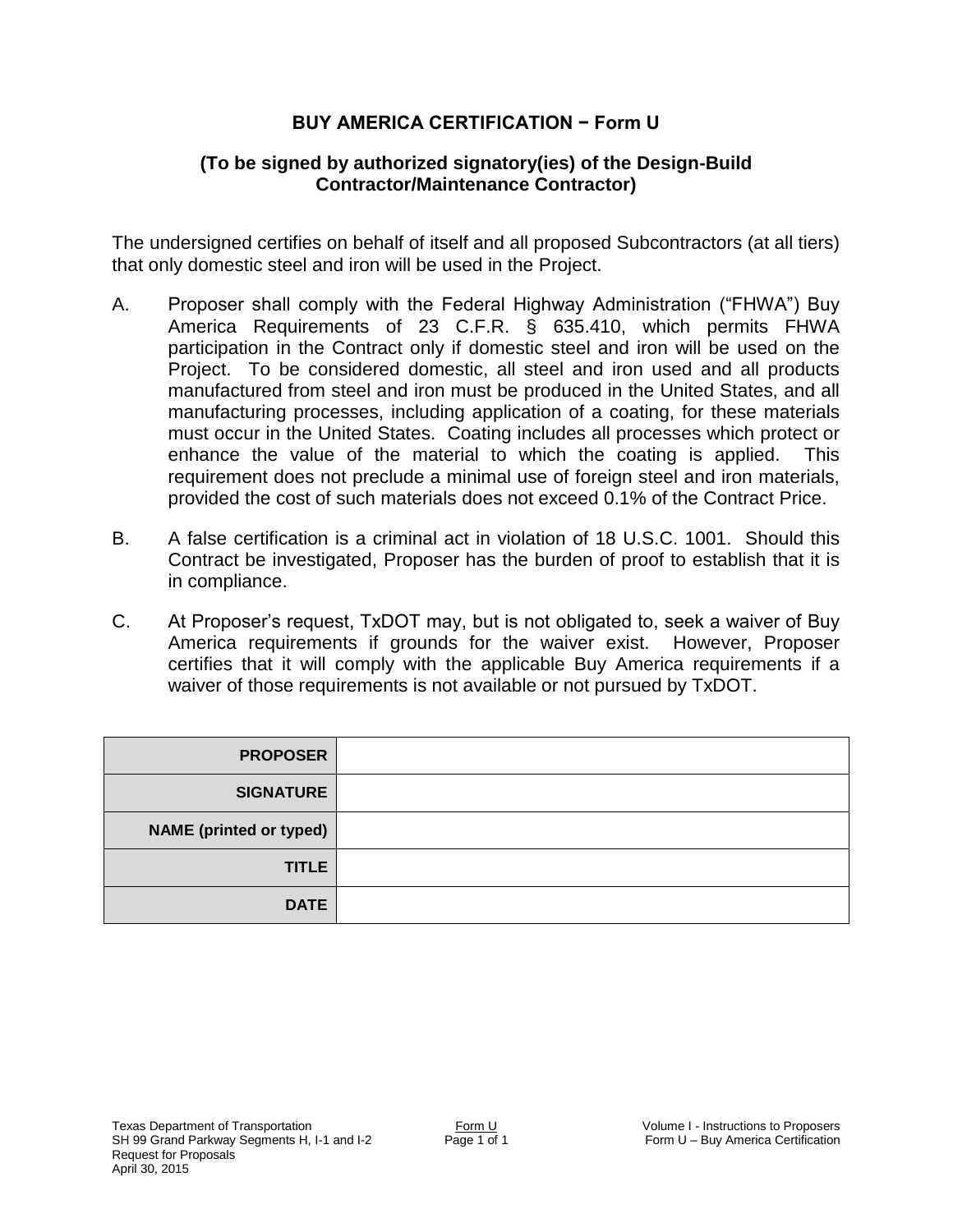# BUY AMERICA CERTIFICATION − Form U

**(To be signed by authorized signatory(ies) of the Design-Build Contractor/Maintenance Contractor)**

The undersigned certifies on behalf of itself and all proposed Subcontractors (at all tiers) that only domestic steel and iron will be used in the Project.

A. Proposer shall comply with the Federal Highway Administration ("FHWA") Buy America Requirements of 23 C.F.R. § 635.410, which permits FHWA participation in the Contract only if domestic steel and iron will be used on the Project. To be considered domestic, all steel and iron used and all products manufactured from steel and iron must be produced in the United States, and all manufacturing processes, including application of a coating, for these materials must occur in the United States. Coating includes all processes which protect or enhance the value of the material to which the coating is applied. This requirement does not preclude a minimal use of foreign steel and iron materials, provided the cost of such materials does not exceed 0.1% of the Contract Price.

B. A false certification is a criminal act in violation of 18 U.S.C. 1001. Should this Contract be investigated, Proposer has the burden of proof to establish that it is in compliance.

C. At Proposer's request, TxDOT may, but is not obligated to, seek a waiver of Buy America requirements if grounds for the waiver exist. However, Proposer certifies that it will comply with the applicable Buy America requirements if a waiver of those requirements is not available or not pursued by TxDOT.

| | |
|---|---|
| **PROPOSER** | |
| **SIGNATURE** | |
| **NAME (printed or typed)** | |
| **TITLE** | |
| **DATE** | |